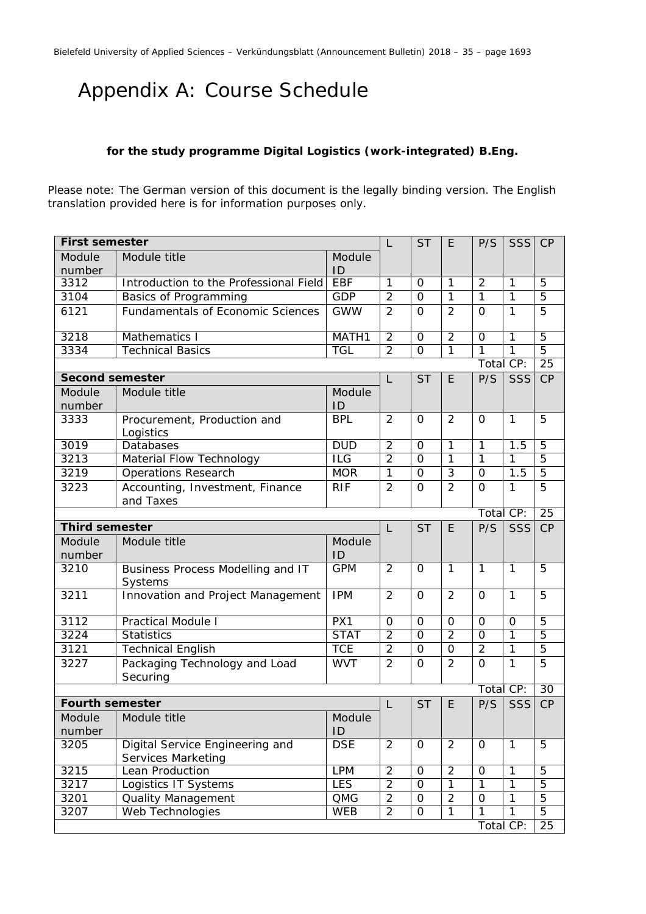# Appendix A: Course Schedule

**for the study programme Digital Logistics (work-integrated) B.Eng.**

Please note: The German version of this document is the legally binding version. The English translation provided here is for information purposes only.

| **First semester** | | | L | ST | E | P/S | SSS | CP |
|---|---|---|---|---|---|---|---|---|
| Module number | Module title | Module ID | | | | | | |
| 3312 | Introduction to the Professional Field | EBF | 1 | 0 | 1 | 2 | 1 | 5 |
| 3104 | Basics of Programming | GDP | 2 | 0 | 1 | 1 | 1 | 5 |
| 6121 | Fundamentals of Economic Sciences | GWW | 2 | 0 | 2 | 0 | 1 | 5 |
| 3218 | Mathematics I | MATH1 | 2 | 0 | 2 | 0 | 1 | 5 |
| 3334 | Technical Basics | TGL | 2 | 0 | 1 | 1 | 1 | 5 |
| | | | | | | Total CP: | | 25 |
| **Second semester** | | | L | ST | E | P/S | SSS | CP |
| Module number | Module title | Module ID | | | | | | |
| 3333 | Procurement, Production and Logistics | BPL | 2 | 0 | 2 | 0 | 1 | 5 |
| 3019 | Databases | DUD | 2 | 0 | 1 | 1 | 1.5 | 5 |
| 3213 | Material Flow Technology | ILG | 2 | 0 | 1 | 1 | 1 | 5 |
| 3219 | Operations Research | MOR | 1 | 0 | 3 | 0 | 1.5 | 5 |
| 3223 | Accounting, Investment, Finance and Taxes | RIF | 2 | 0 | 2 | 0 | 1 | 5 |
| | | | | | | Total CP: | | 25 |
| **Third semester** | | | L | ST | E | P/S | SSS | CP |
| Module number | Module title | Module ID | | | | | | |
| 3210 | Business Process Modelling and IT Systems | GPM | 2 | 0 | 1 | 1 | 1 | 5 |
| 3211 | Innovation and Project Management | IPM | 2 | 0 | 2 | 0 | 1 | 5 |
| 3112 | Practical Module I | PX1 | 0 | 0 | 0 | 0 | 0 | 5 |
| 3224 | Statistics | STAT | 2 | 0 | 2 | 0 | 1 | 5 |
| 3121 | Technical English | TCE | 2 | 0 | 0 | 2 | 1 | 5 |
| 3227 | Packaging Technology and Load Securing | WVT | 2 | 0 | 2 | 0 | 1 | 5 |
| | | | | | | Total CP: | | 30 |
| **Fourth semester** | | | L | ST | E | P/S | SSS | CP |
| Module number | Module title | Module ID | | | | | | |
| 3205 | Digital Service Engineering and Services Marketing | DSE | 2 | 0 | 2 | 0 | 1 | 5 |
| 3215 | Lean Production | LPM | 2 | 0 | 2 | 0 | 1 | 5 |
| 3217 | Logistics IT Systems | LES | 2 | 0 | 1 | 1 | 1 | 5 |
| 3201 | Quality Management | QMG | 2 | 0 | 2 | 0 | 1 | 5 |
| 3207 | Web Technologies | WEB | 2 | 0 | 1 | 1 | 1 | 5 |
| | | | | | | Total CP: | | 25 |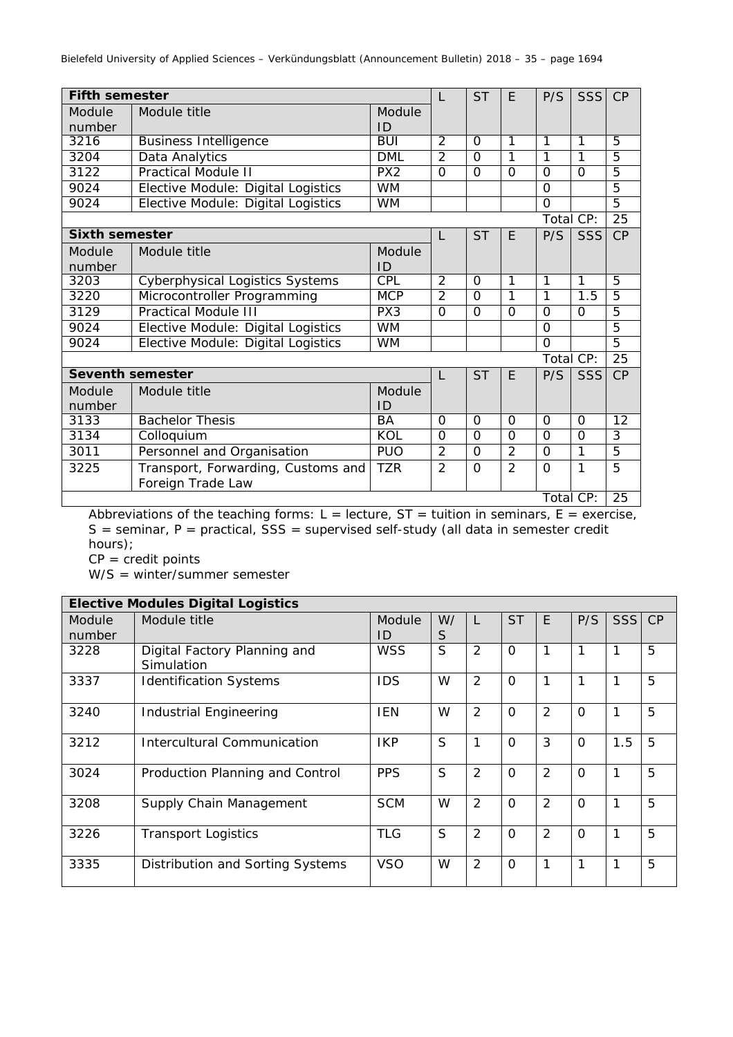| **Fifth semester** | | | L | ST | E | P/S | SSS | CP |
|---|---|---|---|---|---|---|---|---|
| Module number | Module title | Module ID | | | | | | |
| 3216 | Business Intelligence | BUI | 2 | 0 | 1 | 1 | 1 | 5 |
| 3204 | Data Analytics | DML | 2 | 0 | 1 | 1 | 1 | 5 |
| 3122 | Practical Module II | PX2 | 0 | 0 | 0 | 0 | 0 | 5 |
| 9024 | Elective Module: Digital Logistics | WM | | | | 0 | | 5 |
| 9024 | Elective Module: Digital Logistics | WM | | | | 0 | | 5 |
| | | | | | | Total CP: | | 25 |
| **Sixth semester** | | | L | ST | E | P/S | SSS | CP |
| Module number | Module title | Module ID | | | | | | |
| 3203 | Cyberphysical Logistics Systems | CPL | 2 | 0 | 1 | 1 | 1 | 5 |
| 3220 | Microcontroller Programming | MCP | 2 | 0 | 1 | 1 | 1.5 | 5 |
| 3129 | Practical Module III | PX3 | 0 | 0 | 0 | 0 | 0 | 5 |
| 9024 | Elective Module: Digital Logistics | WM | | | | 0 | | 5 |
| 9024 | Elective Module: Digital Logistics | WM | | | | 0 | | 5 |
| | | | | | | Total CP: | | 25 |
| **Seventh semester** | | | L | ST | E | P/S | SSS | CP |
| Module number | Module title | Module ID | | | | | | |
| 3133 | Bachelor Thesis | BA | 0 | 0 | 0 | 0 | 0 | 12 |
| 3134 | Colloquium | KOL | 0 | 0 | 0 | 0 | 0 | 3 |
| 3011 | Personnel and Organisation | PUO | 2 | 0 | 2 | 0 | 1 | 5 |
| 3225 | Transport, Forwarding, Customs and Foreign Trade Law | TZR | 2 | 0 | 2 | 0 | 1 | 5 |
| | | | | | | Total CP: | | 25 |

Abbreviations of the teaching forms: L = lecture, ST = tuition in seminars, E = exercise, S = seminar, P = practical, SSS = supervised self-study (all data in semester credit hours);
CP = credit points
W/S = winter/summer semester

| **Elective Modules Digital Logistics** | | | | | | | | | |
|---|---|---|---|---|---|---|---|---|---|
| Module number | Module title | Module ID | W/S | L | ST | E | P/S | SSS | CP |
| 3228 | Digital Factory Planning and Simulation | WSS | S | 2 | 0 | 1 | 1 | 1 | 5 |
| 3337 | Identification Systems | IDS | W | 2 | 0 | 1 | 1 | 1 | 5 |
| 3240 | Industrial Engineering | IEN | W | 2 | 0 | 2 | 0 | 1 | 5 |
| 3212 | Intercultural Communication | IKP | S | 1 | 0 | 3 | 0 | 1.5 | 5 |
| 3024 | Production Planning and Control | PPS | S | 2 | 0 | 2 | 0 | 1 | 5 |
| 3208 | Supply Chain Management | SCM | W | 2 | 0 | 2 | 0 | 1 | 5 |
| 3226 | Transport Logistics | TLG | S | 2 | 0 | 2 | 0 | 1 | 5 |
| 3335 | Distribution and Sorting Systems | VSO | W | 2 | 0 | 1 | 1 | 1 | 5 |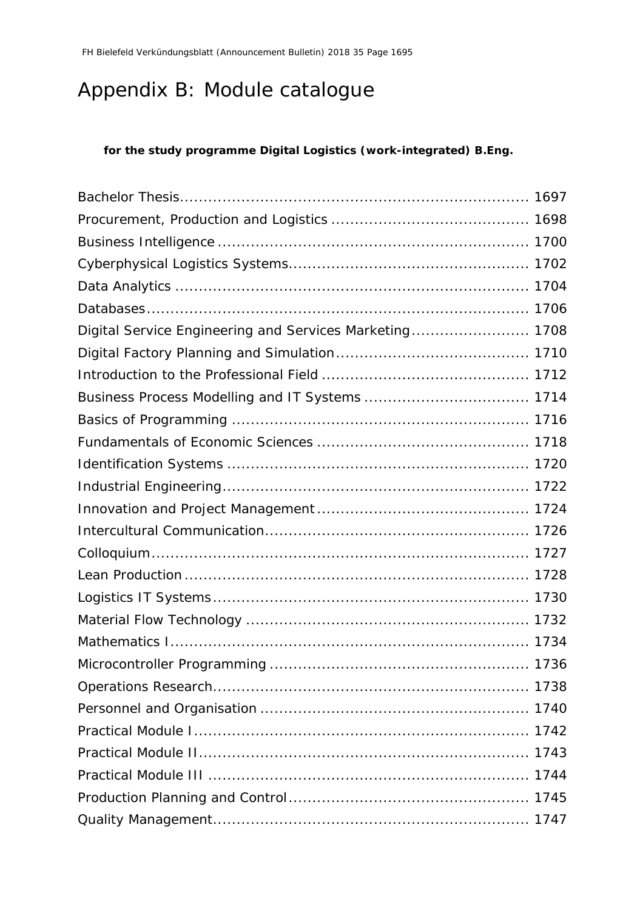# Appendix B: Module catalogue

**for the study programme Digital Logistics (work-integrated) B.Eng.**

Bachelor Thesis........................................................................ 1697
Procurement, Production and Logistics ........................................ 1698
Business Intelligence ................................................................ 1700
Cyberphysical Logistics Systems.................................................. 1702
Data Analytics .......................................................................... 1704
Databases................................................................................ 1706
Digital Service Engineering and Services Marketing......................... 1708
Digital Factory Planning and Simulation........................................ 1710
Introduction to the Professional Field ........................................... 1712
Business Process Modelling and IT Systems .................................. 1714
Basics of Programming .............................................................. 1716
Fundamentals of Economic Sciences ............................................ 1718
Identification Systems ............................................................... 1720
Industrial Engineering................................................................ 1722
Innovation and Project Management............................................ 1724
Intercultural Communication...................................................... 1726
Colloquium............................................................................... 1727
Lean Production ....................................................................... 1728
Logistics IT Systems.................................................................. 1730
Material Flow Technology ........................................................... 1732
Mathematics I........................................................................... 1734
Microcontroller Programming ...................................................... 1736
Operations Research.................................................................. 1738
Personnel and Organisation ........................................................ 1740
Practical Module I..................................................................... 1742
Practical Module II.................................................................... 1743
Practical Module III .................................................................. 1744
Production Planning and Control.................................................. 1745
Quality Management.................................................................. 1747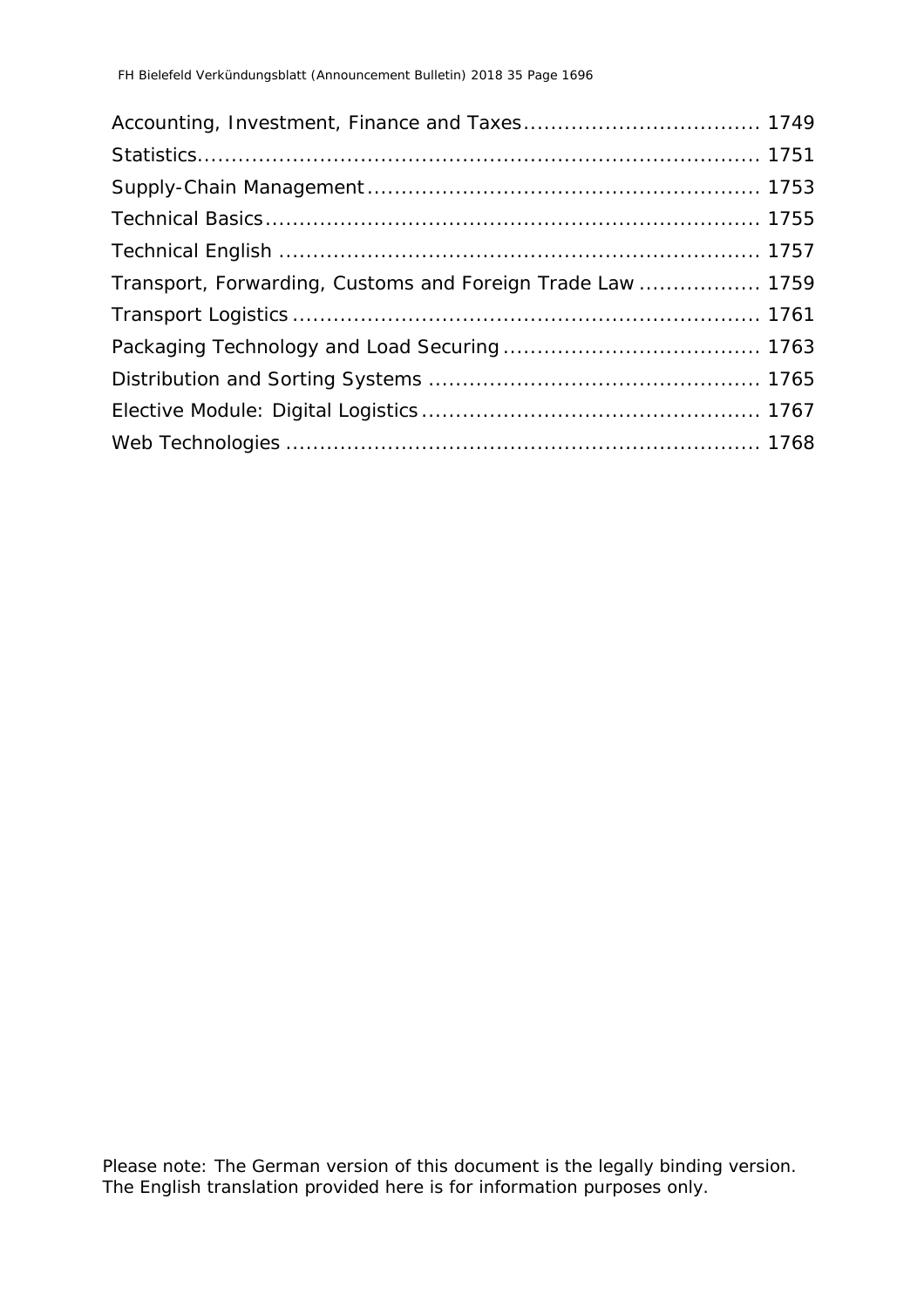Accounting, Investment, Finance and Taxes .................................. 1749

Statistics .................................................................................. 1751

Supply-Chain Management ......................................................... 1753

Technical Basics ......................................................................... 1755

Technical English ....................................................................... 1757

Transport, Forwarding, Customs and Foreign Trade Law ................. 1759

Transport Logistics ..................................................................... 1761

Packaging Technology and Load Securing ..................................... 1763

Distribution and Sorting Systems ................................................ 1765

Elective Module: Digital Logistics ................................................. 1767

Web Technologies ...................................................................... 1768

Please note: The German version of this document is the legally binding version. The English translation provided here is for information purposes only.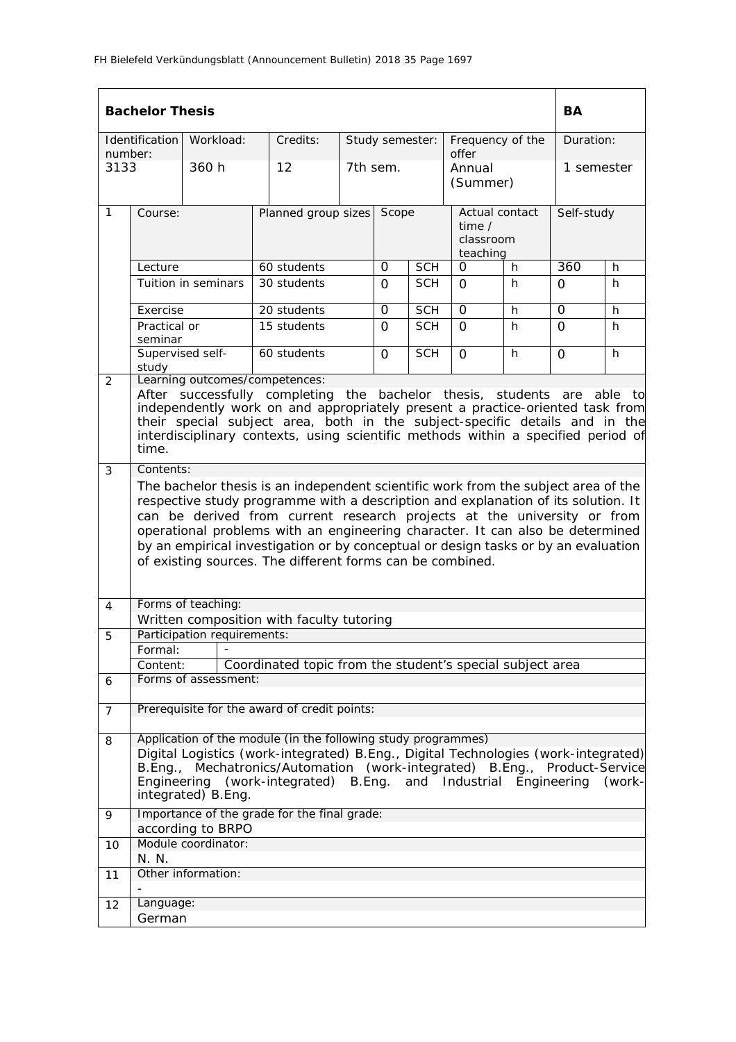| **Bachelor Thesis** | | | | | | | | | | | **BA** | |
|---|---|---|---|---|---|---|---|---|---|---|---|---|
| Identification number: | | Workload: | | Credits: | Study semester: | | | Frequency of the offer | | | Duration: | |
| 3133 | | 360 h | | 12 | 7th sem. | | | Annual (Summer) | | | 1 semester | |
| 1 | Course: | | Planned group sizes | | | Scope | | Actual contact time / classroom teaching | | | Self-study | |
| | Lecture | | 60 students | | | 0 | SCH | 0 | | h | 360 | h |
| | Tuition in seminars | | 30 students | | | 0 | SCH | 0 | | h | 0 | h |
| | Exercise | | 20 students | | | 0 | SCH | 0 | | h | 0 | h |
| | Practical or seminar | | 15 students | | | 0 | SCH | 0 | | h | 0 | h |
| | Supervised self-study | | 60 students | | | 0 | SCH | 0 | | h | 0 | h |

**2 Learning outcomes/competences:**

After successfully completing the bachelor thesis, students are able to independently work on and appropriately present a practice-oriented task from their special subject area, both in the subject-specific details and in the interdisciplinary contexts, using scientific methods within a specified period of time.

**3 Contents:**

The bachelor thesis is an independent scientific work from the subject area of the respective study programme with a description and explanation of its solution. It can be derived from current research projects at the university or from operational problems with an engineering character. It can also be determined by an empirical investigation or by conceptual or design tasks or by an evaluation of existing sources. The different forms can be combined.

**4 Forms of teaching:**

Written composition with faculty tutoring

**5 Participation requirements:**

| | |
|---|---|
| Formal: | - |
| Content: | Coordinated topic from the student's special subject area |

**6 Forms of assessment:**

**7 Prerequisite for the award of credit points:**

**8 Application of the module (in the following study programmes)**

Digital Logistics (work-integrated) B.Eng., Digital Technologies (work-integrated) B.Eng., Mechatronics/Automation (work-integrated) B.Eng., Product-Service Engineering (work-integrated) B.Eng. and Industrial Engineering (work-integrated) B.Eng.

**9 Importance of the grade for the final grade:**

according to BRPO

**10 Module coordinator:**

N. N.

**11 Other information:**

-

**12 Language:**

German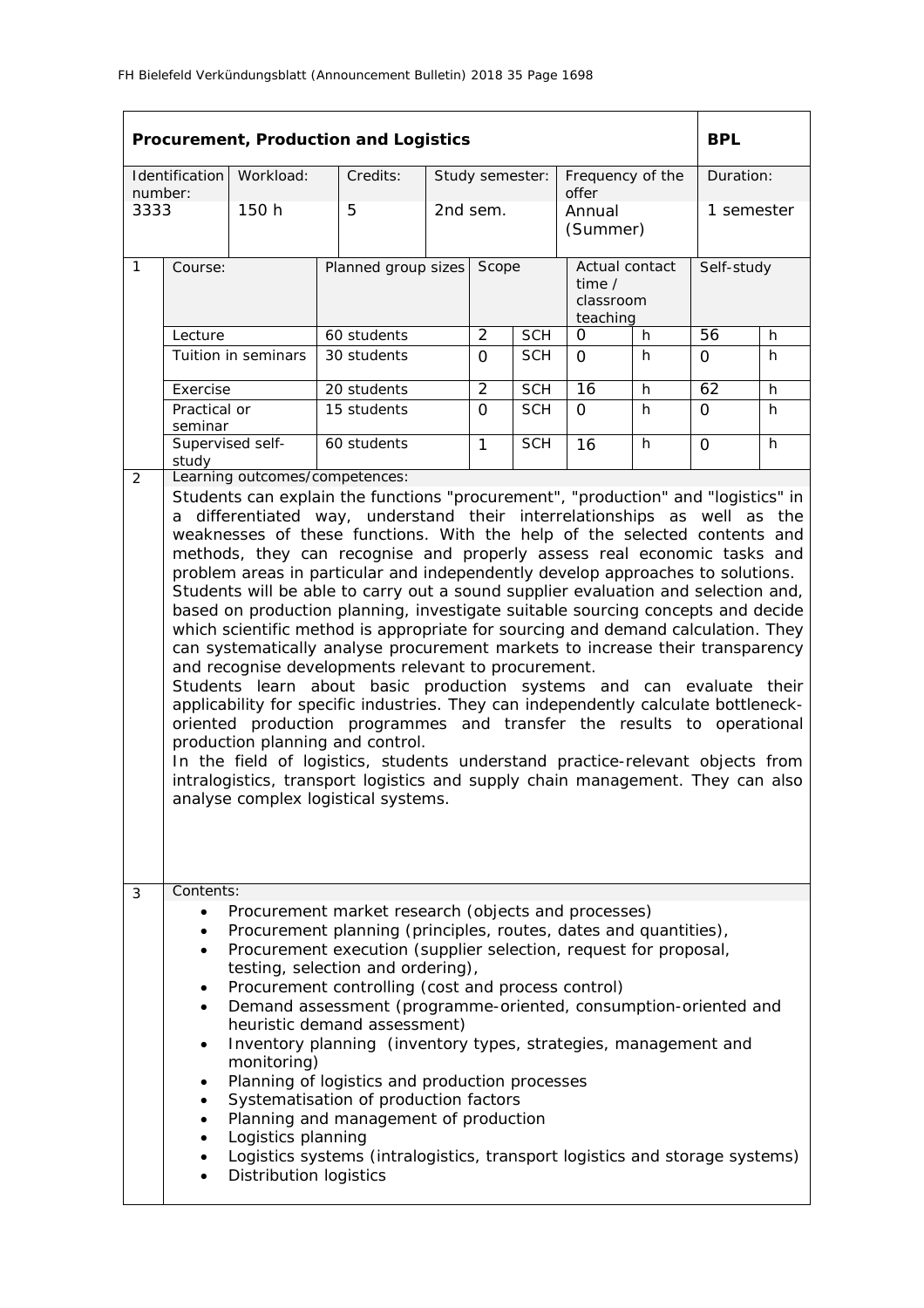| Procurement, Production and Logistics | | | | | | BPL |
|---|---|---|---|---|---|---|
| Identification number: | Workload: | Credits: | Study semester: | Frequency of the offer | | Duration: |
| 3333 | 150 h | 5 | 2nd sem. | Annual (Summer) | | 1 semester |

| 1 | Course: | Planned group sizes | Scope | | Actual contact time / classroom teaching | | Self-study | |
|---|---|---|---|---|---|---|---|---|
| | Lecture | 60 students | 2 | SCH | 0 | h | 56 | h |
| | Tuition in seminars | 30 students | 0 | SCH | 0 | h | 0 | h |
| | Exercise | 20 students | 2 | SCH | 16 | h | 62 | h |
| | Practical or seminar | 15 students | 0 | SCH | 0 | h | 0 | h |
| | Supervised self-study | 60 students | 1 | SCH | 16 | h | 0 | h |

**2 Learning outcomes/competences:**

Students can explain the functions "procurement", "production" and "logistics" in a differentiated way, understand their interrelationships as well as the weaknesses of these functions. With the help of the selected contents and methods, they can recognise and properly assess real economic tasks and problem areas in particular and independently develop approaches to solutions. Students will be able to carry out a sound supplier evaluation and selection and, based on production planning, investigate suitable sourcing concepts and decide which scientific method is appropriate for sourcing and demand calculation. They can systematically analyse procurement markets to increase their transparency and recognise developments relevant to procurement.
Students learn about basic production systems and can evaluate their applicability for specific industries. They can independently calculate bottleneck-oriented production programmes and transfer the results to operational production planning and control.
In the field of logistics, students understand practice-relevant objects from intralogistics, transport logistics and supply chain management. They can also analyse complex logistical systems.

**3 Contents:**

- Procurement market research (objects and processes)
- Procurement planning (principles, routes, dates and quantities),
- Procurement execution (supplier selection, request for proposal, testing, selection and ordering),
- Procurement controlling (cost and process control)
- Demand assessment (programme-oriented, consumption-oriented and heuristic demand assessment)
- Inventory planning (inventory types, strategies, management and monitoring)
- Planning of logistics and production processes
- Systematisation of production factors
- Planning and management of production
- Logistics planning
- Logistics systems (intralogistics, transport logistics and storage systems)
- Distribution logistics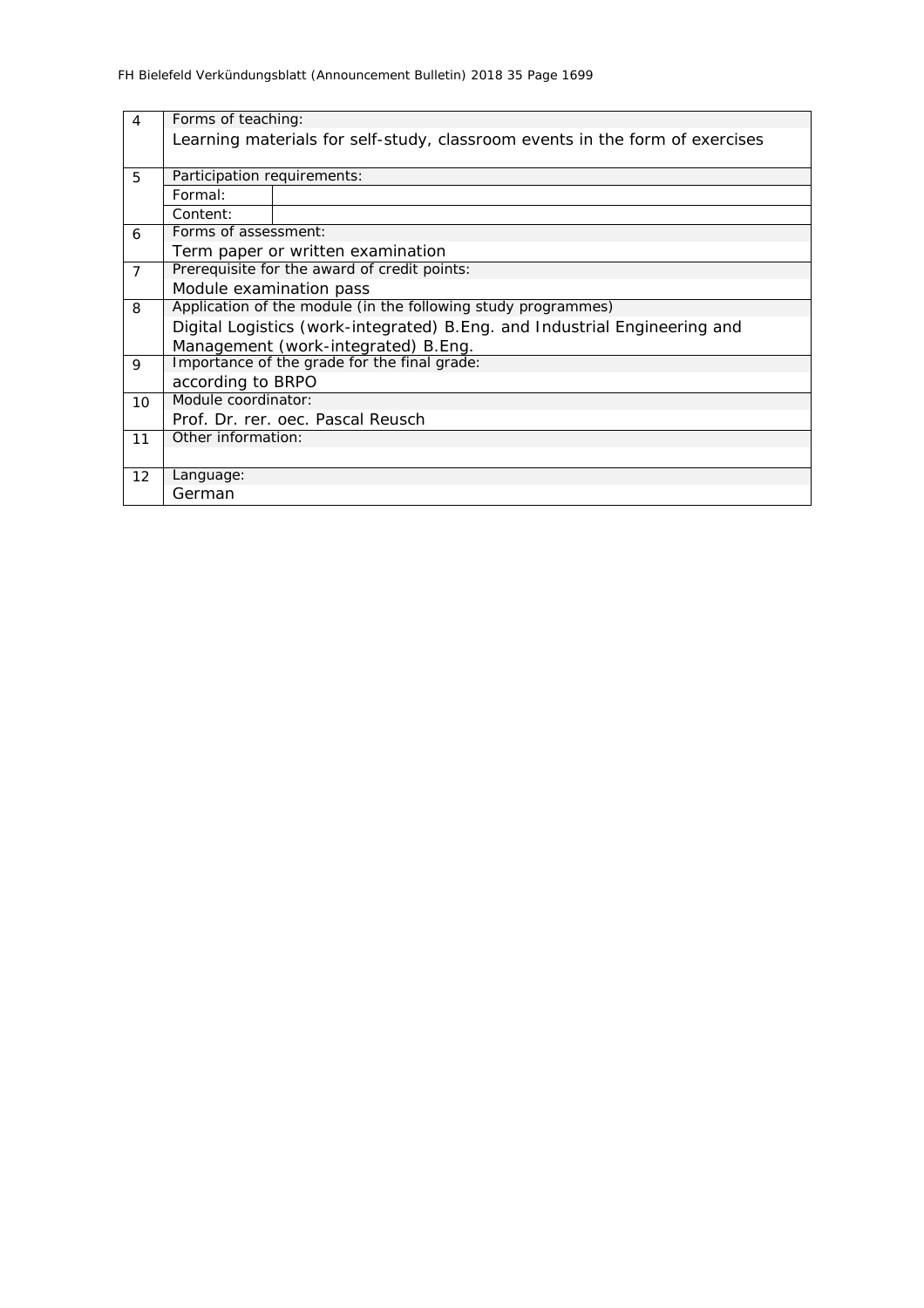| | | |
|---|---|---|
| 4 | Forms of teaching: | |
| | Learning materials for self-study, classroom events in the form of exercises | |
| 5 | Participation requirements: | |
| | Formal: | |
| | Content: | |
| 6 | Forms of assessment: | |
| | Term paper or written examination | |
| 7 | Prerequisite for the award of credit points: | |
| | Module examination pass | |
| 8 | Application of the module (in the following study programmes) | |
| | Digital Logistics (work-integrated) B.Eng. and Industrial Engineering and Management (work-integrated) B.Eng. | |
| 9 | Importance of the grade for the final grade: | |
| | according to BRPO | |
| 10 | Module coordinator: | |
| | Prof. Dr. rer. oec. Pascal Reusch | |
| 11 | Other information: | |
| | | |
| 12 | Language: | |
| | German | |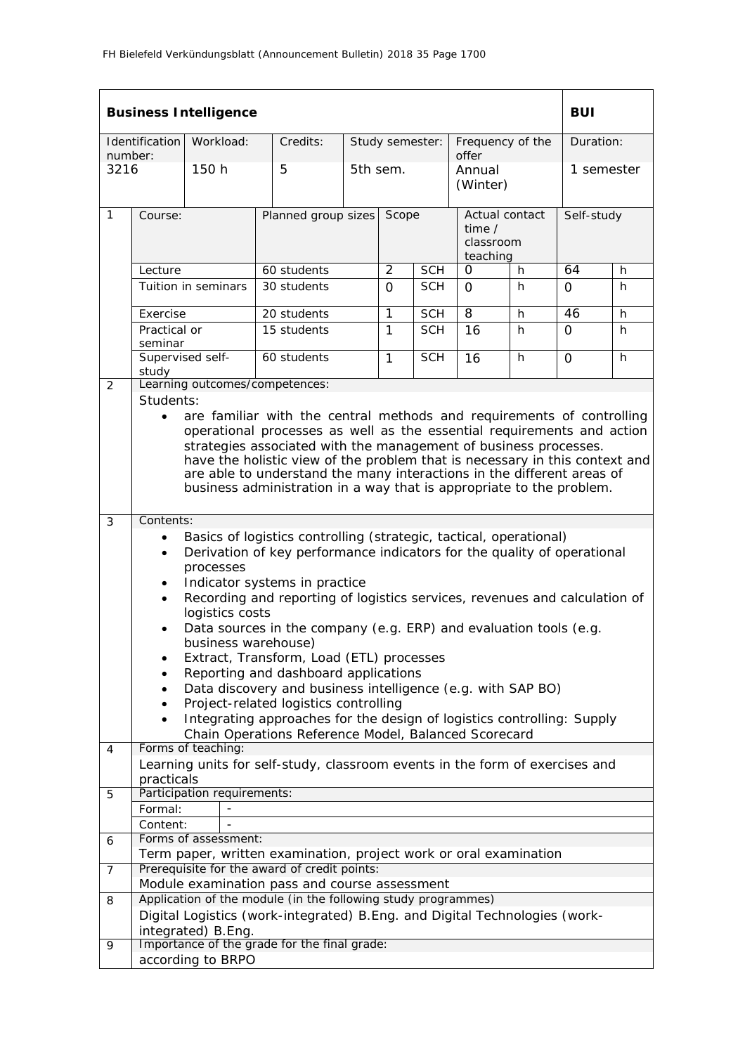| **Business Intelligence** | | | | | | | | | | | **BUI** | |
|---|---|---|---|---|---|---|---|---|---|---|---|---|
| Identification number: | | Workload: | | Credits: | Study semester: | | | Frequency of the offer | | | Duration: | |
| 3216 | | 150 h | | 5 | 5th sem. | | | Annual (Winter) | | | 1 semester | |
| 1 | Course: | | Planned group sizes | | | Scope | | Actual contact time / classroom teaching | | | Self-study | |
| | Lecture | | 60 students | | | 2 | SCH | 0 | | h | 64 | h |
| | Tuition in seminars | | 30 students | | | 0 | SCH | 0 | | h | 0 | h |
| | Exercise | | 20 students | | | 1 | SCH | 8 | | h | 46 | h |
| | Practical or seminar | | 15 students | | | 1 | SCH | 16 | | h | 0 | h |
| | Supervised self-study | | 60 students | | | 1 | SCH | 16 | | h | 0 | h |

**2 Learning outcomes/competences:**

Students:

- are familiar with the central methods and requirements of controlling operational processes as well as the essential requirements and action strategies associated with the management of business processes. have the holistic view of the problem that is necessary in this context and are able to understand the many interactions in the different areas of business administration in a way that is appropriate to the problem.

**3 Contents:**

- Basics of logistics controlling (strategic, tactical, operational)
- Derivation of key performance indicators for the quality of operational processes
- Indicator systems in practice
- Recording and reporting of logistics services, revenues and calculation of logistics costs
- Data sources in the company (e.g. ERP) and evaluation tools (e.g. business warehouse)
- Extract, Transform, Load (ETL) processes
- Reporting and dashboard applications
- Data discovery and business intelligence (e.g. with SAP BO)
- Project-related logistics controlling
- Integrating approaches for the design of logistics controlling: Supply Chain Operations Reference Model, Balanced Scorecard

**4 Forms of teaching:**

Learning units for self-study, classroom events in the form of exercises and practicals

**5 Participation requirements:**

| | |
|---|---|
| Formal: | - |
| Content: | - |

**6 Forms of assessment:**

Term paper, written examination, project work or oral examination

**7 Prerequisite for the award of credit points:**

Module examination pass and course assessment

**8 Application of the module (in the following study programmes)**

Digital Logistics (work-integrated) B.Eng. and Digital Technologies (work-integrated) B.Eng.

**9 Importance of the grade for the final grade:**

according to BRPO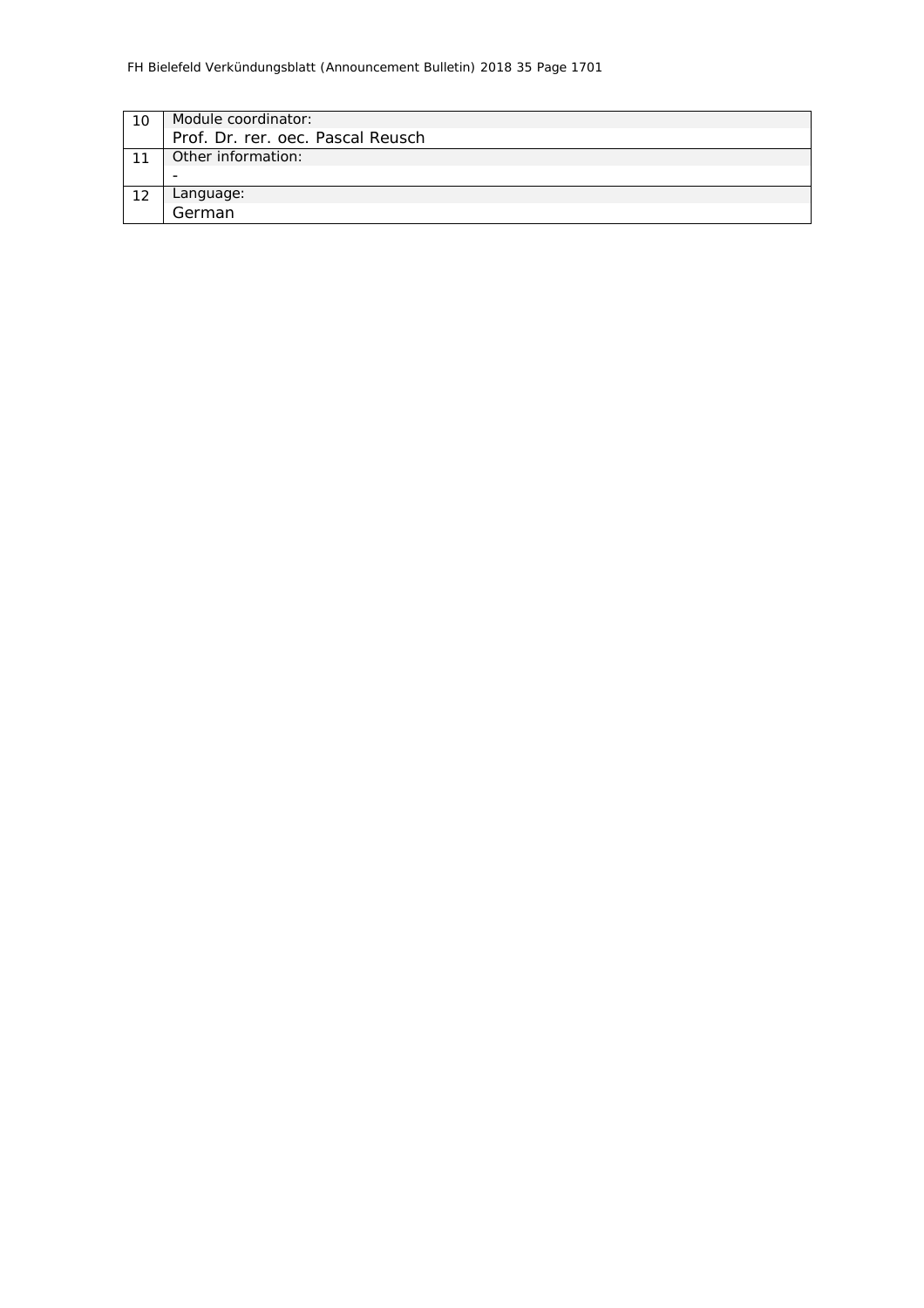| | |
|---|---|
| 10 | Module coordinator:<br>Prof. Dr. rer. oec. Pascal Reusch |
| 11 | Other information:<br>- |
| 12 | Language:<br>German |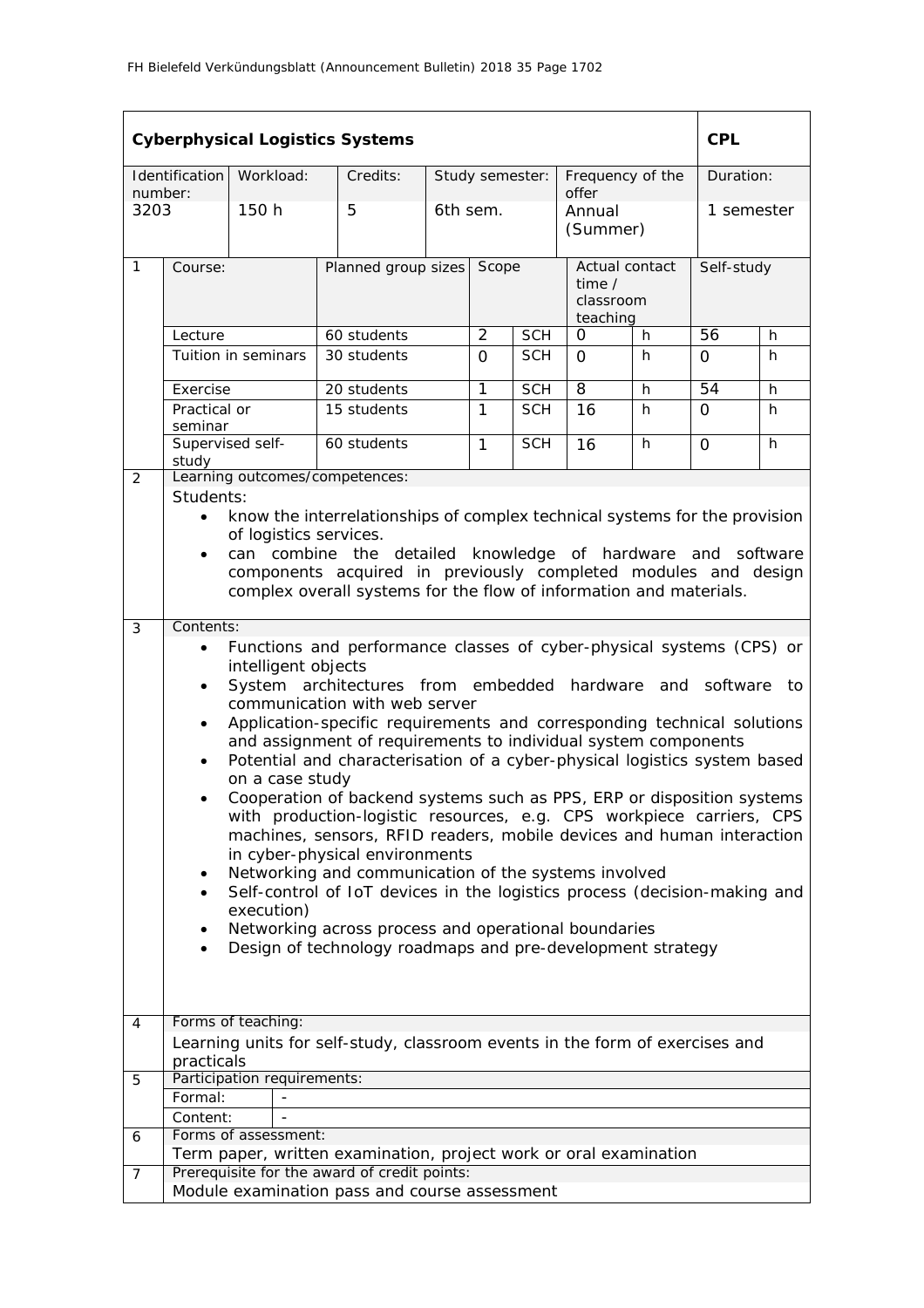## Cyberphysical Logistics Systems — CPL

| Identification number: | Workload: | Credits: | Study semester: | Frequency of the offer | Duration: |
|---|---|---|---|---|---|
| 3203 | 150 h | 5 | 6th sem. | Annual (Summer) | 1 semester |

**1**

| Course: | Planned group sizes | Scope | | Actual contact time / classroom teaching | | Self-study | |
|---|---|---|---|---|---|---|---|
| Lecture | 60 students | 2 | SCH | 0 | h | 56 | h |
| Tuition in seminars | 30 students | 0 | SCH | 0 | h | 0 | h |
| Exercise | 20 students | 1 | SCH | 8 | h | 54 | h |
| Practical or seminar | 15 students | 1 | SCH | 16 | h | 0 | h |
| Supervised self-study | 60 students | 1 | SCH | 16 | h | 0 | h |

**2 Learning outcomes/competences:**

Students:

- know the interrelationships of complex technical systems for the provision of logistics services.
- can combine the detailed knowledge of hardware and software components acquired in previously completed modules and design complex overall systems for the flow of information and materials.

**3 Contents:**

- Functions and performance classes of cyber-physical systems (CPS) or intelligent objects
- System architectures from embedded hardware and software to communication with web server
- Application-specific requirements and corresponding technical solutions and assignment of requirements to individual system components
- Potential and characterisation of a cyber-physical logistics system based on a case study
- Cooperation of backend systems such as PPS, ERP or disposition systems with production-logistic resources, e.g. CPS workpiece carriers, CPS machines, sensors, RFID readers, mobile devices and human interaction in cyber-physical environments
- Networking and communication of the systems involved
- Self-control of IoT devices in the logistics process (decision-making and execution)
- Networking across process and operational boundaries
- Design of technology roadmaps and pre-development strategy

**4 Forms of teaching:**

Learning units for self-study, classroom events in the form of exercises and practicals

**5 Participation requirements:**

Formal: -

Content: -

**6 Forms of assessment:**

Term paper, written examination, project work or oral examination

**7 Prerequisite for the award of credit points:**

Module examination pass and course assessment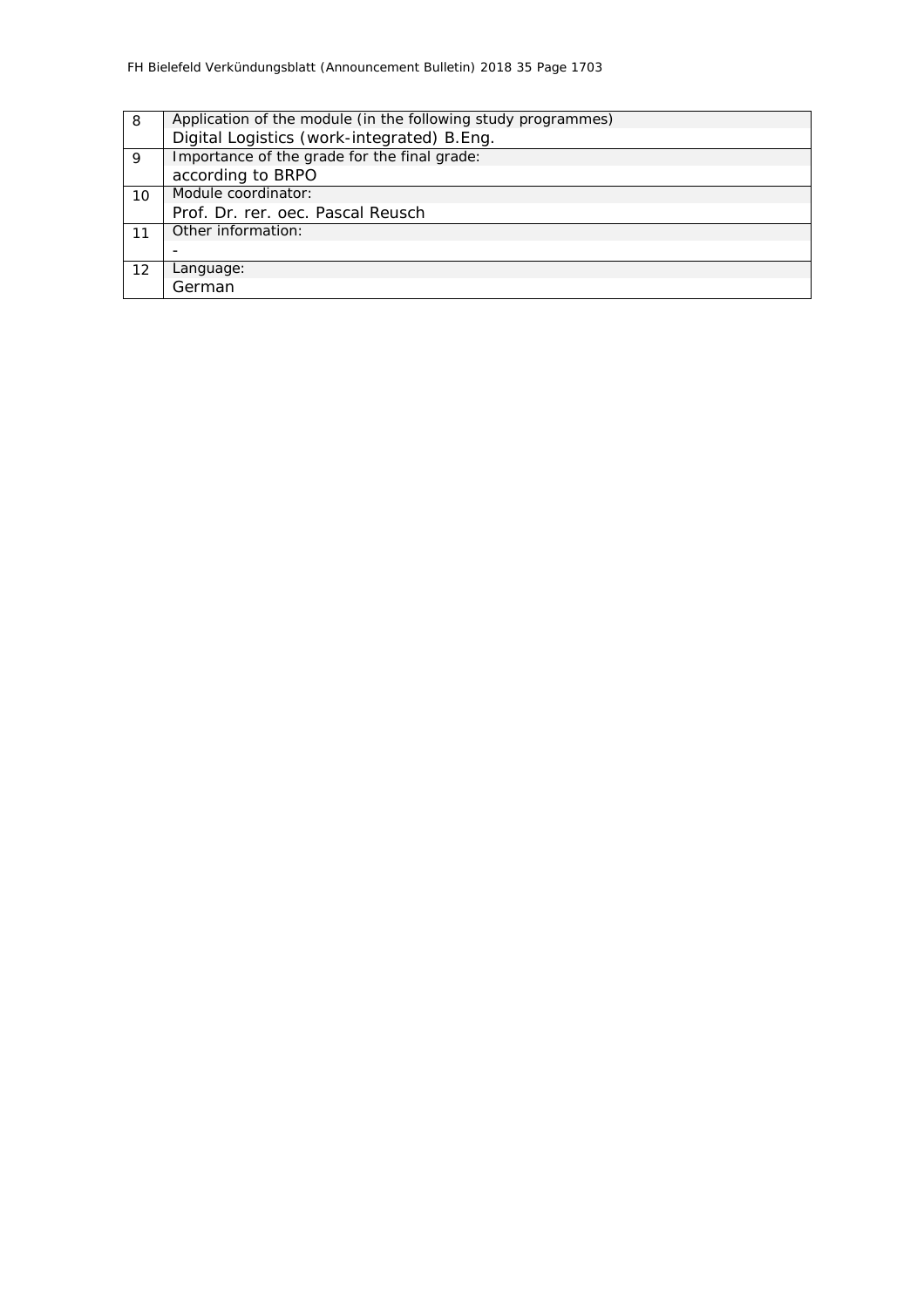| | |
|---|---|
| 8 | Application of the module (in the following study programmes)<br>Digital Logistics (work-integrated) B.Eng. |
| 9 | Importance of the grade for the final grade:<br>according to BRPO |
| 10 | Module coordinator:<br>Prof. Dr. rer. oec. Pascal Reusch |
| 11 | Other information:<br>- |
| 12 | Language:<br>German |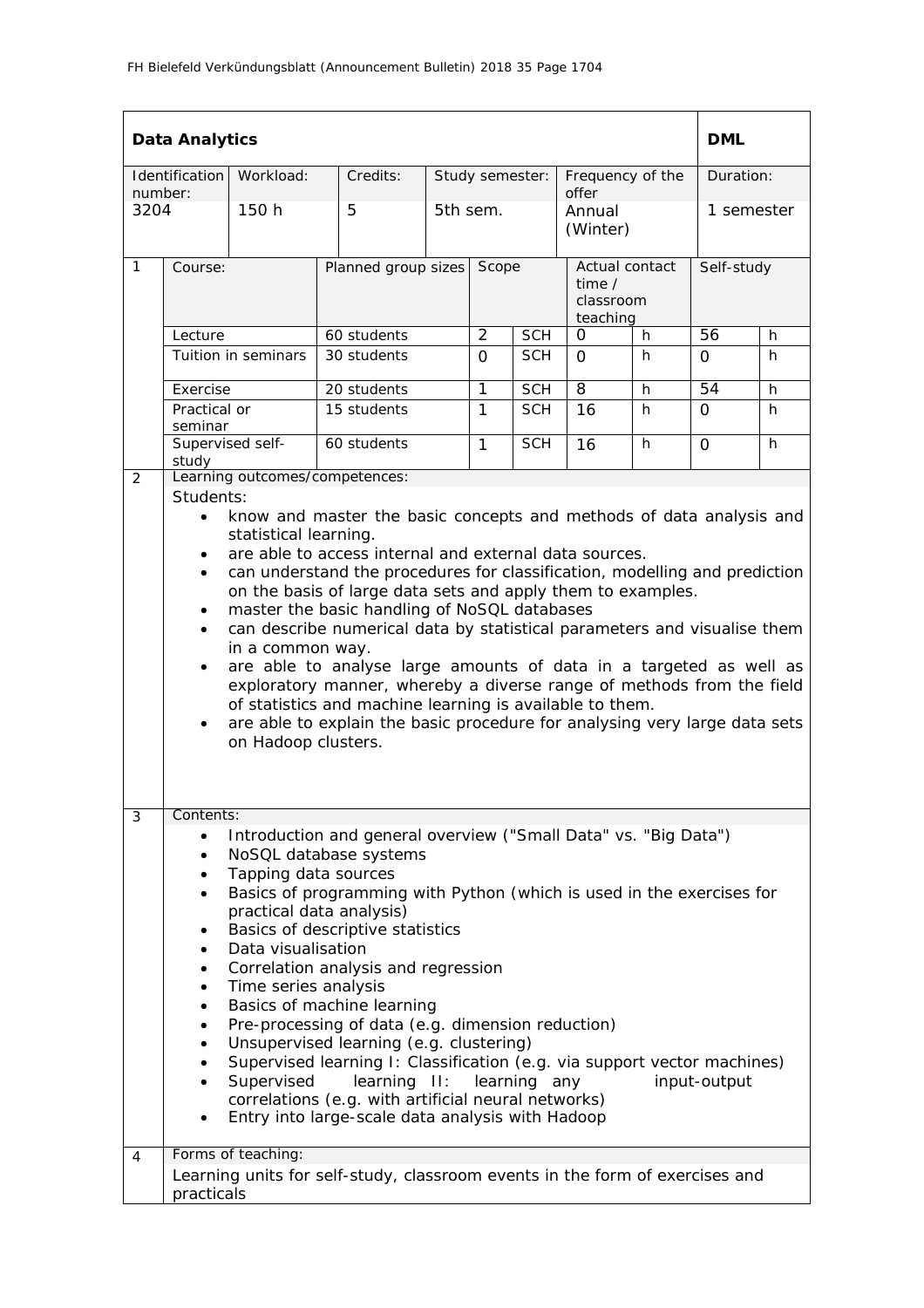| **Data Analytics** | | | | | | | | **DML** |
|---|---|---|---|---|---|---|---|---|
| Identification number: | Workload: | Credits: | Study semester: | Frequency of the offer | | | | Duration: |
| 3204 | 150 h | 5 | 5th sem. | Annual (Winter) | | | | 1 semester |

| | Course: | Planned group sizes | Scope | | Actual contact time / classroom teaching | | Self-study | |
|---|---|---|---|---|---|---|---|---|
| 1 | Lecture | 60 students | 2 | SCH | 0 | h | 56 | h |
| | Tuition in seminars | 30 students | 0 | SCH | 0 | h | 0 | h |
| | Exercise | 20 students | 1 | SCH | 8 | h | 54 | h |
| | Practical or seminar | 15 students | 1 | SCH | 16 | h | 0 | h |
| | Supervised self-study | 60 students | 1 | SCH | 16 | h | 0 | h |

**2 Learning outcomes/competences:**

Students:

- know and master the basic concepts and methods of data analysis and statistical learning.
- are able to access internal and external data sources.
- can understand the procedures for classification, modelling and prediction on the basis of large data sets and apply them to examples.
- master the basic handling of NoSQL databases
- can describe numerical data by statistical parameters and visualise them in a common way.
- are able to analyse large amounts of data in a targeted as well as exploratory manner, whereby a diverse range of methods from the field of statistics and machine learning is available to them.
- are able to explain the basic procedure for analysing very large data sets on Hadoop clusters.

**3 Contents:**

- Introduction and general overview ("Small Data" vs. "Big Data")
- NoSQL database systems
- Tapping data sources
- Basics of programming with Python (which is used in the exercises for practical data analysis)
- Basics of descriptive statistics
- Data visualisation
- Correlation analysis and regression
- Time series analysis
- Basics of machine learning
- Pre-processing of data (e.g. dimension reduction)
- Unsupervised learning (e.g. clustering)
- Supervised learning I: Classification (e.g. via support vector machines)
- Supervised learning II: learning any input-output correlations (e.g. with artificial neural networks)
- Entry into large-scale data analysis with Hadoop

**4 Forms of teaching:**

Learning units for self-study, classroom events in the form of exercises and practicals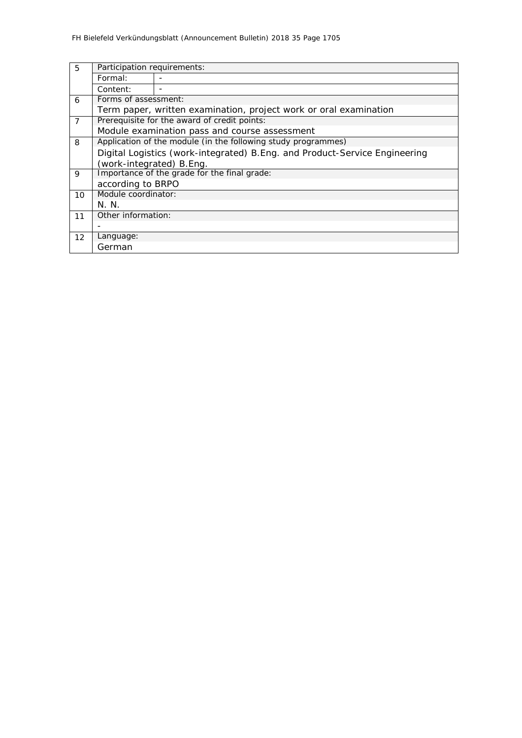| | | |
|---|---|---|
| 5 | Participation requirements: | |
| | Formal: | - |
| | Content: | - |
| 6 | Forms of assessment:<br>Term paper, written examination, project work or oral examination | |
| 7 | Prerequisite for the award of credit points:<br>Module examination pass and course assessment | |
| 8 | Application of the module (in the following study programmes)<br>Digital Logistics (work-integrated) B.Eng. and Product-Service Engineering (work-integrated) B.Eng. | |
| 9 | Importance of the grade for the final grade:<br>according to BRPO | |
| 10 | Module coordinator:<br>N. N. | |
| 11 | Other information:<br>- | |
| 12 | Language:<br>German | |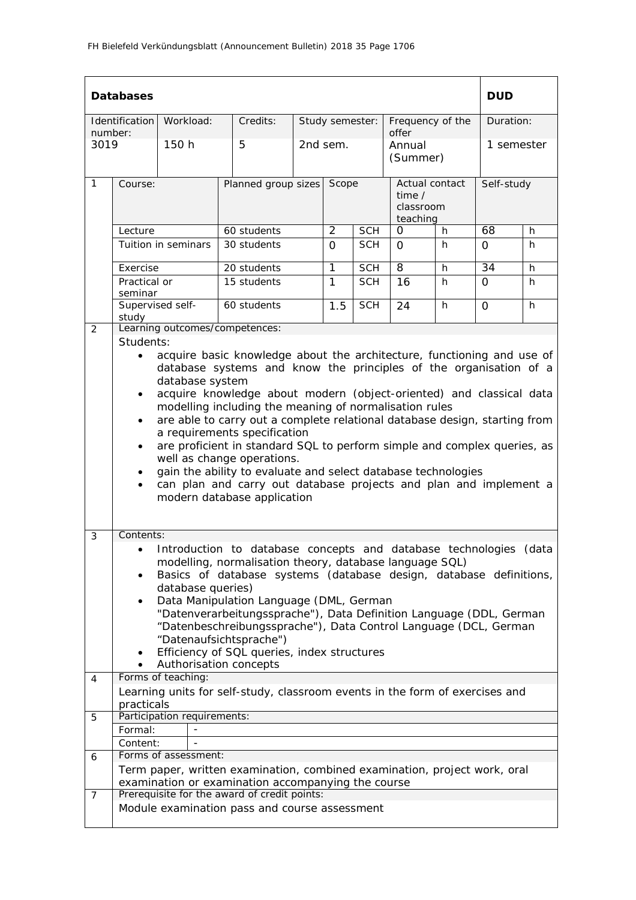## Databases — DUD

| Identification number: | Workload: | Credits: | Study semester: | Frequency of the offer | Duration: |
|---|---|---|---|---|---|
| 3019 | 150 h | 5 | 2nd sem. | Annual (Summer) | 1 semester |

**1**

| Course: | Planned group sizes | Scope | | Actual contact time / classroom teaching | | Self-study | |
|---|---|---|---|---|---|---|---|
| Lecture | 60 students | 2 | SCH | 0 | h | 68 | h |
| Tuition in seminars | 30 students | 0 | SCH | 0 | h | 0 | h |
| Exercise | 20 students | 1 | SCH | 8 | h | 34 | h |
| Practical or seminar | 15 students | 1 | SCH | 16 | h | 0 | h |
| Supervised self-study | 60 students | 1.5 | SCH | 24 | h | 0 | h |

**2 Learning outcomes/competences:**

Students:

- acquire basic knowledge about the architecture, functioning and use of database systems and know the principles of the organisation of a database system
- acquire knowledge about modern (object-oriented) and classical data modelling including the meaning of normalisation rules
- are able to carry out a complete relational database design, starting from a requirements specification
- are proficient in standard SQL to perform simple and complex queries, as well as change operations.
- gain the ability to evaluate and select database technologies
- can plan and carry out database projects and plan and implement a modern database application

**3 Contents:**

- Introduction to database concepts and database technologies (data modelling, normalisation theory, database language SQL)
- Basics of database systems (database design, database definitions, database queries)
- Data Manipulation Language (DML, German "Datenverarbeitungssprache"), Data Definition Language (DDL, German "Datenbeschreibungssprache"), Data Control Language (DCL, German "Datenaufsichtssprache")
- Efficiency of SQL queries, index structures
- Authorisation concepts

**4 Forms of teaching:**

Learning units for self-study, classroom events in the form of exercises and practicals

**5 Participation requirements:**

| Formal: | - |
|---|---|
| Content: | - |

**6 Forms of assessment:**

Term paper, written examination, combined examination, project work, oral examination or examination accompanying the course

**7 Prerequisite for the award of credit points:**

Module examination pass and course assessment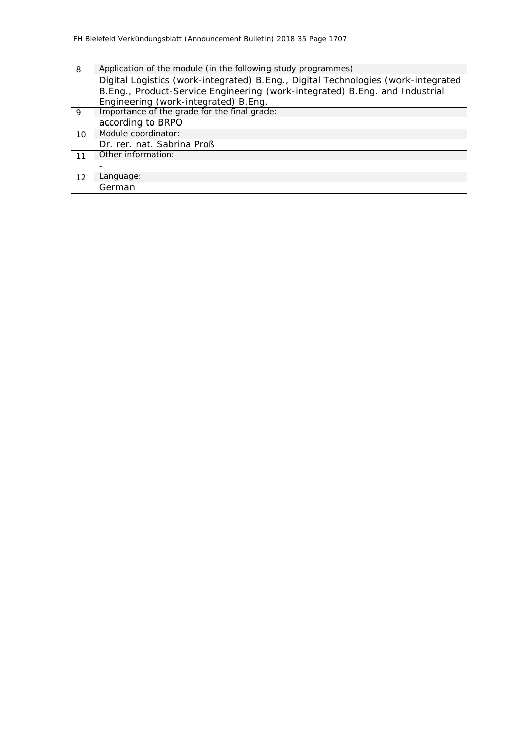| | |
|---|---|
| 8 | Application of the module (in the following study programmes)<br>Digital Logistics (work-integrated) B.Eng., Digital Technologies (work-integrated B.Eng., Product-Service Engineering (work-integrated) B.Eng. and Industrial Engineering (work-integrated) B.Eng. |
| 9 | Importance of the grade for the final grade:<br>according to BRPO |
| 10 | Module coordinator:<br>Dr. rer. nat. Sabrina Proß |
| 11 | Other information:<br>- |
| 12 | Language:<br>German |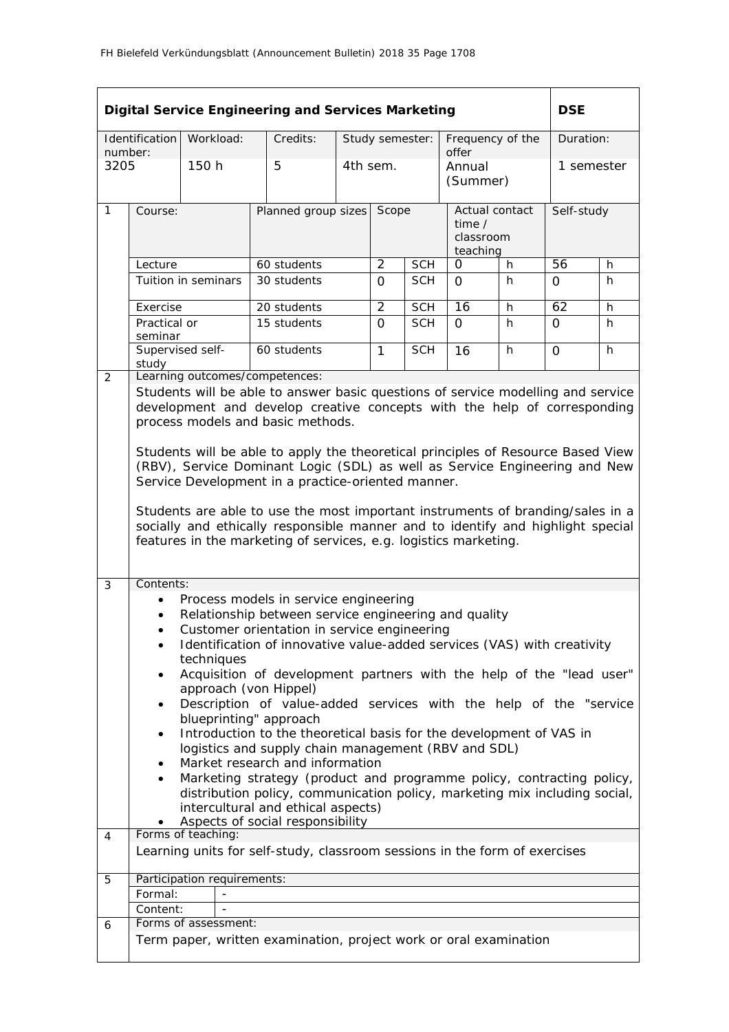| **Digital Service Engineering and Services Marketing** | | | | | | **DSE** |
|---|---|---|---|---|---|---|
| Identification number: | Workload: | Credits: | Study semester: | Frequency of the offer | | Duration: |
| 3205 | 150 h | 5 | 4th sem. | Annual (Summer) | | 1 semester |

| | Course: | Planned group sizes | Scope | | Actual contact time / classroom teaching | | Self-study | |
|---|---|---|---|---|---|---|---|---|
| 1 | Lecture | 60 students | 2 | SCH | 0 | h | 56 | h |
| | Tuition in seminars | 30 students | 0 | SCH | 0 | h | 0 | h |
| | Exercise | 20 students | 2 | SCH | 16 | h | 62 | h |
| | Practical or seminar | 15 students | 0 | SCH | 0 | h | 0 | h |
| | Supervised self-study | 60 students | 1 | SCH | 16 | h | 0 | h |

**2 Learning outcomes/competences:**

Students will be able to answer basic questions of service modelling and service development and develop creative concepts with the help of corresponding process models and basic methods.

Students will be able to apply the theoretical principles of Resource Based View (RBV), Service Dominant Logic (SDL) as well as Service Engineering and New Service Development in a practice-oriented manner.

Students are able to use the most important instruments of branding/sales in a socially and ethically responsible manner and to identify and highlight special features in the marketing of services, e.g. logistics marketing.

**3 Contents:**

- Process models in service engineering
- Relationship between service engineering and quality
- Customer orientation in service engineering
- Identification of innovative value-added services (VAS) with creativity techniques
- Acquisition of development partners with the help of the "lead user" approach (von Hippel)
- Description of value-added services with the help of the "service blueprinting" approach
- Introduction to the theoretical basis for the development of VAS in logistics and supply chain management (RBV and SDL)
- Market research and information
- Marketing strategy (product and programme policy, contracting policy, distribution policy, communication policy, marketing mix including social, intercultural and ethical aspects)
- Aspects of social responsibility

**4 Forms of teaching:**

Learning units for self-study, classroom sessions in the form of exercises

**5 Participation requirements:**

| | |
|---|---|
| Formal: | - |
| Content: | - |

**6 Forms of assessment:**

Term paper, written examination, project work or oral examination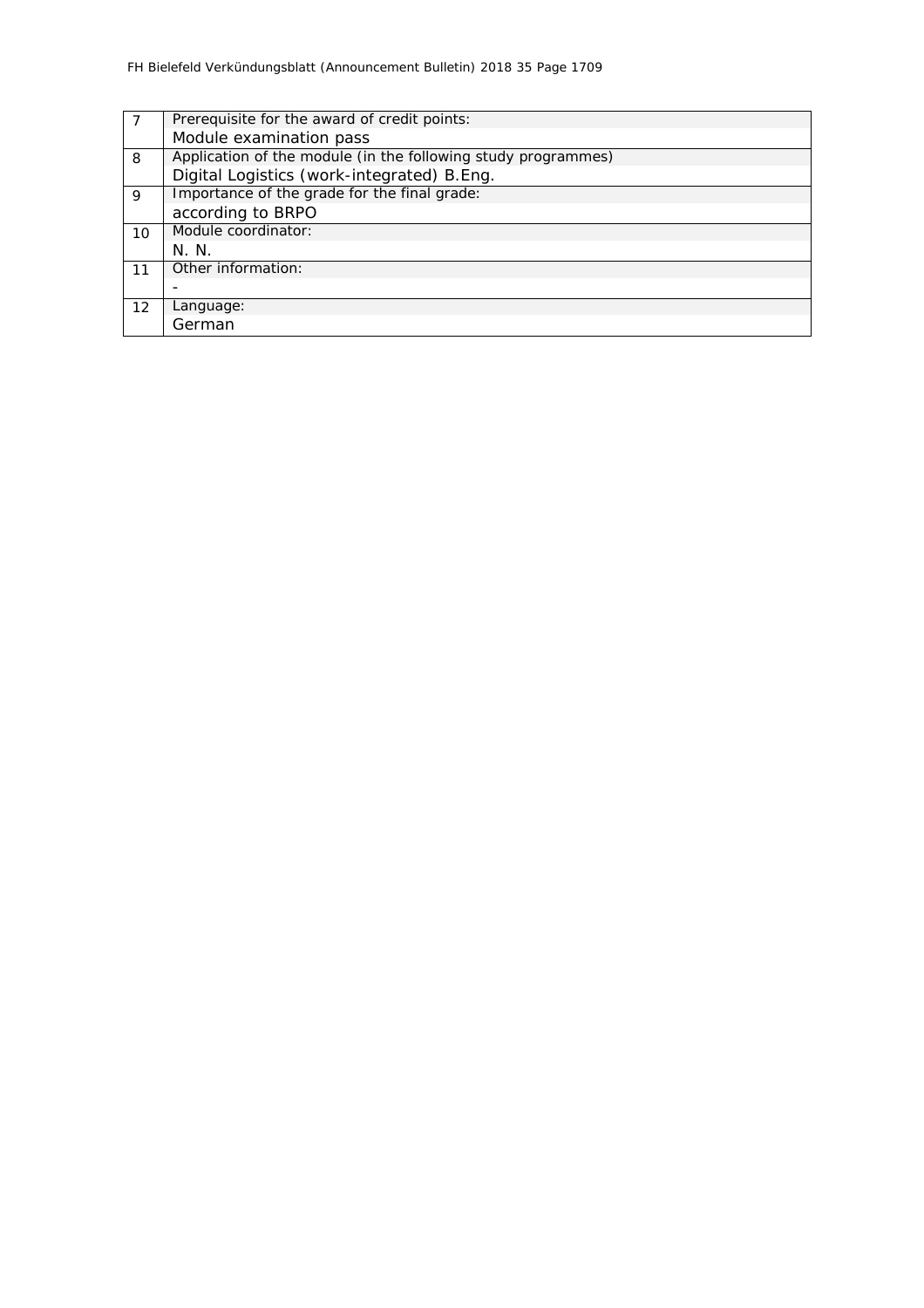| | |
|---|---|
| 7 | Prerequisite for the award of credit points:<br>Module examination pass |
| 8 | Application of the module (in the following study programmes)<br>Digital Logistics (work-integrated) B.Eng. |
| 9 | Importance of the grade for the final grade:<br>according to BRPO |
| 10 | Module coordinator:<br>N. N. |
| 11 | Other information:<br>- |
| 12 | Language:<br>German |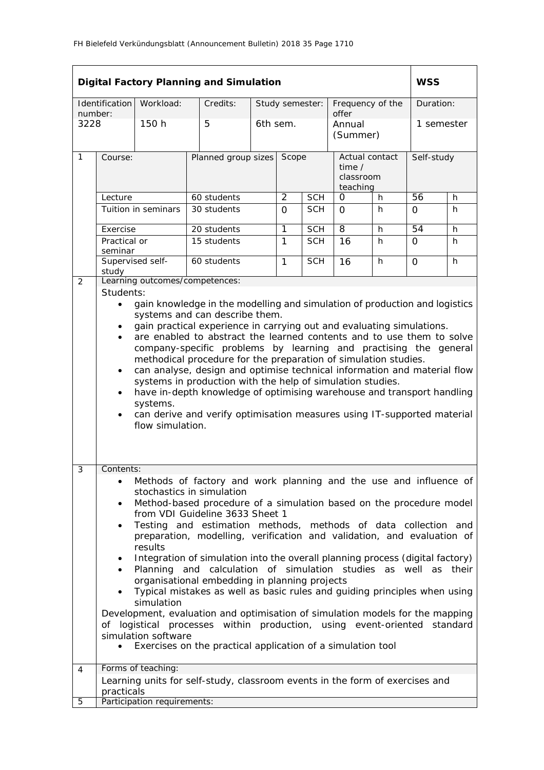| **Digital Factory Planning and Simulation** | | | | | | **WSS** |
|---|---|---|---|---|---|---|
| Identification number: | Workload: | Credits: | Study semester: | Frequency of the offer | | Duration: |
| 3228 | 150 h | 5 | 6th sem. | Annual (Summer) | | 1 semester |

| 1 | Course: | Planned group sizes | Scope | | Actual contact time / classroom teaching | | Self-study | |
|---|---|---|---|---|---|---|---|---|
| | Lecture | 60 students | 2 | SCH | 0 | h | 56 | h |
| | Tuition in seminars | 30 students | 0 | SCH | 0 | h | 0 | h |
| | Exercise | 20 students | 1 | SCH | 8 | h | 54 | h |
| | Practical or seminar | 15 students | 1 | SCH | 16 | h | 0 | h |
| | Supervised self-study | 60 students | 1 | SCH | 16 | h | 0 | h |

**2 Learning outcomes/competences:**

Students:

- gain knowledge in the modelling and simulation of production and logistics systems and can describe them.
- gain practical experience in carrying out and evaluating simulations.
- are enabled to abstract the learned contents and to use them to solve company-specific problems by learning and practising the general methodical procedure for the preparation of simulation studies.
- can analyse, design and optimise technical information and material flow systems in production with the help of simulation studies.
- have in-depth knowledge of optimising warehouse and transport handling systems.
- can derive and verify optimisation measures using IT-supported material flow simulation.

**3 Contents:**

- Methods of factory and work planning and the use and influence of stochastics in simulation
- Method-based procedure of a simulation based on the procedure model from VDI Guideline 3633 Sheet 1
- Testing and estimation methods, methods of data collection and preparation, modelling, verification and validation, and evaluation of results
- Integration of simulation into the overall planning process (digital factory)
- Planning and calculation of simulation studies as well as their organisational embedding in planning projects
- Typical mistakes as well as basic rules and guiding principles when using simulation

Development, evaluation and optimisation of simulation models for the mapping of logistical processes within production, using event-oriented standard simulation software

- Exercises on the practical application of a simulation tool

**4 Forms of teaching:**

Learning units for self-study, classroom events in the form of exercises and practicals

**5 Participation requirements:**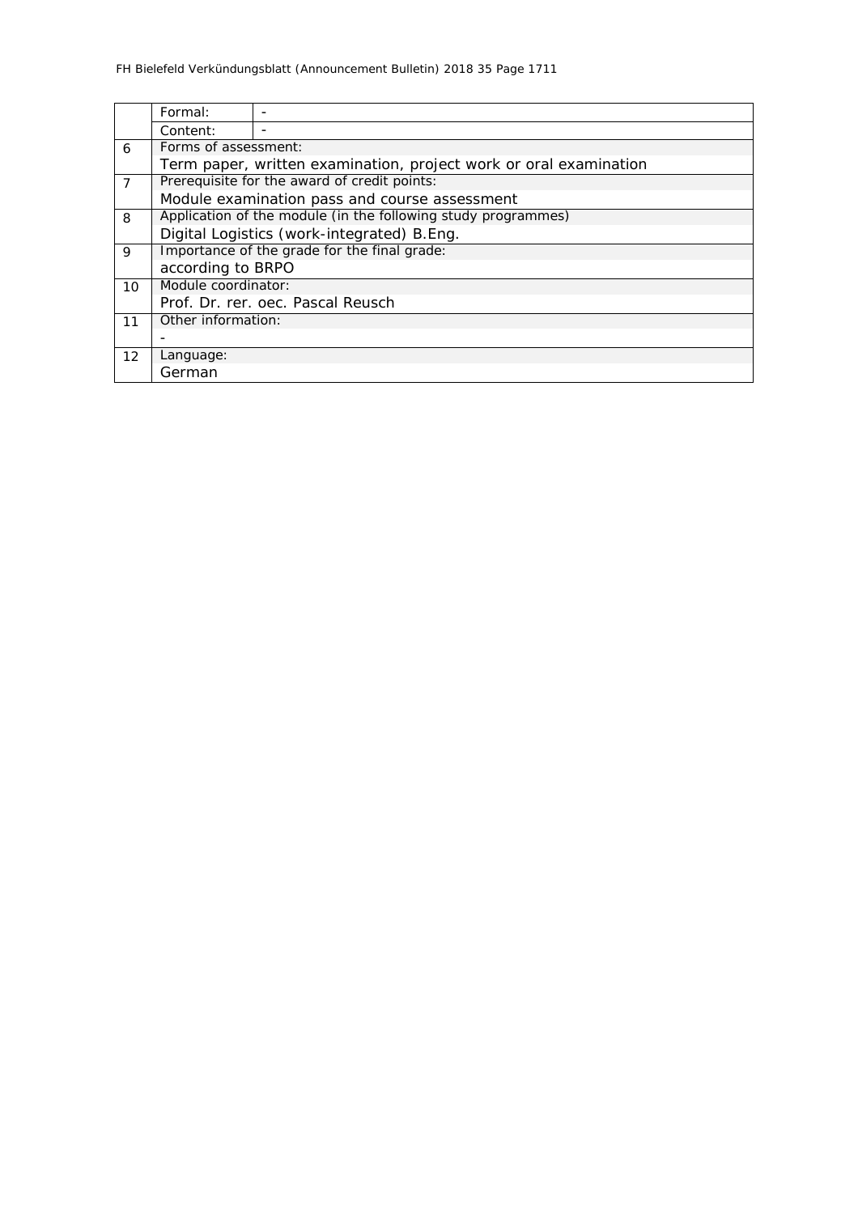| | | |
|---|---|---|
| | Formal: | - |
| | Content: | - |
| 6 | Forms of assessment: | |
| | Term paper, written examination, project work or oral examination | |
| 7 | Prerequisite for the award of credit points: | |
| | Module examination pass and course assessment | |
| 8 | Application of the module (in the following study programmes) | |
| | Digital Logistics (work-integrated) B.Eng. | |
| 9 | Importance of the grade for the final grade: | |
| | according to BRPO | |
| 10 | Module coordinator: | |
| | Prof. Dr. rer. oec. Pascal Reusch | |
| 11 | Other information: | |
| | - | |
| 12 | Language: | |
| | German | |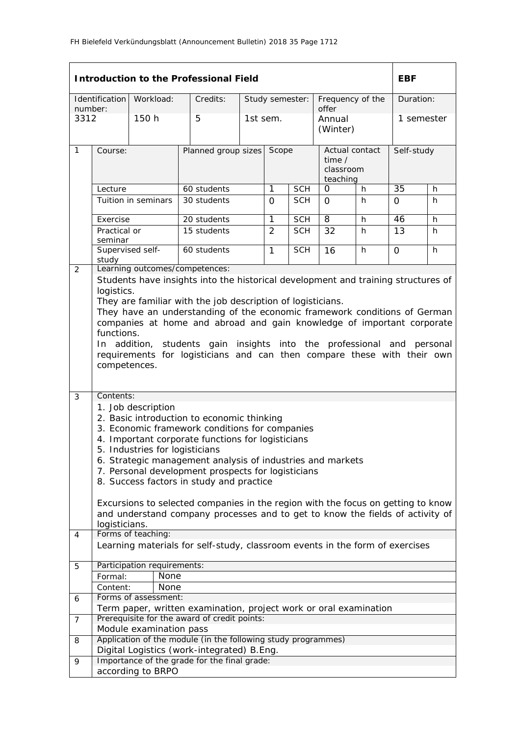| Introduction to the Professional Field | | | | | | EBF |
|---|---|---|---|---|---|---|
| Identification number: | Workload: | Credits: | Study semester: | Frequency of the offer | | Duration: |
| 3312 | 150 h | 5 | 1st sem. | Annual (Winter) | | 1 semester |

| | Course: | Planned group sizes | Scope | | Actual contact time / classroom teaching | | Self-study | |
|---|---|---|---|---|---|---|---|---|
| 1 | Lecture | 60 students | 1 | SCH | 0 | h | 35 | h |
| | Tuition in seminars | 30 students | 0 | SCH | 0 | h | 0 | h |
| | Exercise | 20 students | 1 | SCH | 8 | h | 46 | h |
| | Practical or seminar | 15 students | 2 | SCH | 32 | h | 13 | h |
| | Supervised self-study | 60 students | 1 | SCH | 16 | h | 0 | h |

**2 Learning outcomes/competences:**

Students have insights into the historical development and training structures of logistics.
They are familiar with the job description of logisticians.
They have an understanding of the economic framework conditions of German companies at home and abroad and gain knowledge of important corporate functions.
In addition, students gain insights into the professional and personal requirements for logisticians and can then compare these with their own competences.

**3 Contents:**

1. Job description
2. Basic introduction to economic thinking
3. Economic framework conditions for companies
4. Important corporate functions for logisticians
5. Industries for logisticians
6. Strategic management analysis of industries and markets
7. Personal development prospects for logisticians
8. Success factors in study and practice

Excursions to selected companies in the region with the focus on getting to know and understand company processes and to get to know the fields of activity of logisticians.

**4 Forms of teaching:**

Learning materials for self-study, classroom events in the form of exercises

**5 Participation requirements:**

| Formal: | None |
|---|---|
| Content: | None |

**6 Forms of assessment:**

Term paper, written examination, project work or oral examination

**7 Prerequisite for the award of credit points:**

Module examination pass

**8 Application of the module (in the following study programmes)**

Digital Logistics (work-integrated) B.Eng.

**9 Importance of the grade for the final grade:**

according to BRPO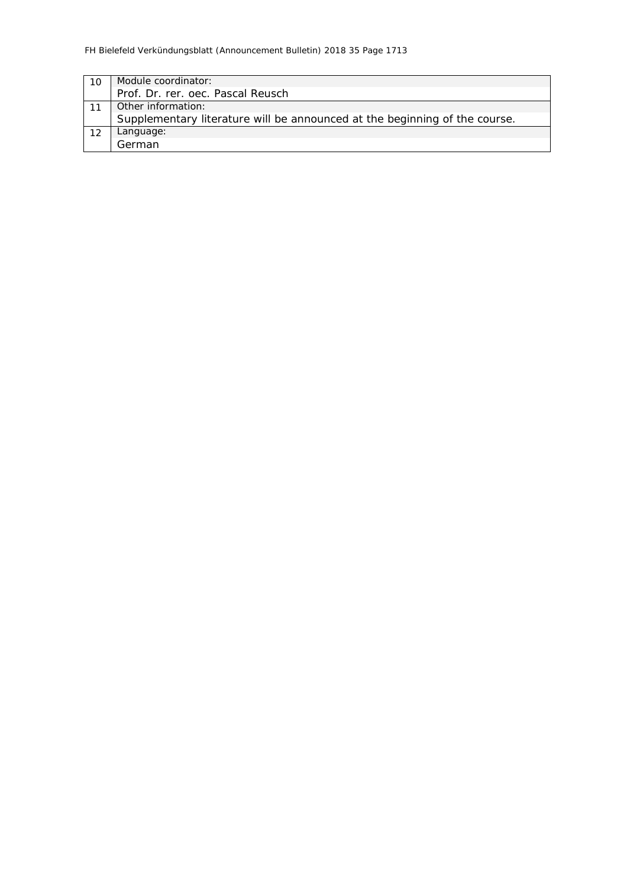| | |
|---|---|
| 10 | Module coordinator:<br>Prof. Dr. rer. oec. Pascal Reusch |
| 11 | Other information:<br>Supplementary literature will be announced at the beginning of the course. |
| 12 | Language:<br>German |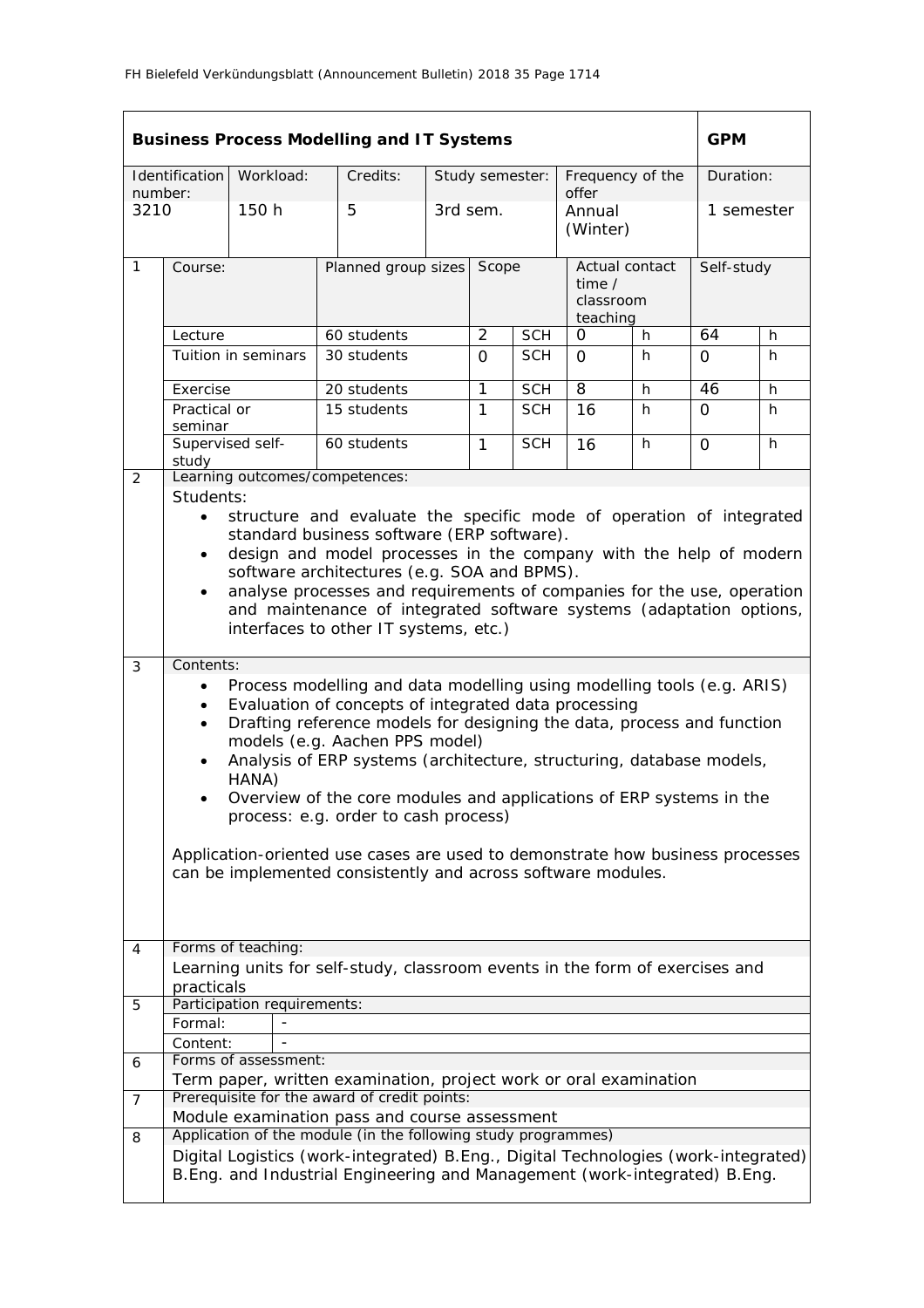| **Business Process Modelling and IT Systems** | | | | | | **GPM** |
|---|---|---|---|---|---|---|
| Identification number: | Workload: | Credits: | Study semester: | Frequency of the offer | | Duration: |
| 3210 | 150 h | 5 | 3rd sem. | Annual (Winter) | | 1 semester |

| | Course: | Planned group sizes | Scope | | Actual contact time / classroom teaching | | Self-study | |
|---|---|---|---|---|---|---|---|---|
| 1 | Lecture | 60 students | 2 | SCH | 0 | h | 64 | h |
| | Tuition in seminars | 30 students | 0 | SCH | 0 | h | 0 | h |
| | Exercise | 20 students | 1 | SCH | 8 | h | 46 | h |
| | Practical or seminar | 15 students | 1 | SCH | 16 | h | 0 | h |
| | Supervised self-study | 60 students | 1 | SCH | 16 | h | 0 | h |

**2 Learning outcomes/competences:**

Students:

- structure and evaluate the specific mode of operation of integrated standard business software (ERP software).
- design and model processes in the company with the help of modern software architectures (e.g. SOA and BPMS).
- analyse processes and requirements of companies for the use, operation and maintenance of integrated software systems (adaptation options, interfaces to other IT systems, etc.)

**3 Contents:**

- Process modelling and data modelling using modelling tools (e.g. ARIS)
- Evaluation of concepts of integrated data processing
- Drafting reference models for designing the data, process and function models (e.g. Aachen PPS model)
- Analysis of ERP systems (architecture, structuring, database models, HANA)
- Overview of the core modules and applications of ERP systems in the process: e.g. order to cash process)

Application-oriented use cases are used to demonstrate how business processes can be implemented consistently and across software modules.

**4 Forms of teaching:**

Learning units for self-study, classroom events in the form of exercises and practicals

**5 Participation requirements:**

Formal: -

Content: -

**6 Forms of assessment:**

Term paper, written examination, project work or oral examination

**7 Prerequisite for the award of credit points:**

Module examination pass and course assessment

**8 Application of the module (in the following study programmes)**

Digital Logistics (work-integrated) B.Eng., Digital Technologies (work-integrated) B.Eng. and Industrial Engineering and Management (work-integrated) B.Eng.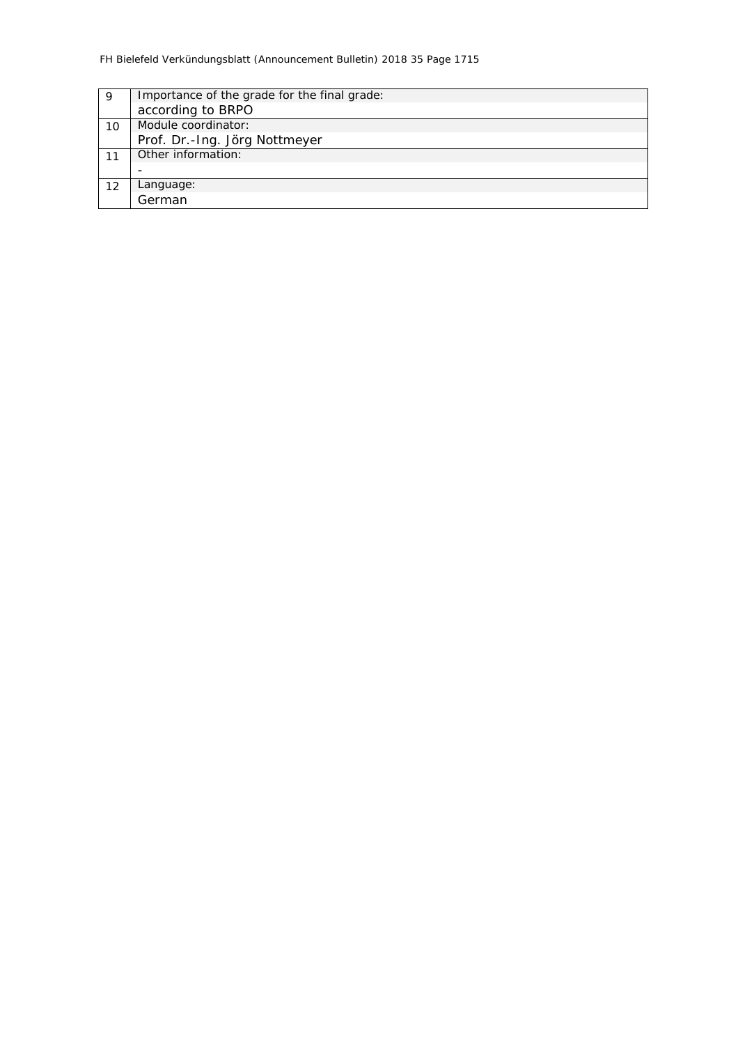| | |
|---|---|
| 9 | Importance of the grade for the final grade:<br>according to BRPO |
| 10 | Module coordinator:<br>Prof. Dr.-Ing. Jörg Nottmeyer |
| 11 | Other information:<br>- |
| 12 | Language:<br>German |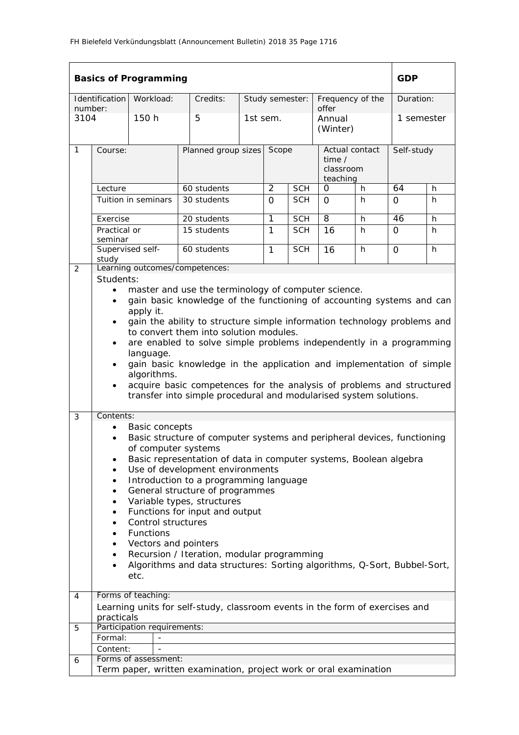## Basics of Programming — GDP

| Identification number: | Workload: | Credits: | Study semester: | Frequency of the offer | Duration: |
|---|---|---|---|---|---|
| 3104 | 150 h | 5 | 1st sem. | Annual (Winter) | 1 semester |

**1**

| Course: | Planned group sizes | Scope | | Actual contact time / classroom teaching | | Self-study | |
|---|---|---|---|---|---|---|---|
| Lecture | 60 students | 2 | SCH | 0 | h | 64 | h |
| Tuition in seminars | 30 students | 0 | SCH | 0 | h | 0 | h |
| Exercise | 20 students | 1 | SCH | 8 | h | 46 | h |
| Practical or seminar | 15 students | 1 | SCH | 16 | h | 0 | h |
| Supervised self-study | 60 students | 1 | SCH | 16 | h | 0 | h |

**2** Learning outcomes/competences:

Students:

- master and use the terminology of computer science.
- gain basic knowledge of the functioning of accounting systems and can apply it.
- gain the ability to structure simple information technology problems and to convert them into solution modules.
- are enabled to solve simple problems independently in a programming language.
- gain basic knowledge in the application and implementation of simple algorithms.
- acquire basic competences for the analysis of problems and structured transfer into simple procedural and modularised system solutions.

**3** Contents:

- Basic concepts
- Basic structure of computer systems and peripheral devices, functioning of computer systems
- Basic representation of data in computer systems, Boolean algebra
- Use of development environments
- Introduction to a programming language
- General structure of programmes
- Variable types, structures
- Functions for input and output
- Control structures
- Functions
- Vectors and pointers
- Recursion / Iteration, modular programming
- Algorithms and data structures: Sorting algorithms, Q-Sort, Bubbel-Sort, etc.

**4** Forms of teaching:

Learning units for self-study, classroom events in the form of exercises and practicals

**5** Participation requirements:

| Formal: | - |
|---|---|
| Content: | - |

**6** Forms of assessment:

Term paper, written examination, project work or oral examination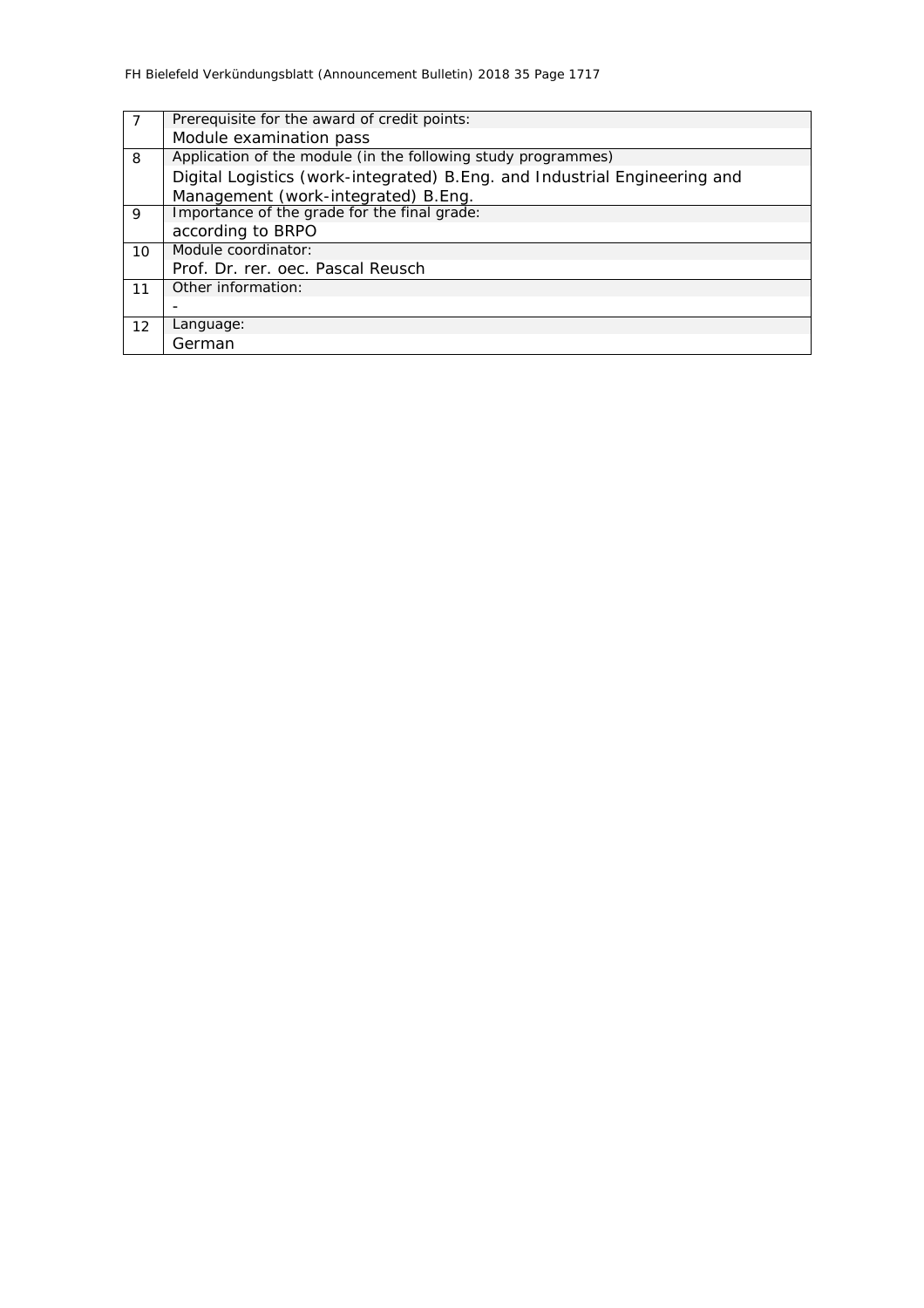| | |
|---|---|
| 7 | Prerequisite for the award of credit points:<br>Module examination pass |
| 8 | Application of the module (in the following study programmes)<br>Digital Logistics (work-integrated) B.Eng. and Industrial Engineering and Management (work-integrated) B.Eng. |
| 9 | Importance of the grade for the final grade:<br>according to BRPO |
| 10 | Module coordinator:<br>Prof. Dr. rer. oec. Pascal Reusch |
| 11 | Other information:<br>- |
| 12 | Language:<br>German |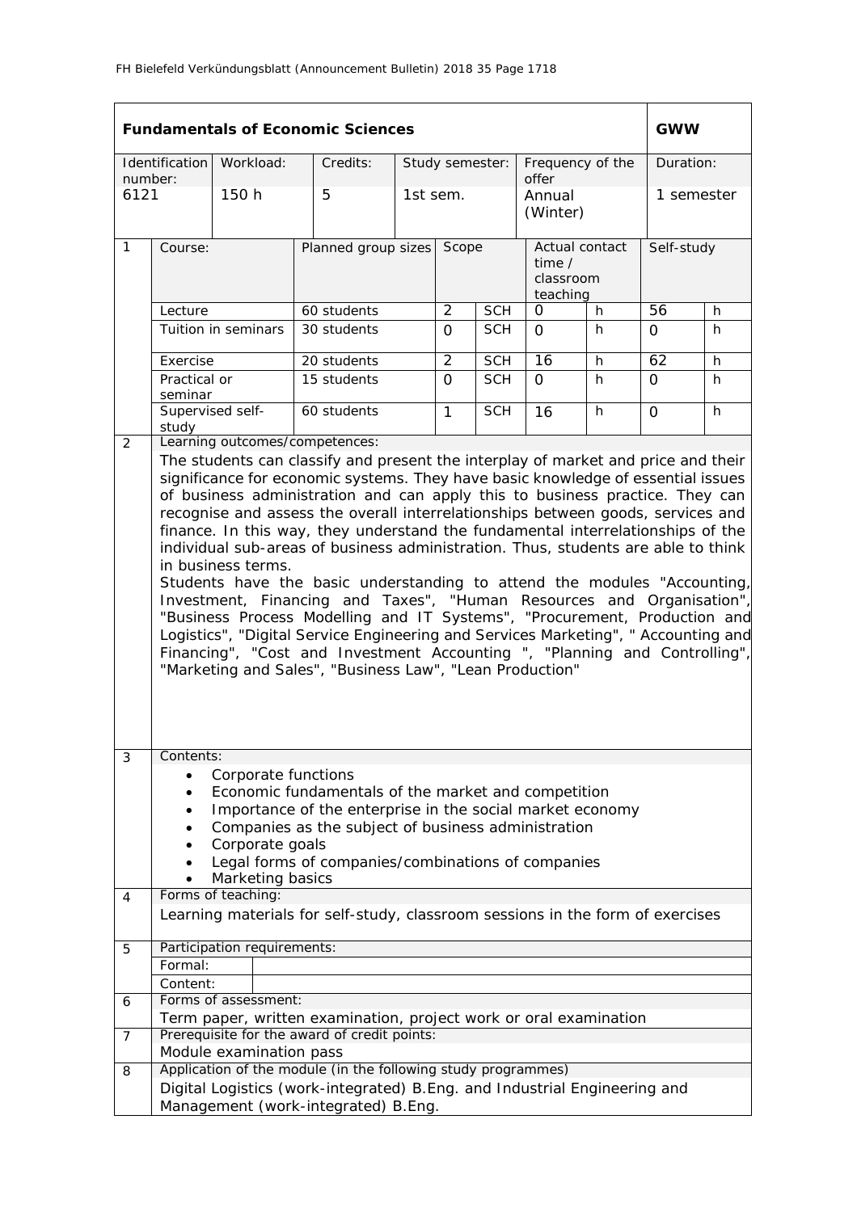| **Fundamentals of Economic Sciences** | | | | | | | | | **GWW** | |
|---|---|---|---|---|---|---|---|---|---|---|
| Identification number: | | Workload: | Credits: | Study semester: | | Frequency of the offer | | | Duration: | |
| 6121 | | 150 h | 5 | 1st sem. | | Annual (Winter) | | | 1 semester | |
| 1 | Course: | | Planned group sizes | Scope | | Actual contact time / classroom teaching | | | Self-study | |
| | Lecture | | 60 students | 2 | SCH | 0 | h | | 56 | h |
| | Tuition in seminars | | 30 students | 0 | SCH | 0 | h | | 0 | h |
| | Exercise | | 20 students | 2 | SCH | 16 | h | | 62 | h |
| | Practical or seminar | | 15 students | 0 | SCH | 0 | h | | 0 | h |
| | Supervised self-study | | 60 students | 1 | SCH | 16 | h | | 0 | h |

**2 Learning outcomes/competences:**

The students can classify and present the interplay of market and price and their significance for economic systems. They have basic knowledge of essential issues of business administration and can apply this to business practice. They can recognise and assess the overall interrelationships between goods, services and finance. In this way, they understand the fundamental interrelationships of the individual sub-areas of business administration. Thus, students are able to think in business terms.

Students have the basic understanding to attend the modules "Accounting, Investment, Financing and Taxes", "Human Resources and Organisation", "Business Process Modelling and IT Systems", "Procurement, Production and Logistics", "Digital Service Engineering and Services Marketing", " Accounting and Financing", "Cost and Investment Accounting ", "Planning and Controlling", "Marketing and Sales", "Business Law", "Lean Production"

**3 Contents:**

- Corporate functions
- Economic fundamentals of the market and competition
- Importance of the enterprise in the social market economy
- Companies as the subject of business administration
- Corporate goals
- Legal forms of companies/combinations of companies
- Marketing basics

**4 Forms of teaching:**

Learning materials for self-study, classroom sessions in the form of exercises

**5 Participation requirements:**

Formal:

Content:

**6 Forms of assessment:**

Term paper, written examination, project work or oral examination

**7 Prerequisite for the award of credit points:**

Module examination pass

**8 Application of the module (in the following study programmes)**

Digital Logistics (work-integrated) B.Eng. and Industrial Engineering and Management (work-integrated) B.Eng.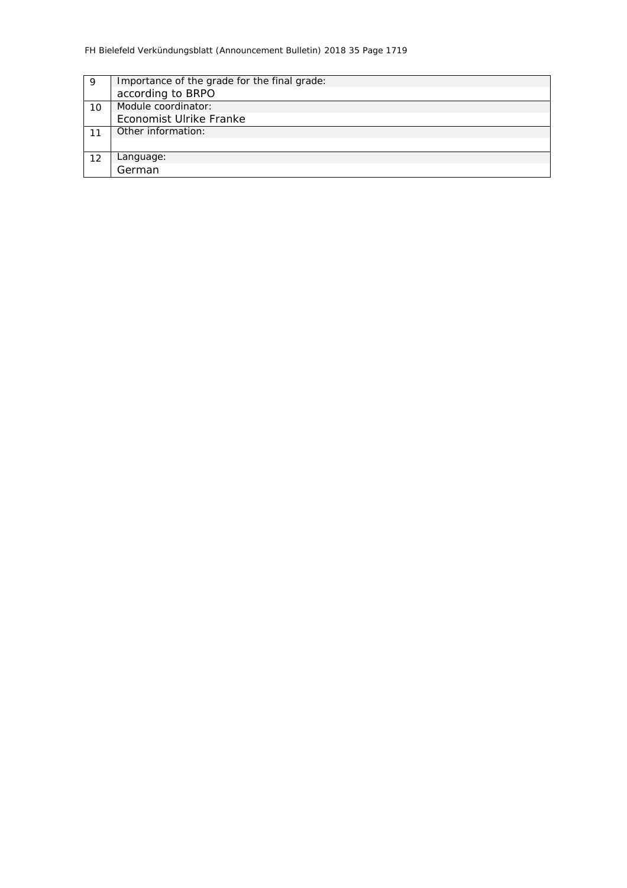| | |
|---|---|
| 9 | Importance of the grade for the final grade:<br>according to BRPO |
| 10 | Module coordinator:<br>Economist Ulrike Franke |
| 11 | Other information: |
| 12 | Language:<br>German |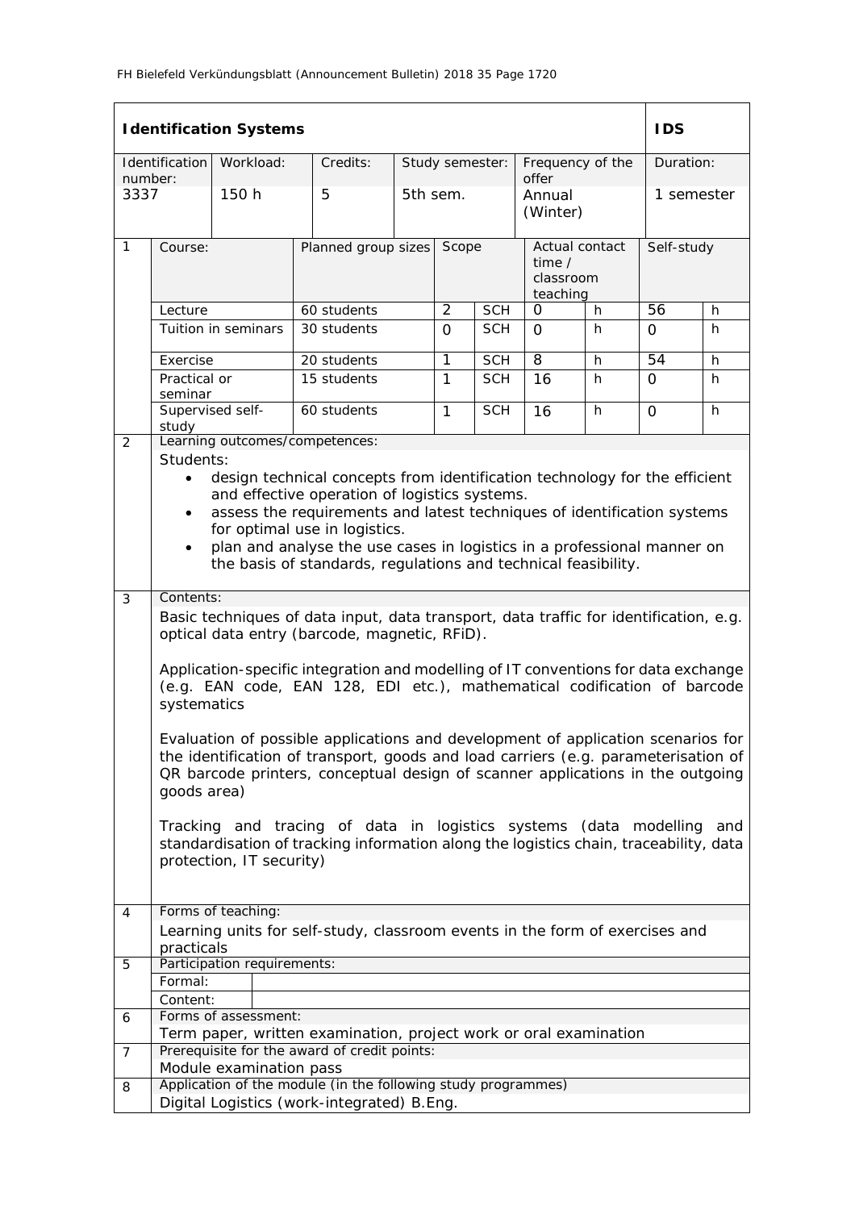| **Identification Systems** | | | | | | **IDS** |
|---|---|---|---|---|---|---|
| Identification number: | Workload: | Credits: | Study semester: | Frequency of the offer | | Duration: |
| 3337 | 150 h | 5 | 5th sem. | Annual (Winter) | | 1 semester |

| | Course: | Planned group sizes | Scope | | Actual contact time / classroom teaching | | Self-study | |
|---|---|---|---|---|---|---|---|---|
| 1 | Lecture | 60 students | 2 | SCH | 0 | h | 56 | h |
| | Tuition in seminars | 30 students | 0 | SCH | 0 | h | 0 | h |
| | Exercise | 20 students | 1 | SCH | 8 | h | 54 | h |
| | Practical or seminar | 15 students | 1 | SCH | 16 | h | 0 | h |
| | Supervised self-study | 60 students | 1 | SCH | 16 | h | 0 | h |

**2 Learning outcomes/competences:**

Students:

- design technical concepts from identification technology for the efficient and effective operation of logistics systems.
- assess the requirements and latest techniques of identification systems for optimal use in logistics.
- plan and analyse the use cases in logistics in a professional manner on the basis of standards, regulations and technical feasibility.

**3 Contents:**

Basic techniques of data input, data transport, data traffic for identification, e.g. optical data entry (barcode, magnetic, RFiD).

Application-specific integration and modelling of IT conventions for data exchange (e.g. EAN code, EAN 128, EDI etc.), mathematical codification of barcode systematics

Evaluation of possible applications and development of application scenarios for the identification of transport, goods and load carriers (e.g. parameterisation of QR barcode printers, conceptual design of scanner applications in the outgoing goods area)

Tracking and tracing of data in logistics systems (data modelling and standardisation of tracking information along the logistics chain, traceability, data protection, IT security)

**4 Forms of teaching:**

Learning units for self-study, classroom events in the form of exercises and practicals

**5 Participation requirements:**

Formal:

Content:

**6 Forms of assessment:**

Term paper, written examination, project work or oral examination

**7 Prerequisite for the award of credit points:**

Module examination pass

**8 Application of the module (in the following study programmes)**

Digital Logistics (work-integrated) B.Eng.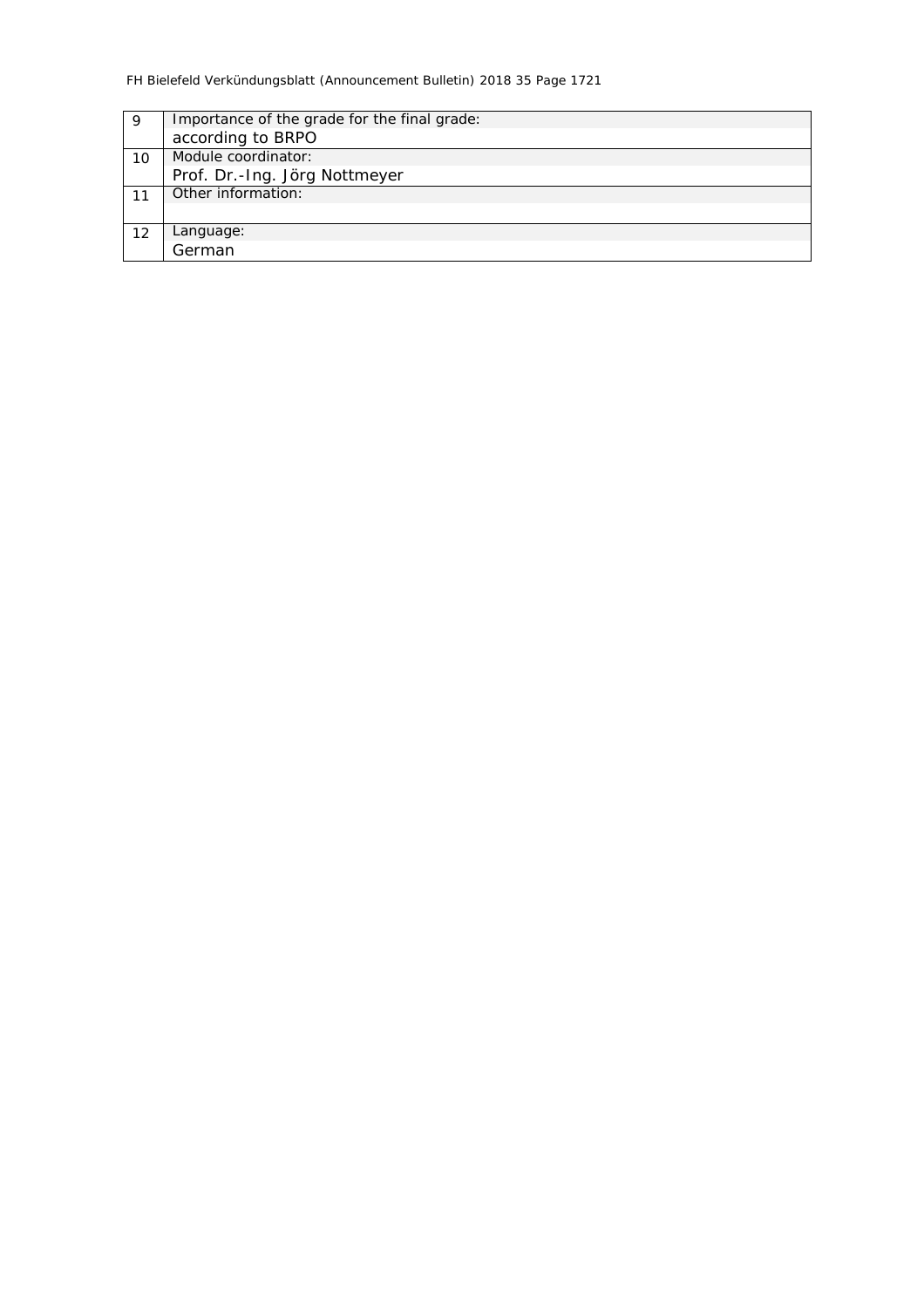| | |
|---|---|
| 9 | Importance of the grade for the final grade:<br>according to BRPO |
| 10 | Module coordinator:<br>Prof. Dr.-Ing. Jörg Nottmeyer |
| 11 | Other information: |
| 12 | Language:<br>German |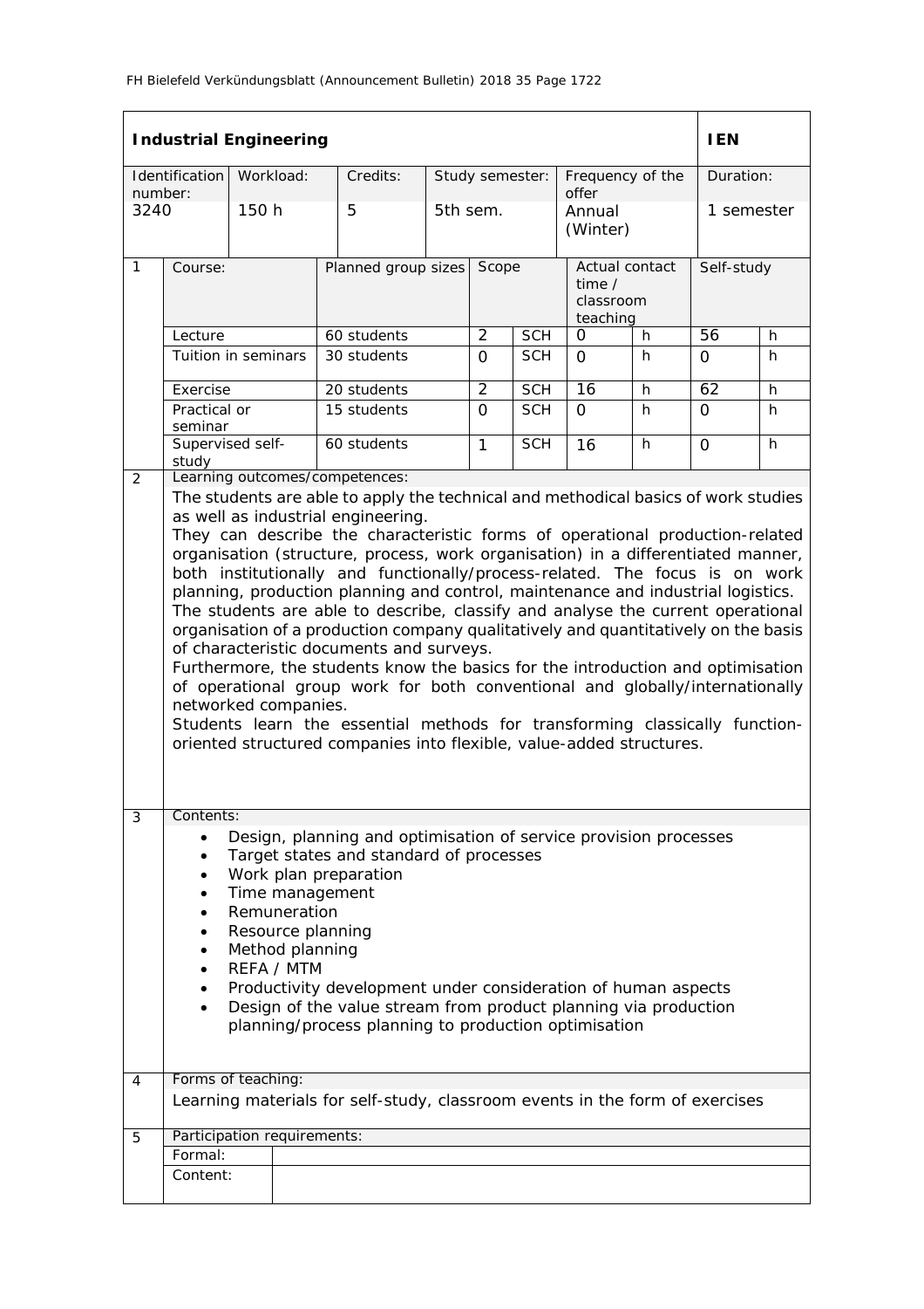| **Industrial Engineering** | | | | | | **IEN** |
|---|---|---|---|---|---|---|
| Identification number: | Workload: | Credits: | Study semester: | Frequency of the offer | | Duration: |
| 3240 | 150 h | 5 | 5th sem. | Annual (Winter) | | 1 semester |

| 1 | Course: | Planned group sizes | Scope | | Actual contact time / classroom teaching | | Self-study | |
|---|---|---|---|---|---|---|---|---|
| | Lecture | 60 students | 2 | SCH | 0 | h | 56 | h |
| | Tuition in seminars | 30 students | 0 | SCH | 0 | h | 0 | h |
| | Exercise | 20 students | 2 | SCH | 16 | h | 62 | h |
| | Practical or seminar | 15 students | 0 | SCH | 0 | h | 0 | h |
| | Supervised self-study | 60 students | 1 | SCH | 16 | h | 0 | h |

**2 Learning outcomes/competences:**

The students are able to apply the technical and methodical basics of work studies as well as industrial engineering.
They can describe the characteristic forms of operational production-related organisation (structure, process, work organisation) in a differentiated manner, both institutionally and functionally/process-related. The focus is on work planning, production planning and control, maintenance and industrial logistics.
The students are able to describe, classify and analyse the current operational organisation of a production company qualitatively and quantitatively on the basis of characteristic documents and surveys.
Furthermore, the students know the basics for the introduction and optimisation of operational group work for both conventional and globally/internationally networked companies.
Students learn the essential methods for transforming classically function-oriented structured companies into flexible, value-added structures.

**3 Contents:**

- Design, planning and optimisation of service provision processes
- Target states and standard of processes
- Work plan preparation
- Time management
- Remuneration
- Resource planning
- Method planning
- REFA / MTM
- Productivity development under consideration of human aspects
- Design of the value stream from product planning via production planning/process planning to production optimisation

**4 Forms of teaching:**

Learning materials for self-study, classroom events in the form of exercises

**5 Participation requirements:**

| Formal: | |
|---|---|
| Content: | |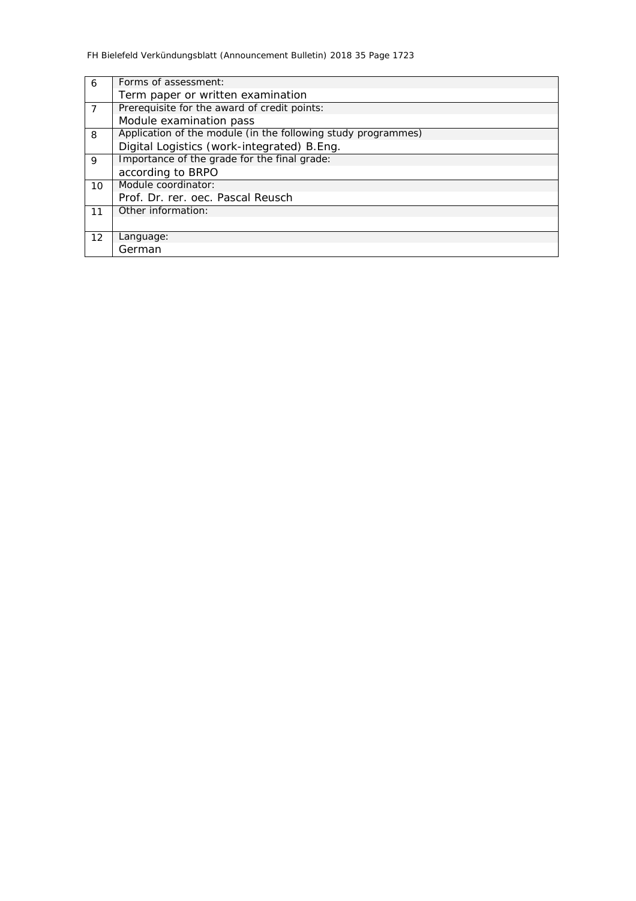| | |
|---|---|
| 6 | Forms of assessment:<br>Term paper or written examination |
| 7 | Prerequisite for the award of credit points:<br>Module examination pass |
| 8 | Application of the module (in the following study programmes)<br>Digital Logistics (work-integrated) B.Eng. |
| 9 | Importance of the grade for the final grade:<br>according to BRPO |
| 10 | Module coordinator:<br>Prof. Dr. rer. oec. Pascal Reusch |
| 11 | Other information: |
| 12 | Language:<br>German |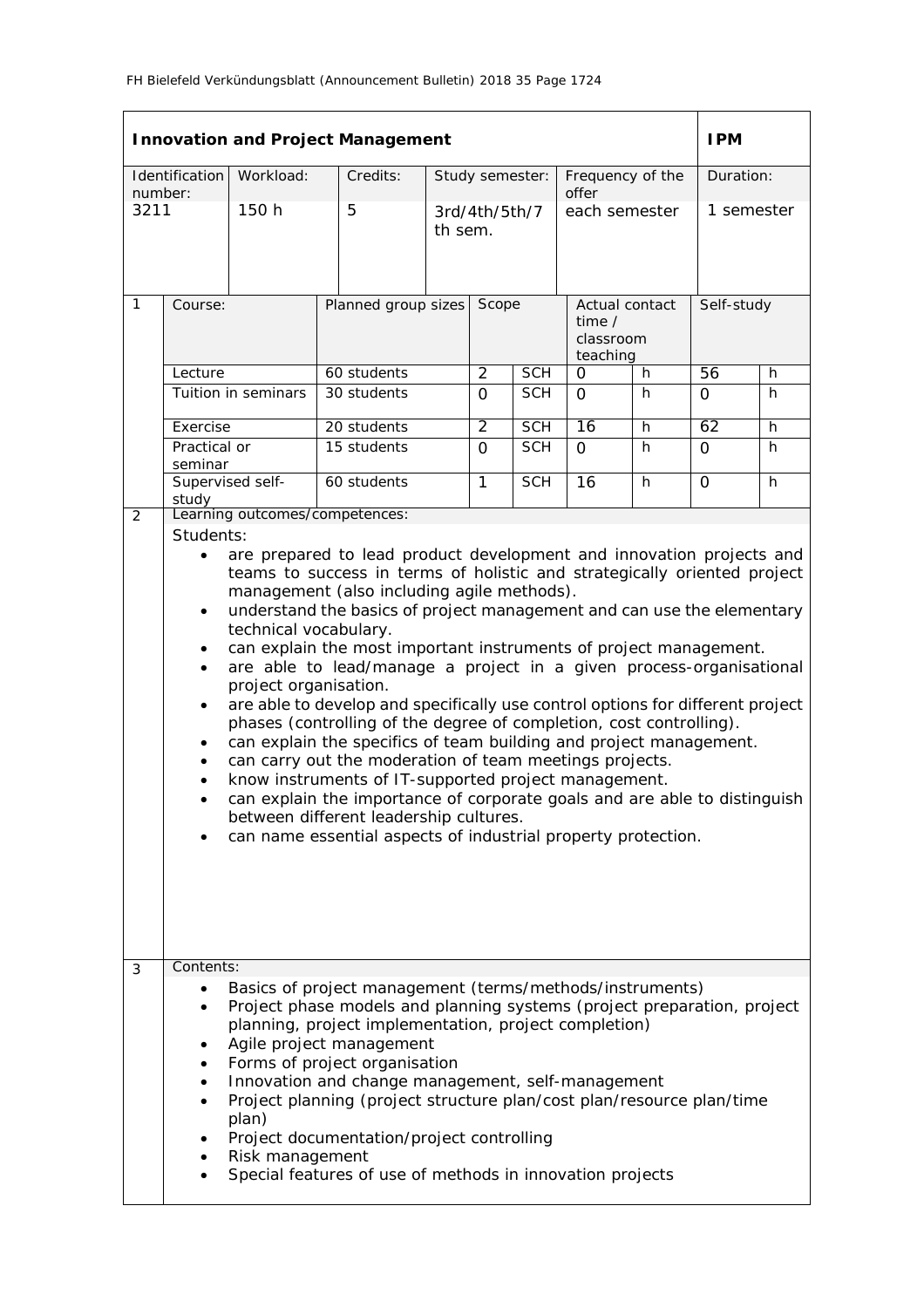| **Innovation and Project Management** | | | | | | **IPM** |
|---|---|---|---|---|---|---|
| Identification number: | Workload: | Credits: | Study semester: | Frequency of the offer | | Duration: |
| 3211 | 150 h | 5 | 3rd/4th/5th/7th sem. | each semester | | 1 semester |

| 1 | Course: | Planned group sizes | Scope | | Actual contact time / classroom teaching | | Self-study | |
|---|---|---|---|---|---|---|---|---|
| | Lecture | 60 students | 2 | SCH | 0 | h | 56 | h |
| | Tuition in seminars | 30 students | 0 | SCH | 0 | h | 0 | h |
| | Exercise | 20 students | 2 | SCH | 16 | h | 62 | h |
| | Practical or seminar | 15 students | 0 | SCH | 0 | h | 0 | h |
| | Supervised self-study | 60 students | 1 | SCH | 16 | h | 0 | h |

**2** Learning outcomes/competences:

Students:

- are prepared to lead product development and innovation projects and teams to success in terms of holistic and strategically oriented project management (also including agile methods).
- understand the basics of project management and can use the elementary technical vocabulary.
- can explain the most important instruments of project management.
- are able to lead/manage a project in a given process-organisational project organisation.
- are able to develop and specifically use control options for different project phases (controlling of the degree of completion, cost controlling).
- can explain the specifics of team building and project management.
- can carry out the moderation of team meetings projects.
- know instruments of IT-supported project management.
- can explain the importance of corporate goals and are able to distinguish between different leadership cultures.
- can name essential aspects of industrial property protection.

**3** Contents:

- Basics of project management (terms/methods/instruments)
- Project phase models and planning systems (project preparation, project planning, project implementation, project completion)
- Agile project management
- Forms of project organisation
- Innovation and change management, self-management
- Project planning (project structure plan/cost plan/resource plan/time plan)
- Project documentation/project controlling
- Risk management
- Special features of use of methods in innovation projects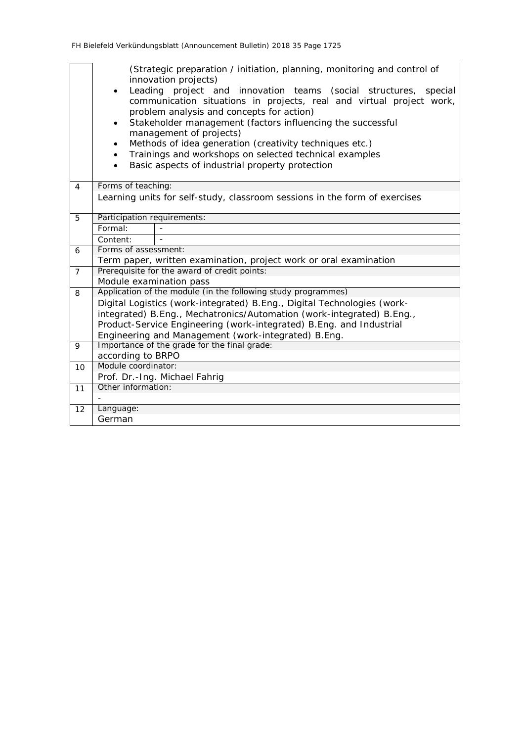| | |
|---|---|
| | (Strategic preparation / initiation, planning, monitoring and control of innovation projects)<br>• Leading project and innovation teams (social structures, special communication situations in projects, real and virtual project work, problem analysis and concepts for action)<br>• Stakeholder management (factors influencing the successful management of projects)<br>• Methods of idea generation (creativity techniques etc.)<br>• Trainings and workshops on selected technical examples<br>• Basic aspects of industrial property protection |
| 4 | Forms of teaching:<br>Learning units for self-study, classroom sessions in the form of exercises |
| 5 | Participation requirements:<br>Formal: -<br>Content: - |
| 6 | Forms of assessment:<br>Term paper, written examination, project work or oral examination |
| 7 | Prerequisite for the award of credit points:<br>Module examination pass |
| 8 | Application of the module (in the following study programmes)<br>Digital Logistics (work-integrated) B.Eng., Digital Technologies (work-integrated) B.Eng., Mechatronics/Automation (work-integrated) B.Eng., Product-Service Engineering (work-integrated) B.Eng. and Industrial Engineering and Management (work-integrated) B.Eng. |
| 9 | Importance of the grade for the final grade:<br>according to BRPO |
| 10 | Module coordinator:<br>Prof. Dr.-Ing. Michael Fahrig |
| 11 | Other information:<br>- |
| 12 | Language:<br>German |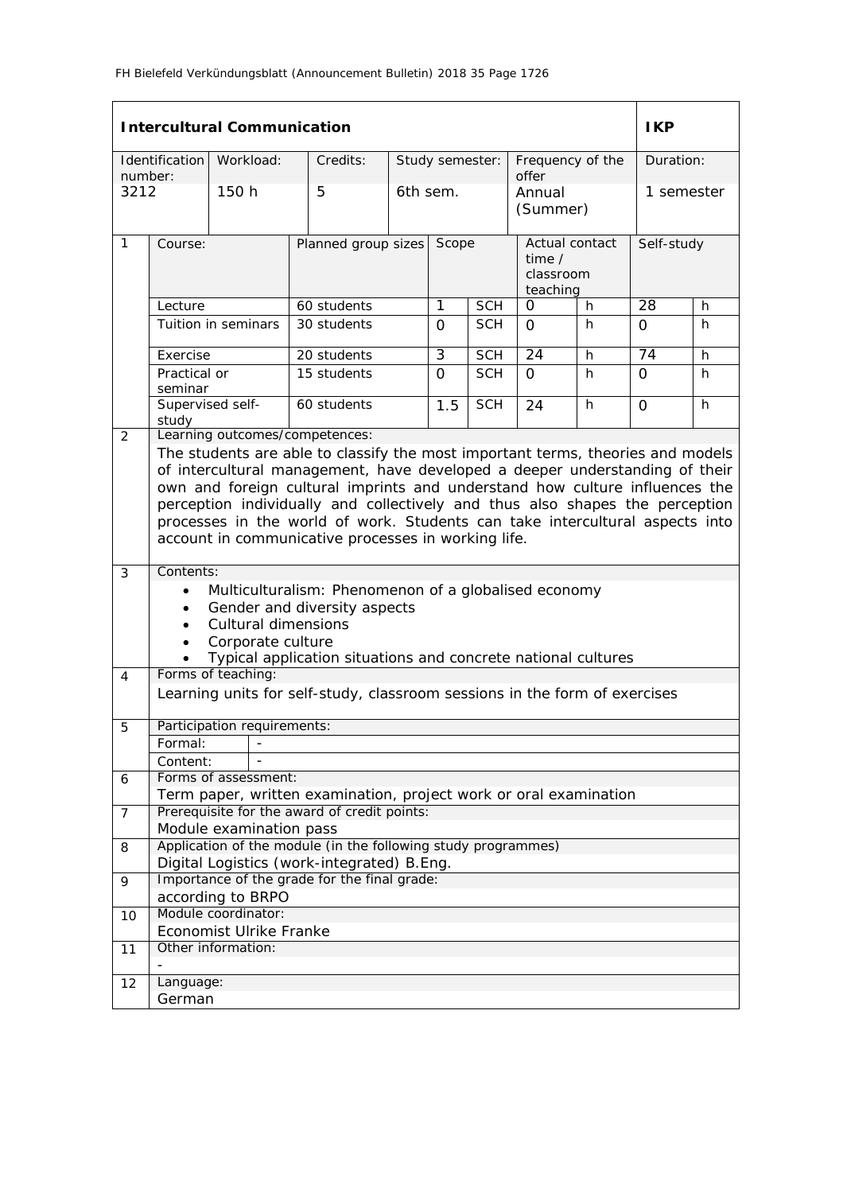| **Intercultural Communication** | | | | | | **IKP** |
|---|---|---|---|---|---|---|
| Identification number: | Workload: | Credits: | Study semester: | Frequency of the offer | | Duration: |
| 3212 | 150 h | 5 | 6th sem. | Annual (Summer) | | 1 semester |

| | Course: | Planned group sizes | Scope | | Actual contact time / classroom teaching | | Self-study | |
|---|---|---|---|---|---|---|---|---|
| 1 | Lecture | 60 students | 1 | SCH | 0 | h | 28 | h |
| | Tuition in seminars | 30 students | 0 | SCH | 0 | h | 0 | h |
| | Exercise | 20 students | 3 | SCH | 24 | h | 74 | h |
| | Practical or seminar | 15 students | 0 | SCH | 0 | h | 0 | h |
| | Supervised self-study | 60 students | 1.5 | SCH | 24 | h | 0 | h |

**2 Learning outcomes/competences:**

The students are able to classify the most important terms, theories and models of intercultural management, have developed a deeper understanding of their own and foreign cultural imprints and understand how culture influences the perception individually and collectively and thus also shapes the perception processes in the world of work. Students can take intercultural aspects into account in communicative processes in working life.

**3 Contents:**

- Multiculturalism: Phenomenon of a globalised economy
- Gender and diversity aspects
- Cultural dimensions
- Corporate culture
- Typical application situations and concrete national cultures

**4 Forms of teaching:**

Learning units for self-study, classroom sessions in the form of exercises

**5 Participation requirements:**

| Formal: | - |
|---|---|
| Content: | - |

**6 Forms of assessment:**

Term paper, written examination, project work or oral examination

**7 Prerequisite for the award of credit points:**

Module examination pass

**8 Application of the module (in the following study programmes)**

Digital Logistics (work-integrated) B.Eng.

**9 Importance of the grade for the final grade:**

according to BRPO

**10 Module coordinator:**

Economist Ulrike Franke

**11 Other information:**

-

**12 Language:**

German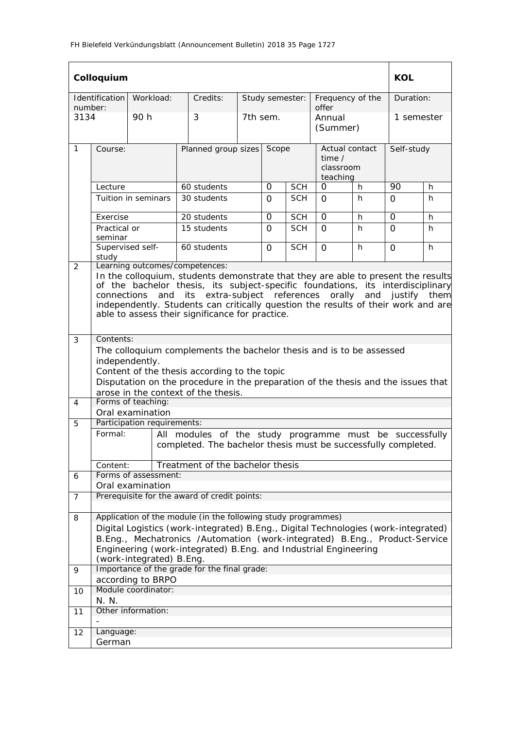| Colloquium | | | | | | KOL |
|---|---|---|---|---|---|---|
| Identification number: | Workload: | Credits: | Study semester: | Frequency of the offer | | Duration: |
| 3134 | 90 h | 3 | 7th sem. | Annual (Summer) | | 1 semester |

| | Course: | Planned group sizes | Scope | | Actual contact time / classroom teaching | | Self-study | |
|---|---|---|---|---|---|---|---|---|
| 1 | Lecture | 60 students | 0 | SCH | 0 | h | 90 | h |
| | Tuition in seminars | 30 students | 0 | SCH | 0 | h | 0 | h |
| | Exercise | 20 students | 0 | SCH | 0 | h | 0 | h |
| | Practical or seminar | 15 students | 0 | SCH | 0 | h | 0 | h |
| | Supervised self-study | 60 students | 0 | SCH | 0 | h | 0 | h |

| | | |
|---|---|---|
| 2 | Learning outcomes/competences: | |
| | In the colloquium, students demonstrate that they are able to present the results of the bachelor thesis, its subject-specific foundations, its interdisciplinary connections and its extra-subject references orally and justify them independently. Students can critically question the results of their work and are able to assess their significance for practice. | |
| 3 | Contents: | |
| | The colloquium complements the bachelor thesis and is to be assessed independently.<br>Content of the thesis according to the topic<br>Disputation on the procedure in the preparation of the thesis and the issues that arose in the context of the thesis. | |
| 4 | Forms of teaching: | |
| | Oral examination | |
| 5 | Participation requirements: | |
| | Formal: | All modules of the study programme must be successfully completed. The bachelor thesis must be successfully completed. |
| | Content: | Treatment of the bachelor thesis |
| 6 | Forms of assessment: | |
| | Oral examination | |
| 7 | Prerequisite for the award of credit points: | |
| | | |
| 8 | Application of the module (in the following study programmes) | |
| | Digital Logistics (work-integrated) B.Eng., Digital Technologies (work-integrated) B.Eng., Mechatronics /Automation (work-integrated) B.Eng., Product-Service Engineering (work-integrated) B.Eng. and Industrial Engineering (work-integrated) B.Eng. | |
| 9 | Importance of the grade for the final grade: | |
| | according to BRPO | |
| 10 | Module coordinator: | |
| | N. N. | |
| 11 | Other information: | |
| | - | |
| 12 | Language: | |
| | German | |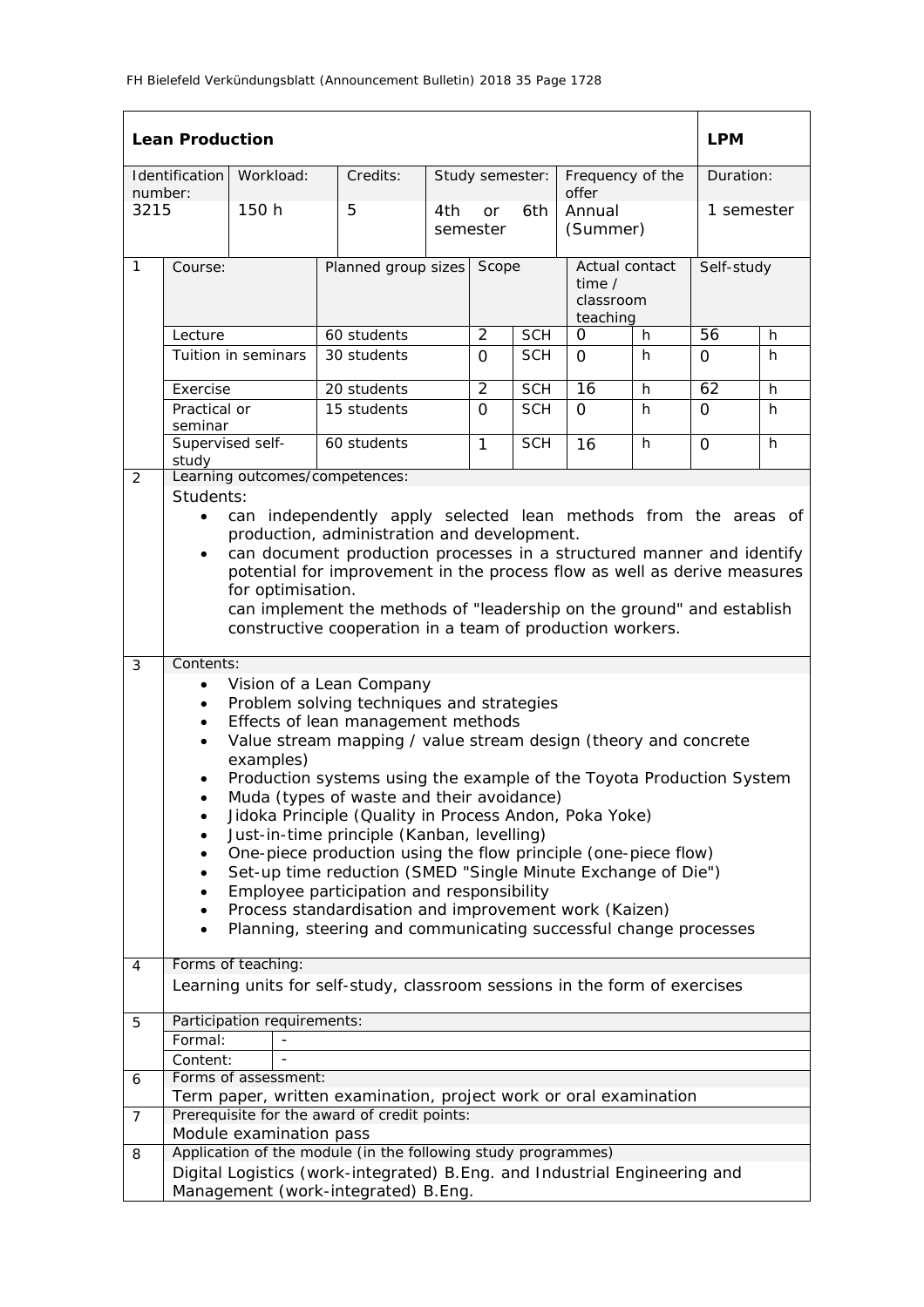| **Lean Production** | | | | | | **LPM** |
|---|---|---|---|---|---|---|
| Identification number: | Workload: | Credits: | Study semester: | Frequency of the offer | | Duration: |
| 3215 | 150 h | 5 | 4th or 6th semester | Annual (Summer) | | 1 semester |

| | Course: | Planned group sizes | Scope | | Actual contact time / classroom teaching | | Self-study | |
|---|---|---|---|---|---|---|---|---|
| 1 | Lecture | 60 students | 2 | SCH | 0 | h | 56 | h |
| | Tuition in seminars | 30 students | 0 | SCH | 0 | h | 0 | h |
| | Exercise | 20 students | 2 | SCH | 16 | h | 62 | h |
| | Practical or seminar | 15 students | 0 | SCH | 0 | h | 0 | h |
| | Supervised self-study | 60 students | 1 | SCH | 16 | h | 0 | h |

**2 Learning outcomes/competences:**

Students:

- can independently apply selected lean methods from the areas of production, administration and development.
- can document production processes in a structured manner and identify potential for improvement in the process flow as well as derive measures for optimisation.
  can implement the methods of "leadership on the ground" and establish constructive cooperation in a team of production workers.

**3 Contents:**

- Vision of a Lean Company
- Problem solving techniques and strategies
- Effects of lean management methods
- Value stream mapping / value stream design (theory and concrete examples)
- Production systems using the example of the Toyota Production System
- Muda (types of waste and their avoidance)
- Jidoka Principle (Quality in Process Andon, Poka Yoke)
- Just-in-time principle (Kanban, levelling)
- One-piece production using the flow principle (one-piece flow)
- Set-up time reduction (SMED "Single Minute Exchange of Die")
- Employee participation and responsibility
- Process standardisation and improvement work (Kaizen)
- Planning, steering and communicating successful change processes

**4 Forms of teaching:**

Learning units for self-study, classroom sessions in the form of exercises

**5 Participation requirements:**

| Formal: | - |
|---|---|
| Content: | - |

**6 Forms of assessment:**

Term paper, written examination, project work or oral examination

**7 Prerequisite for the award of credit points:**

Module examination pass

**8 Application of the module (in the following study programmes)**

Digital Logistics (work-integrated) B.Eng. and Industrial Engineering and Management (work-integrated) B.Eng.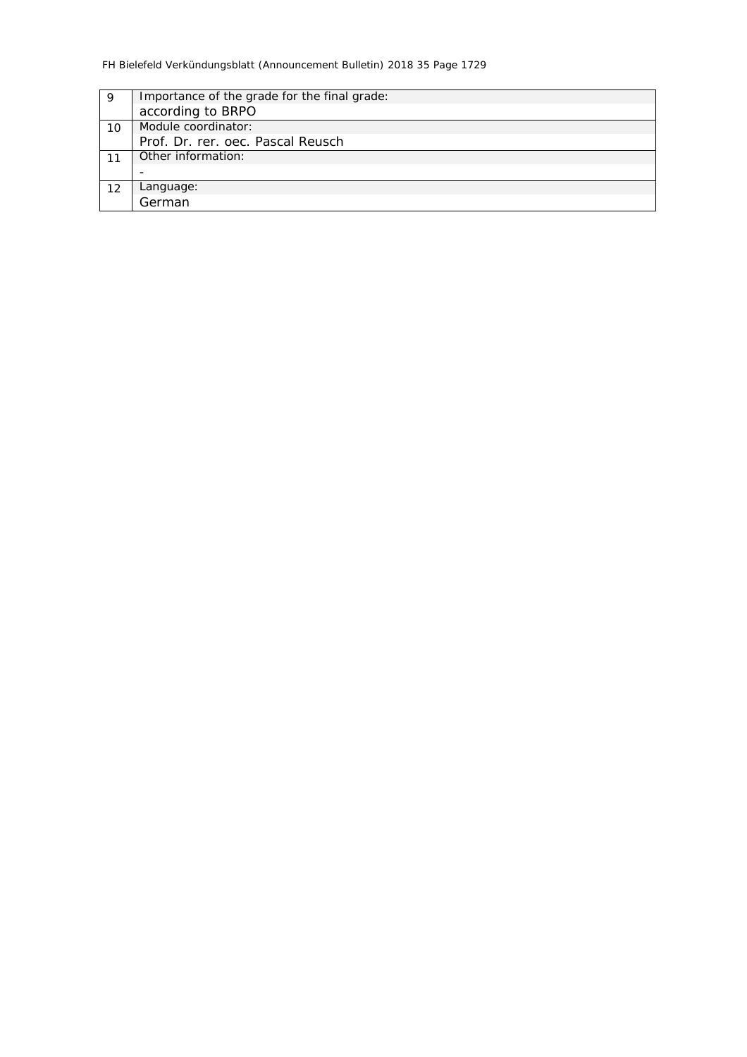| | |
|---|---|
| 9 | Importance of the grade for the final grade:<br>according to BRPO |
| 10 | Module coordinator:<br>Prof. Dr. rer. oec. Pascal Reusch |
| 11 | Other information:<br>- |
| 12 | Language:<br>German |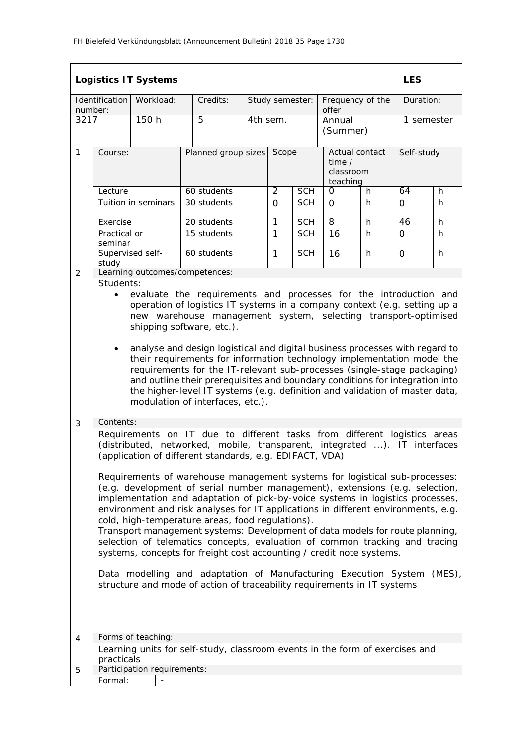| **Logistics IT Systems** | | | | | | | | | | | **LES** | |
|---|---|---|---|---|---|---|---|---|---|---|---|---|
| Identification number: | | Workload: | Credits: | Study semester: | | | Frequency of the offer | | | | Duration: | |
| 3217 | | 150 h | 5 | 4th sem. | | | Annual (Summer) | | | | 1 semester | |
| 1 | Course: | | Planned group sizes | | Scope | | Actual contact time / classroom teaching | | | | Self-study | |
| | Lecture | | 60 students | | 2 | SCH | 0 | h | | | 64 | h |
| | Tuition in seminars | | 30 students | | 0 | SCH | 0 | h | | | 0 | h |
| | Exercise | | 20 students | | 1 | SCH | 8 | h | | | 46 | h |
| | Practical or seminar | | 15 students | | 1 | SCH | 16 | h | | | 0 | h |
| | Supervised self-study | | 60 students | | 1 | SCH | 16 | h | | | 0 | h |

**2 Learning outcomes/competences:**

Students:

- evaluate the requirements and processes for the introduction and operation of logistics IT systems in a company context (e.g. setting up a new warehouse management system, selecting transport-optimised shipping software, etc.).

- analyse and design logistical and digital business processes with regard to their requirements for information technology implementation model the requirements for the IT-relevant sub-processes (single-stage packaging) and outline their prerequisites and boundary conditions for integration into the higher-level IT systems (e.g. definition and validation of master data, modulation of interfaces, etc.).

**3 Contents:**

Requirements on IT due to different tasks from different logistics areas (distributed, networked, mobile, transparent, integrated ...). IT interfaces (application of different standards, e.g. EDIFACT, VDA)

Requirements of warehouse management systems for logistical sub-processes: (e.g. development of serial number management), extensions (e.g. selection, implementation and adaptation of pick-by-voice systems in logistics processes, environment and risk analyses for IT applications in different environments, e.g. cold, high-temperature areas, food regulations).
Transport management systems: Development of data models for route planning, selection of telematics concepts, evaluation of common tracking and tracing systems, concepts for freight cost accounting / credit note systems.

Data modelling and adaptation of Manufacturing Execution System (MES), structure and mode of action of traceability requirements in IT systems

**4 Forms of teaching:**

Learning units for self-study, classroom events in the form of exercises and practicals

**5 Participation requirements:**

Formal: -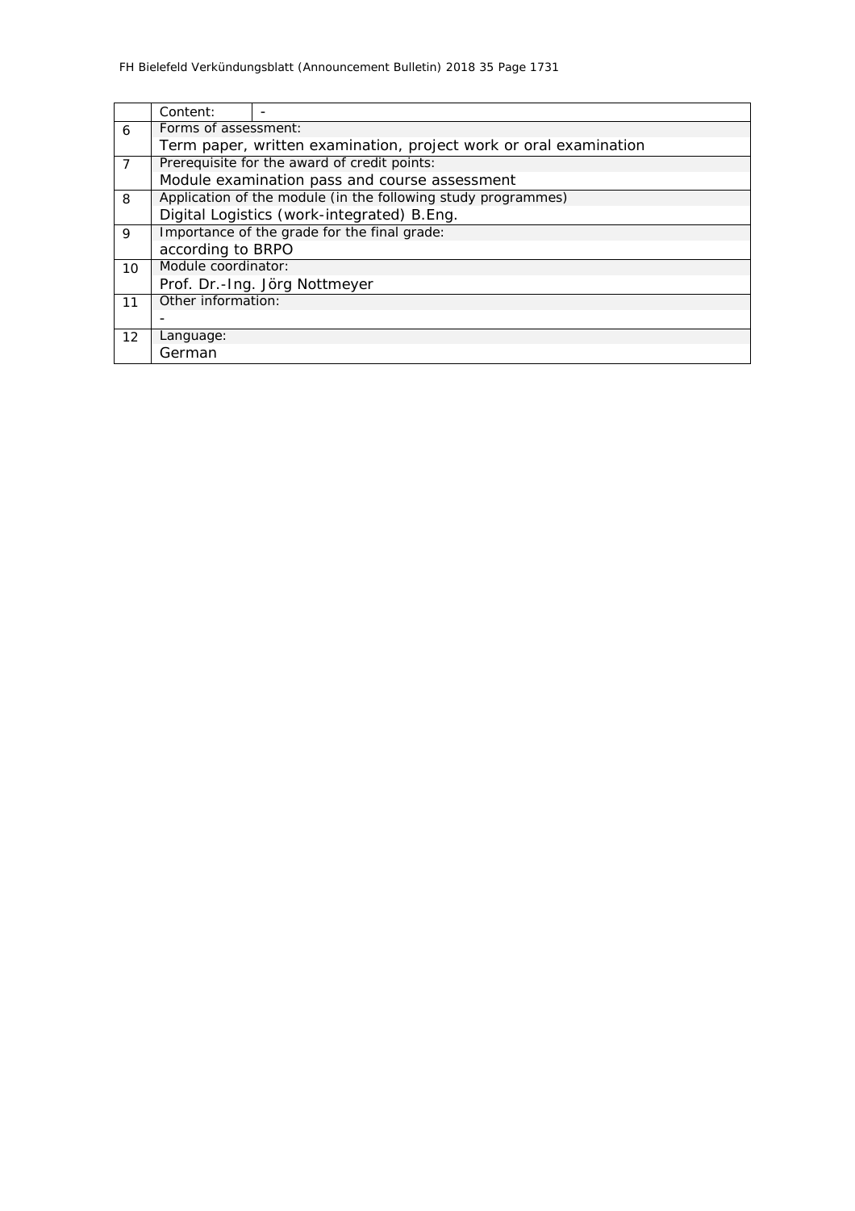| | | |
|---|---|---|
| | Content: | - |
| 6 | Forms of assessment: | |
| | Term paper, written examination, project work or oral examination | |
| 7 | Prerequisite for the award of credit points: | |
| | Module examination pass and course assessment | |
| 8 | Application of the module (in the following study programmes) | |
| | Digital Logistics (work-integrated) B.Eng. | |
| 9 | Importance of the grade for the final grade: | |
| | according to BRPO | |
| 10 | Module coordinator: | |
| | Prof. Dr.-Ing. Jörg Nottmeyer | |
| 11 | Other information: | |
| | - | |
| 12 | Language: | |
| | German | |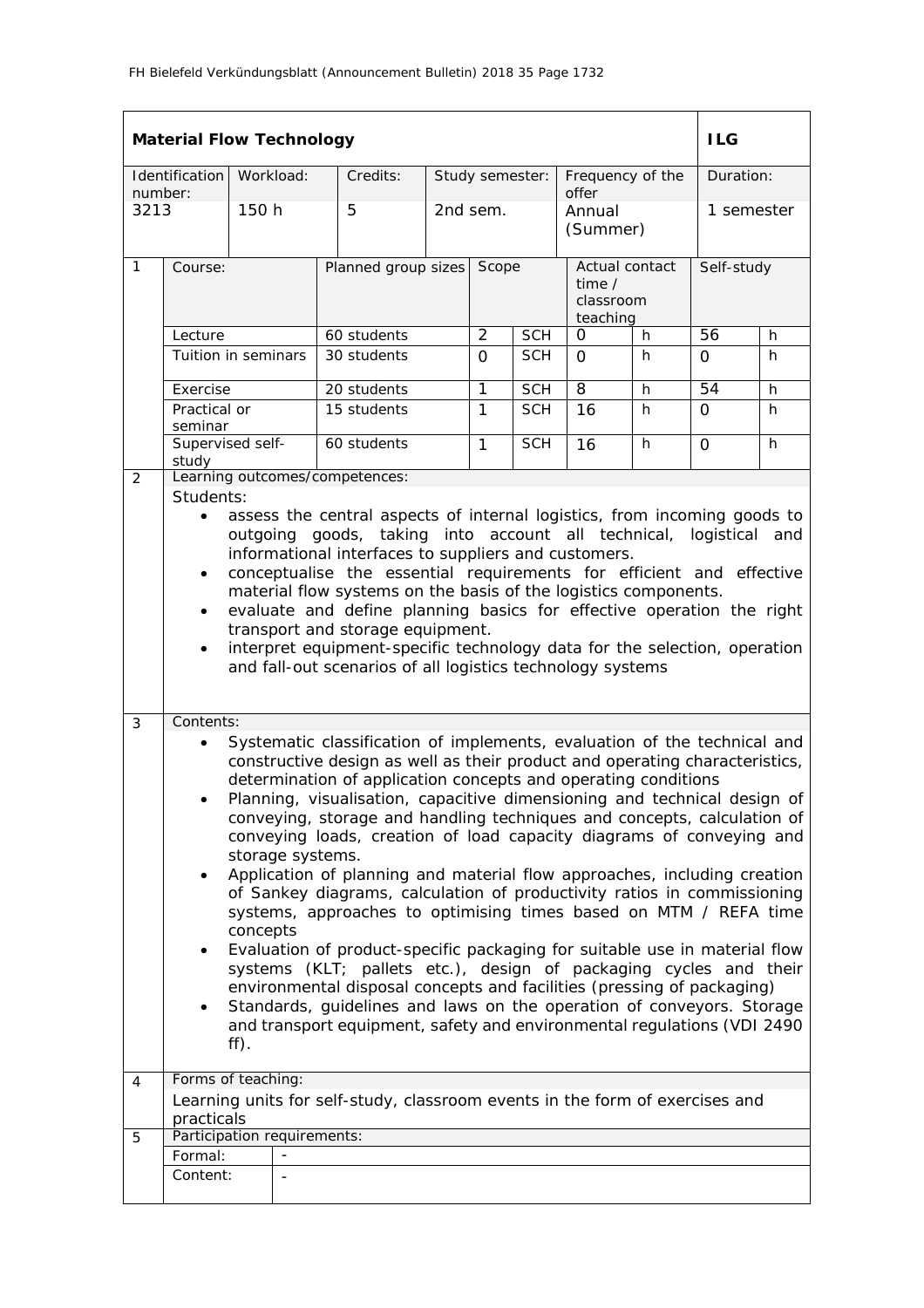| **Material Flow Technology** | | | | | | **ILG** |
|---|---|---|---|---|---|---|
| Identification number: | Workload: | Credits: | Study semester: | Frequency of the offer | | Duration: |
| 3213 | 150 h | 5 | 2nd sem. | Annual (Summer) | | 1 semester |

| | Course: | Planned group sizes | Scope | | Actual contact time / classroom teaching | | Self-study | |
|---|---|---|---|---|---|---|---|---|
| 1 | Lecture | 60 students | 2 | SCH | 0 | h | 56 | h |
| | Tuition in seminars | 30 students | 0 | SCH | 0 | h | 0 | h |
| | Exercise | 20 students | 1 | SCH | 8 | h | 54 | h |
| | Practical or seminar | 15 students | 1 | SCH | 16 | h | 0 | h |
| | Supervised self-study | 60 students | 1 | SCH | 16 | h | 0 | h |

**2 Learning outcomes/competences:**

Students:

- assess the central aspects of internal logistics, from incoming goods to outgoing goods, taking into account all technical, logistical and informational interfaces to suppliers and customers.
- conceptualise the essential requirements for efficient and effective material flow systems on the basis of the logistics components.
- evaluate and define planning basics for effective operation the right transport and storage equipment.
- interpret equipment-specific technology data for the selection, operation and fall-out scenarios of all logistics technology systems

**3 Contents:**

- Systematic classification of implements, evaluation of the technical and constructive design as well as their product and operating characteristics, determination of application concepts and operating conditions
- Planning, visualisation, capacitive dimensioning and technical design of conveying, storage and handling techniques and concepts, calculation of conveying loads, creation of load capacity diagrams of conveying and storage systems.
- Application of planning and material flow approaches, including creation of Sankey diagrams, calculation of productivity ratios in commissioning systems, approaches to optimising times based on MTM / REFA time concepts
- Evaluation of product-specific packaging for suitable use in material flow systems (KLT; pallets etc.), design of packaging cycles and their environmental disposal concepts and facilities (pressing of packaging)
- Standards, guidelines and laws on the operation of conveyors. Storage and transport equipment, safety and environmental regulations (VDI 2490 ff).

**4 Forms of teaching:**

Learning units for self-study, classroom events in the form of exercises and practicals

**5 Participation requirements:**

| | |
|---|---|
| Formal: | - |
| Content: | - |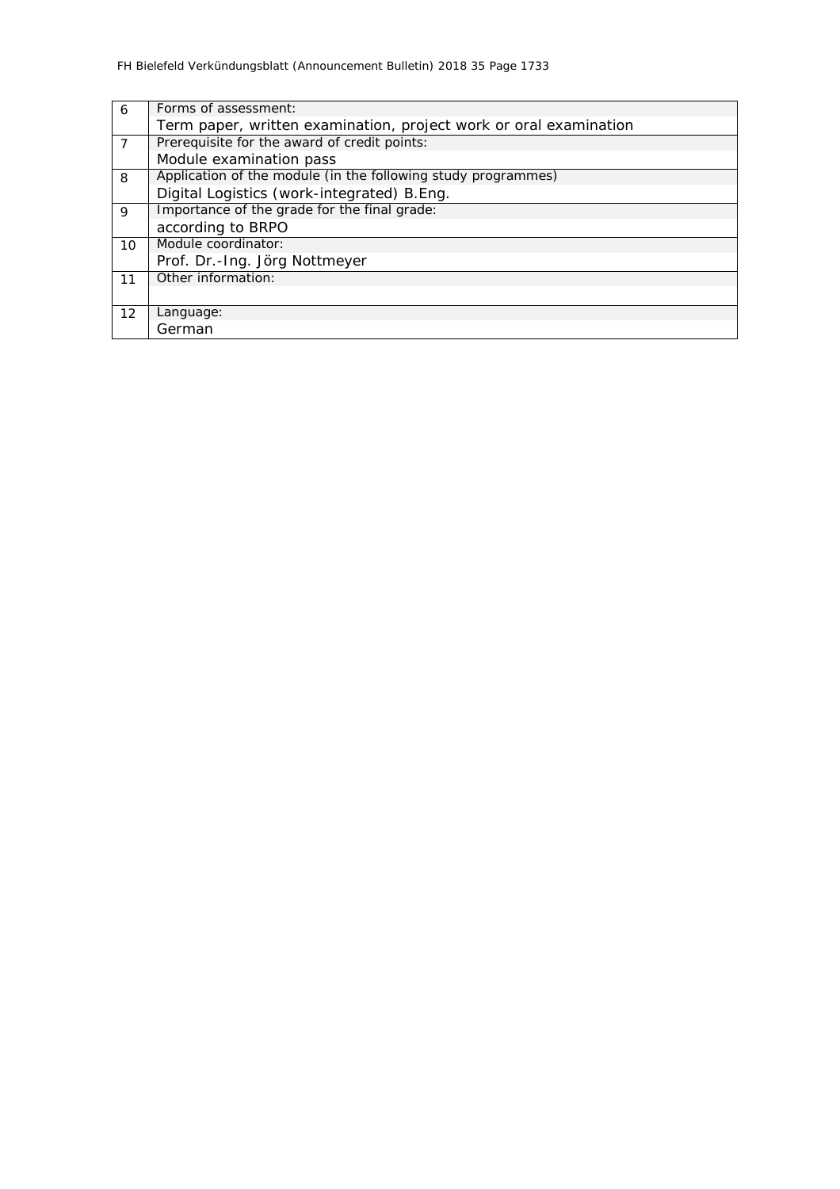| | |
|---|---|
| 6 | Forms of assessment:<br>Term paper, written examination, project work or oral examination |
| 7 | Prerequisite for the award of credit points:<br>Module examination pass |
| 8 | Application of the module (in the following study programmes)<br>Digital Logistics (work-integrated) B.Eng. |
| 9 | Importance of the grade for the final grade:<br>according to BRPO |
| 10 | Module coordinator:<br>Prof. Dr.-Ing. Jörg Nottmeyer |
| 11 | Other information: |
| 12 | Language:<br>German |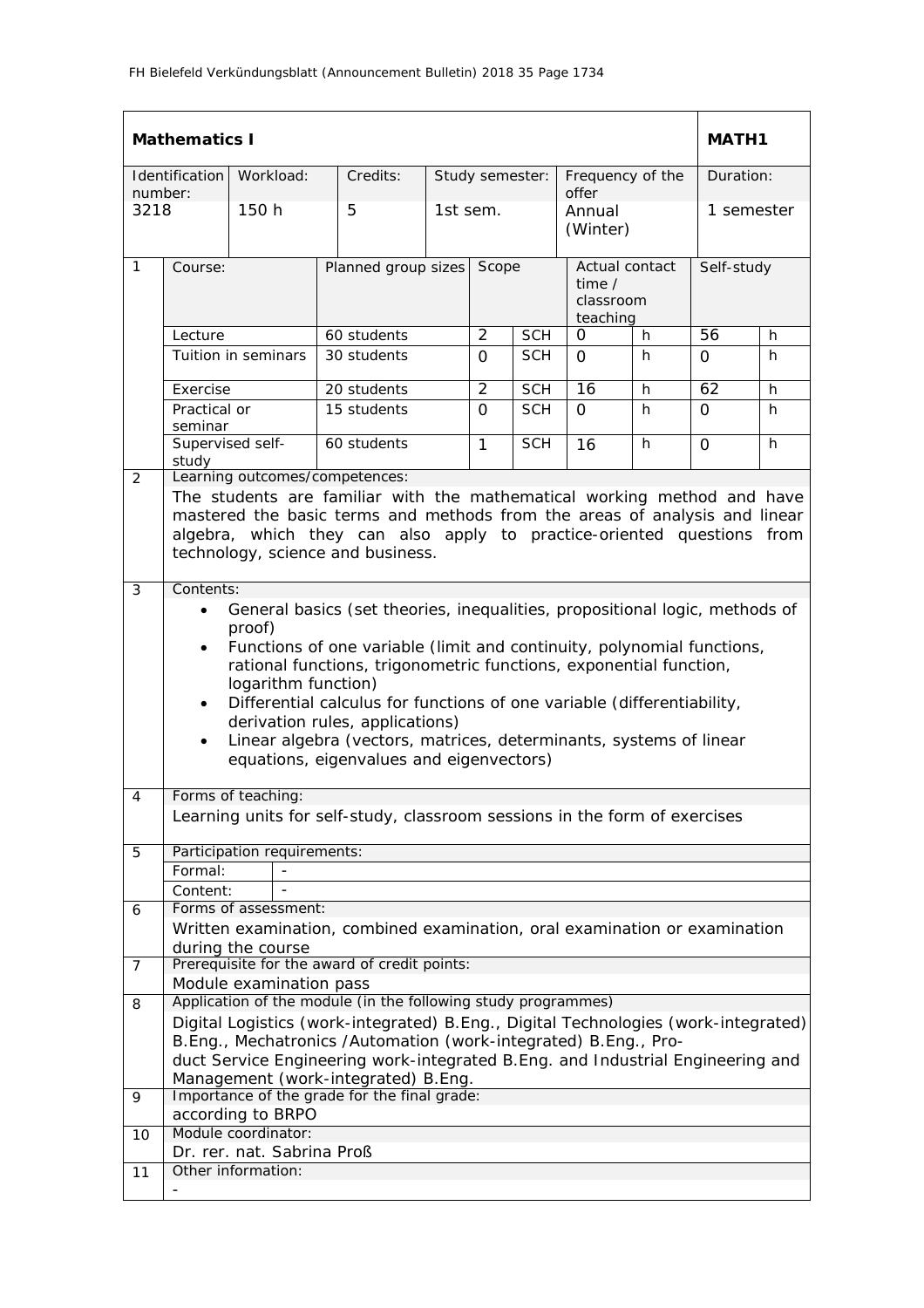| Mathematics I | | | | | | MATH1 |
|---|---|---|---|---|---|---|
| Identification number: | Workload: | Credits: | Study semester: | Frequency of the offer | | Duration: |
| 3218 | 150 h | 5 | 1st sem. | Annual (Winter) | | 1 semester |

| 1 | Course: | Planned group sizes | Scope | | Actual contact time / classroom teaching | | Self-study | |
|---|---|---|---|---|---|---|---|---|
| | Lecture | 60 students | 2 | SCH | 0 | h | 56 | h |
| | Tuition in seminars | 30 students | 0 | SCH | 0 | h | 0 | h |
| | Exercise | 20 students | 2 | SCH | 16 | h | 62 | h |
| | Practical or seminar | 15 students | 0 | SCH | 0 | h | 0 | h |
| | Supervised self-study | 60 students | 1 | SCH | 16 | h | 0 | h |

**2 Learning outcomes/competences:**

The students are familiar with the mathematical working method and have mastered the basic terms and methods from the areas of analysis and linear algebra, which they can also apply to practice-oriented questions from technology, science and business.

**3 Contents:**

- General basics (set theories, inequalities, propositional logic, methods of proof)
- Functions of one variable (limit and continuity, polynomial functions, rational functions, trigonometric functions, exponential function, logarithm function)
- Differential calculus for functions of one variable (differentiability, derivation rules, applications)
- Linear algebra (vectors, matrices, determinants, systems of linear equations, eigenvalues and eigenvectors)

**4 Forms of teaching:**

Learning units for self-study, classroom sessions in the form of exercises

**5 Participation requirements:**

Formal: -

Content: -

**6 Forms of assessment:**

Written examination, combined examination, oral examination or examination during the course

**7 Prerequisite for the award of credit points:**

Module examination pass

**8 Application of the module (in the following study programmes)**

Digital Logistics (work-integrated) B.Eng., Digital Technologies (work-integrated) B.Eng., Mechatronics /Automation (work-integrated) B.Eng., Product Service Engineering work-integrated B.Eng. and Industrial Engineering and Management (work-integrated) B.Eng.

**9 Importance of the grade for the final grade:**

according to BRPO

**10 Module coordinator:**

Dr. rer. nat. Sabrina Proß

**11 Other information:**

-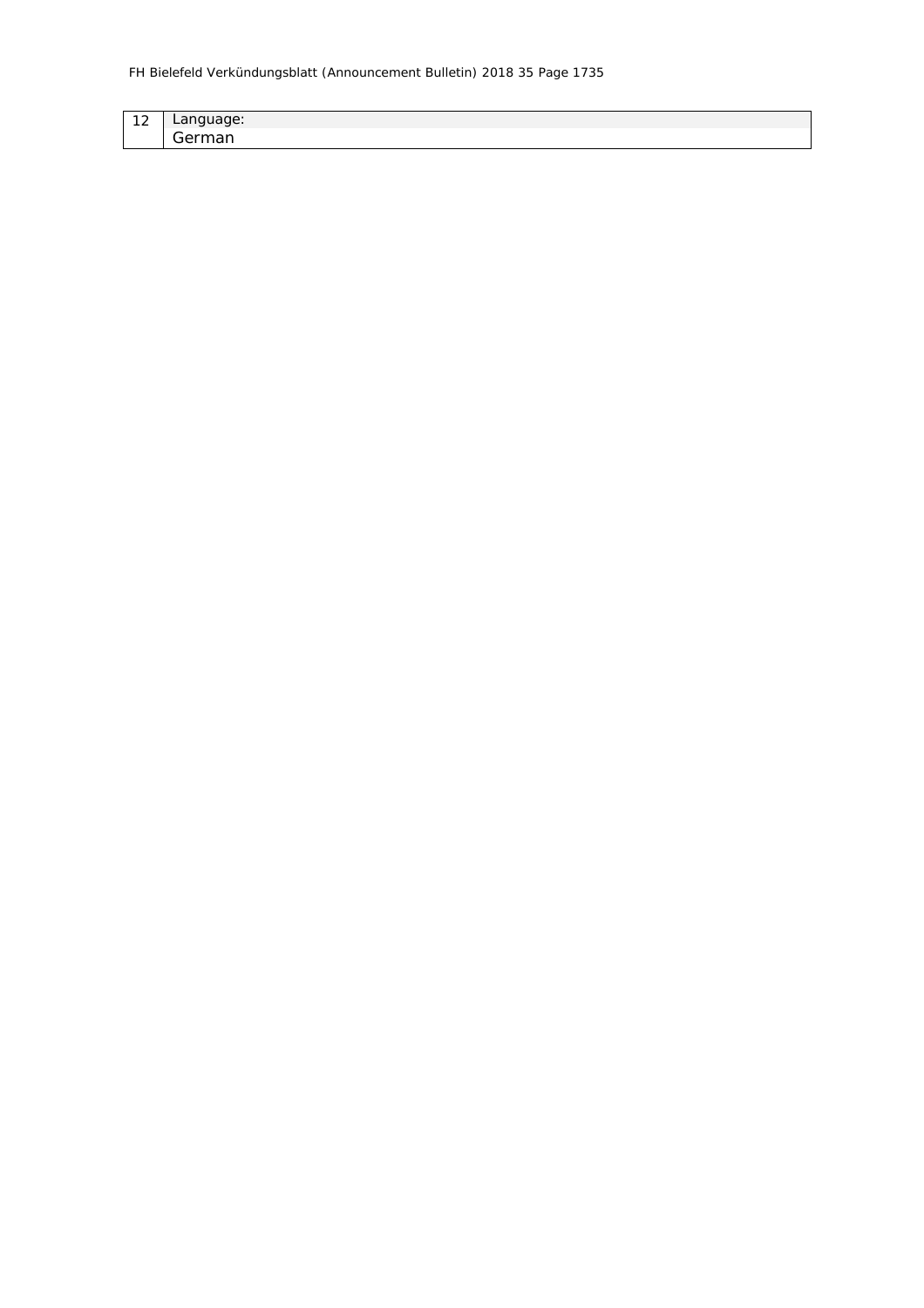| 12 | Language:<br>German |
|---|---|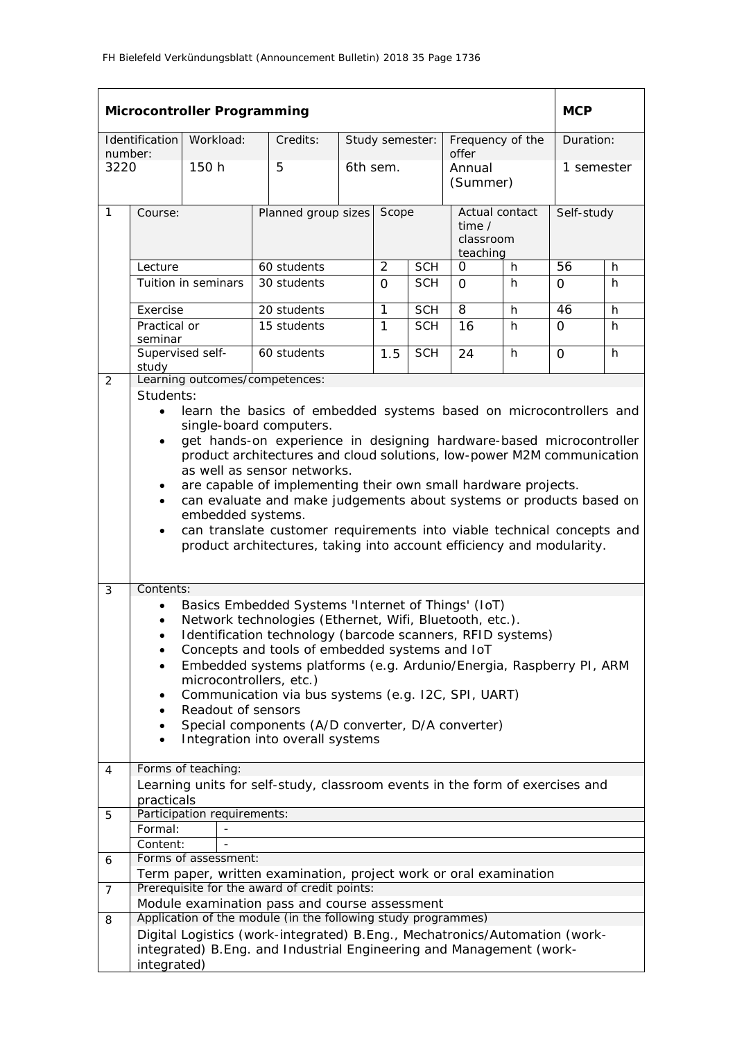| **Microcontroller Programming** | | | | | | **MCP** |
|---|---|---|---|---|---|---|
| Identification number: | Workload: | Credits: | Study semester: | Frequency of the offer | | Duration: |
| 3220 | 150 h | 5 | 6th sem. | Annual (Summer) | | 1 semester |

| 1 | Course: | Planned group sizes | Scope | | Actual contact time / classroom teaching | | Self-study | |
|---|---|---|---|---|---|---|---|---|
| | Lecture | 60 students | 2 | SCH | 0 | h | 56 | h |
| | Tuition in seminars | 30 students | 0 | SCH | 0 | h | 0 | h |
| | Exercise | 20 students | 1 | SCH | 8 | h | 46 | h |
| | Practical or seminar | 15 students | 1 | SCH | 16 | h | 0 | h |
| | Supervised self-study | 60 students | 1.5 | SCH | 24 | h | 0 | h |

**2 Learning outcomes/competences:**

Students:

- learn the basics of embedded systems based on microcontrollers and single-board computers.
- get hands-on experience in designing hardware-based microcontroller product architectures and cloud solutions, low-power M2M communication as well as sensor networks.
- are capable of implementing their own small hardware projects.
- can evaluate and make judgements about systems or products based on embedded systems.
- can translate customer requirements into viable technical concepts and product architectures, taking into account efficiency and modularity.

**3 Contents:**

- Basics Embedded Systems 'Internet of Things' (IoT)
- Network technologies (Ethernet, Wifi, Bluetooth, etc.).
- Identification technology (barcode scanners, RFID systems)
- Concepts and tools of embedded systems and IoT
- Embedded systems platforms (e.g. Ardunio/Energia, Raspberry PI, ARM microcontrollers, etc.)
- Communication via bus systems (e.g. I2C, SPI, UART)
- Readout of sensors
- Special components (A/D converter, D/A converter)
- Integration into overall systems

**4 Forms of teaching:**

Learning units for self-study, classroom events in the form of exercises and practicals

**5 Participation requirements:**

| Formal: | - |
|---|---|
| Content: | - |

**6 Forms of assessment:**

Term paper, written examination, project work or oral examination

**7 Prerequisite for the award of credit points:**

Module examination pass and course assessment

**8 Application of the module (in the following study programmes)**

Digital Logistics (work-integrated) B.Eng., Mechatronics/Automation (work-integrated) B.Eng. and Industrial Engineering and Management (work-integrated)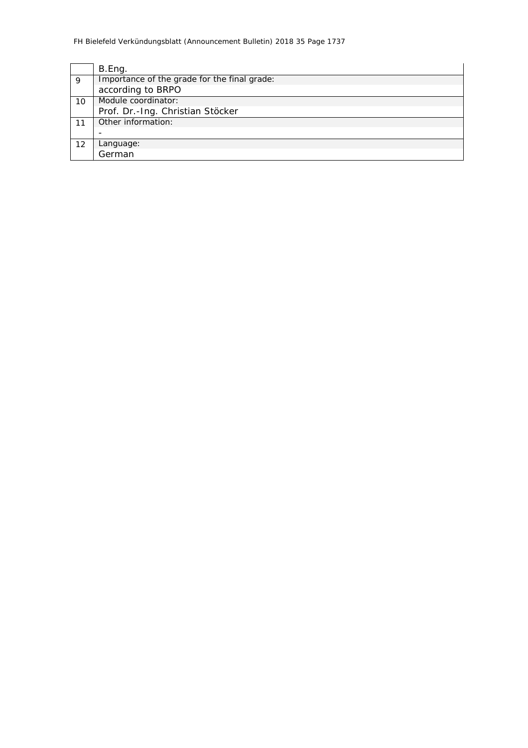| | |
|---|---|
| | B.Eng. |
| 9 | Importance of the grade for the final grade:<br>according to BRPO |
| 10 | Module coordinator:<br>Prof. Dr.-Ing. Christian Stöcker |
| 11 | Other information:<br>- |
| 12 | Language:<br>German |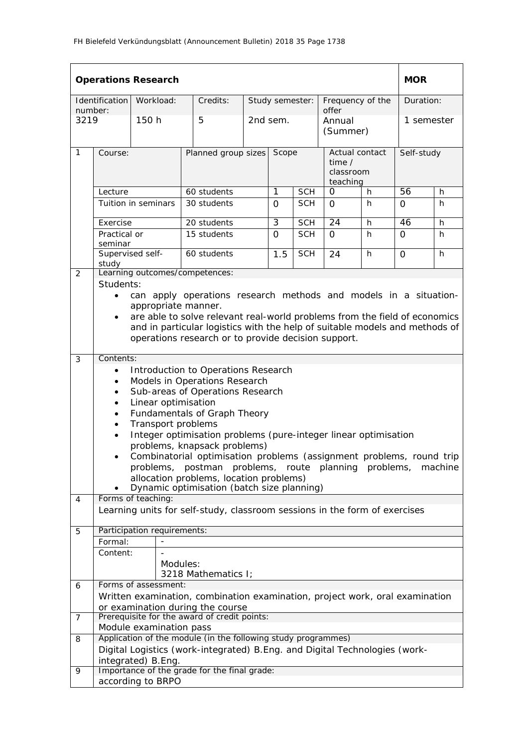| **Operations Research** | | | | | | **MOR** |
|---|---|---|---|---|---|---|
| Identification number: | Workload: | Credits: | Study semester: | Frequency of the offer | | Duration: |
| 3219 | 150 h | 5 | 2nd sem. | Annual (Summer) | | 1 semester |

| 1 | Course: | Planned group sizes | Scope | | Actual contact time / classroom teaching | | Self-study | |
|---|---|---|---|---|---|---|---|---|
| | Lecture | 60 students | 1 | SCH | 0 | h | 56 | h |
| | Tuition in seminars | 30 students | 0 | SCH | 0 | h | 0 | h |
| | Exercise | 20 students | 3 | SCH | 24 | h | 46 | h |
| | Practical or seminar | 15 students | 0 | SCH | 0 | h | 0 | h |
| | Supervised self-study | 60 students | 1.5 | SCH | 24 | h | 0 | h |

**2 Learning outcomes/competences:**

Students:

- can apply operations research methods and models in a situation-appropriate manner.
- are able to solve relevant real-world problems from the field of economics and in particular logistics with the help of suitable models and methods of operations research or to provide decision support.

**3 Contents:**

- Introduction to Operations Research
- Models in Operations Research
- Sub-areas of Operations Research
- Linear optimisation
- Fundamentals of Graph Theory
- Transport problems
- Integer optimisation problems (pure-integer linear optimisation problems, knapsack problems)
- Combinatorial optimisation problems (assignment problems, round trip problems, postman problems, route planning problems, machine allocation problems, location problems)
- Dynamic optimisation (batch size planning)

**4 Forms of teaching:**

Learning units for self-study, classroom sessions in the form of exercises

**5 Participation requirements:**

| Formal: | - |
|---|---|
| Content: | - <br> Modules: <br> 3218 Mathematics I; |

**6 Forms of assessment:**

Written examination, combination examination, project work, oral examination or examination during the course

**7 Prerequisite for the award of credit points:**

Module examination pass

**8 Application of the module (in the following study programmes)**

Digital Logistics (work-integrated) B.Eng. and Digital Technologies (work-integrated) B.Eng.

**9 Importance of the grade for the final grade:**

according to BRPO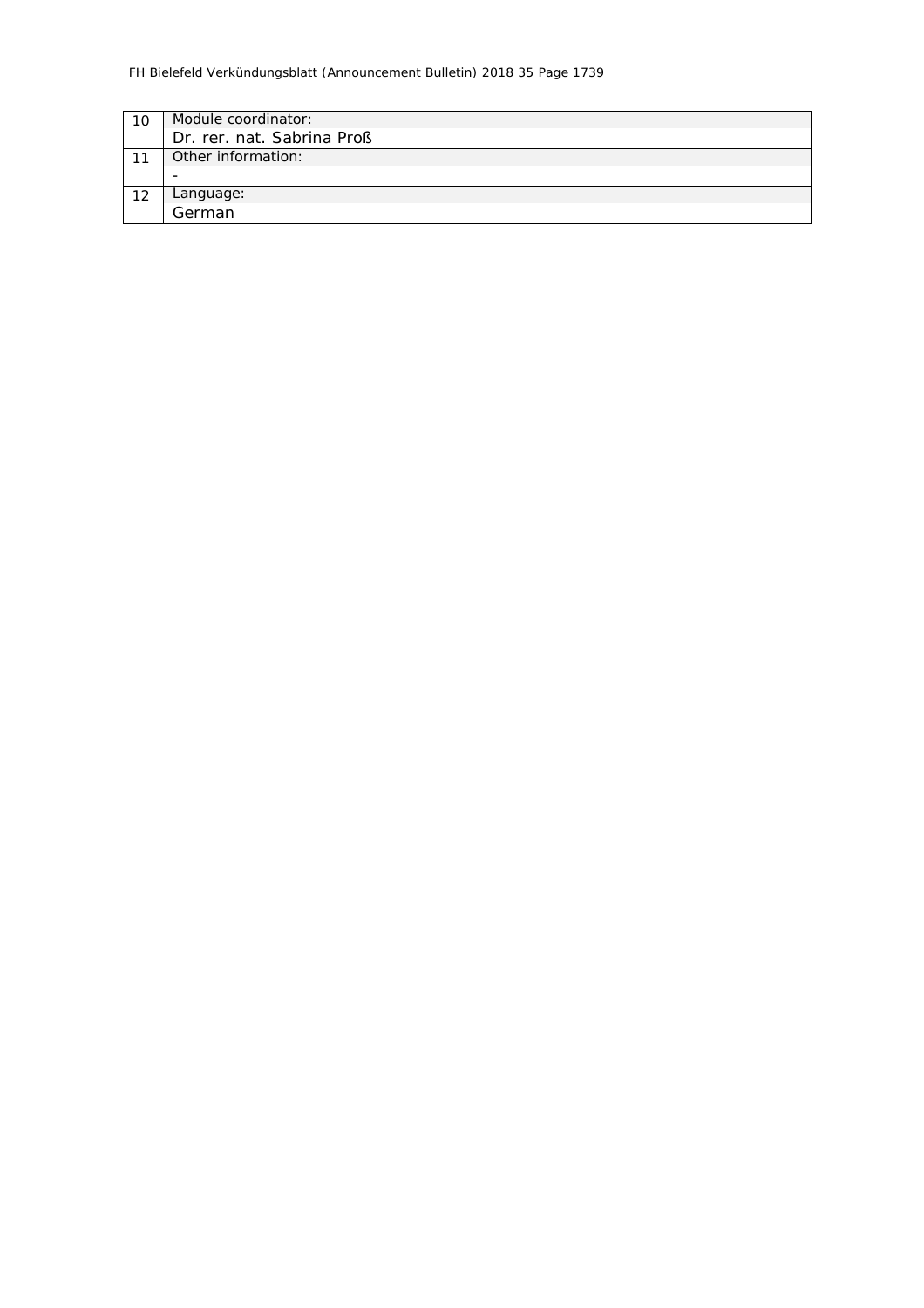| | |
|---|---|
| 10 | Module coordinator:<br>Dr. rer. nat. Sabrina Proß |
| 11 | Other information:<br>- |
| 12 | Language:<br>German |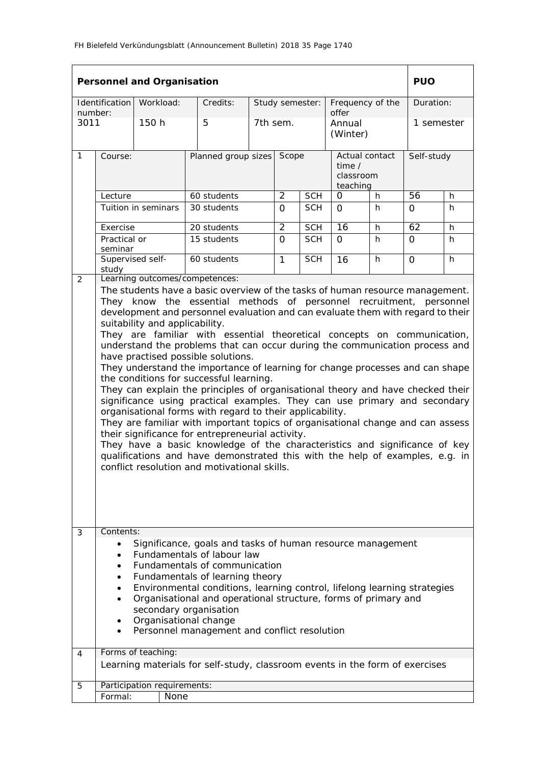| **Personnel and Organisation** | | | | | | | | | **PUO** | |
|---|---|---|---|---|---|---|---|---|---|---|
| Identification number: | Workload: | | Credits: | Study semester: | | | Frequency of the offer | | Duration: | |
| 3011 | 150 h | | 5 | 7th sem. | | | Annual (Winter) | | 1 semester | |
| 1 | Course: | | Planned group sizes | | Scope | | Actual contact time / classroom teaching | | Self-study | |
| | Lecture | | 60 students | | 2 | SCH | 0 | h | 56 | h |
| | Tuition in seminars | | 30 students | | 0 | SCH | 0 | h | 0 | h |
| | Exercise | | 20 students | | 2 | SCH | 16 | h | 62 | h |
| | Practical or seminar | | 15 students | | 0 | SCH | 0 | h | 0 | h |
| | Supervised self-study | | 60 students | | 1 | SCH | 16 | h | 0 | h |

**2 Learning outcomes/competences:**

The students have a basic overview of the tasks of human resource management. They know the essential methods of personnel recruitment, personnel development and personnel evaluation and can evaluate them with regard to their suitability and applicability.
They are familiar with essential theoretical concepts on communication, understand the problems that can occur during the communication process and have practised possible solutions.
They understand the importance of learning for change processes and can shape the conditions for successful learning.
They can explain the principles of organisational theory and have checked their significance using practical examples. They can use primary and secondary organisational forms with regard to their applicability.
They are familiar with important topics of organisational change and can assess their significance for entrepreneurial activity.
They have a basic knowledge of the characteristics and significance of key qualifications and have demonstrated this with the help of examples, e.g. in conflict resolution and motivational skills.

**3 Contents:**

- Significance, goals and tasks of human resource management
- Fundamentals of labour law
- Fundamentals of communication
- Fundamentals of learning theory
- Environmental conditions, learning control, lifelong learning strategies
- Organisational and operational structure, forms of primary and secondary organisation
- Organisational change
- Personnel management and conflict resolution

**4 Forms of teaching:**

Learning materials for self-study, classroom events in the form of exercises

**5 Participation requirements:**

Formal: None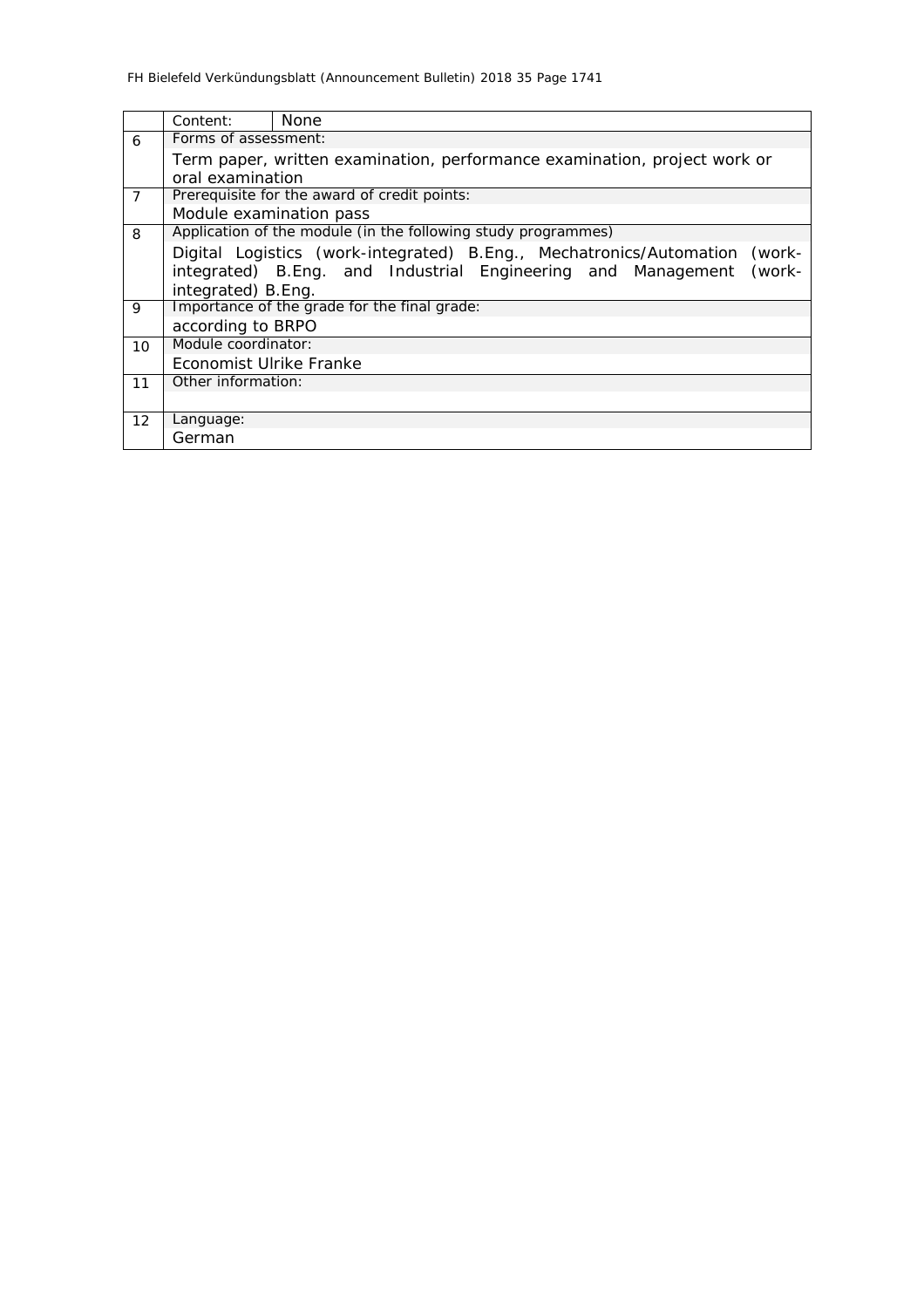|  |  |  |
|---|---|---|
|  | Content: | None |
| 6 | Forms of assessment:<br>Term paper, written examination, performance examination, project work or oral examination | |
| 7 | Prerequisite for the award of credit points:<br>Module examination pass | |
| 8 | Application of the module (in the following study programmes)<br>Digital Logistics (work-integrated) B.Eng., Mechatronics/Automation (work-integrated) B.Eng. and Industrial Engineering and Management (work-integrated) B.Eng. | |
| 9 | Importance of the grade for the final grade:<br>according to BRPO | |
| 10 | Module coordinator:<br>Economist Ulrike Franke | |
| 11 | Other information: | |
| 12 | Language:<br>German | |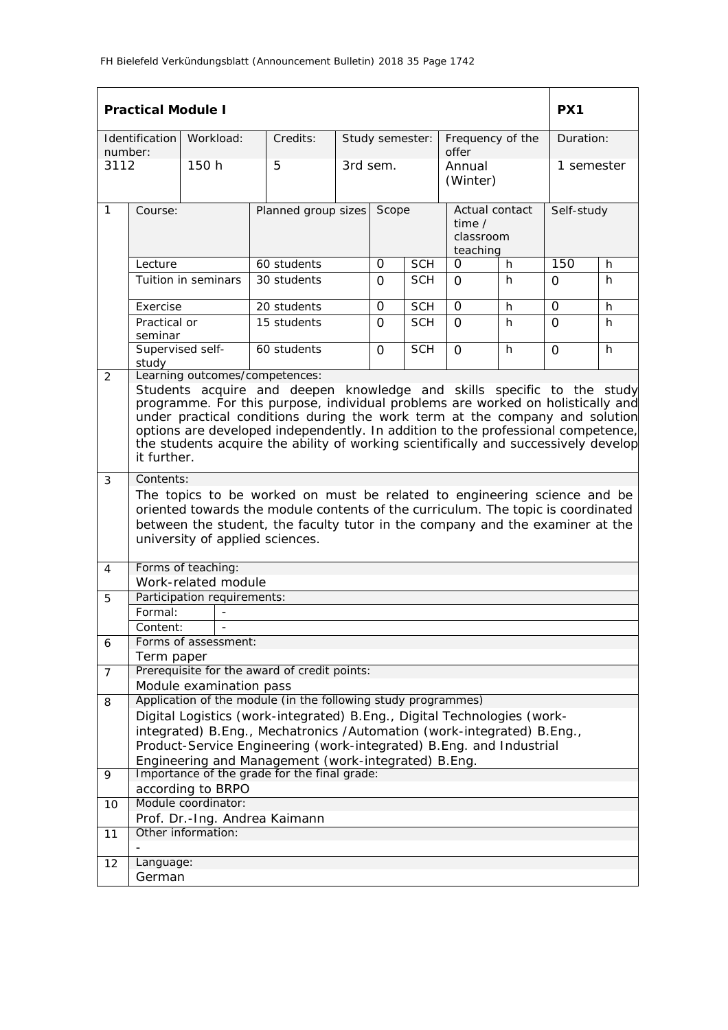| **Practical Module I** | | | | | | **PX1** |
|---|---|---|---|---|---|---|
| Identification number: | Workload: | Credits: | Study semester: | Frequency of the offer | | Duration: |
| 3112 | 150 h | 5 | 3rd sem. | Annual (Winter) | | 1 semester |

| | Course: | Planned group sizes | Scope | | Actual contact time / classroom teaching | | Self-study | |
|---|---|---|---|---|---|---|---|---|
| 1 | Lecture | 60 students | 0 | SCH | 0 | h | 150 | h |
| | Tuition in seminars | 30 students | 0 | SCH | 0 | h | 0 | h |
| | Exercise | 20 students | 0 | SCH | 0 | h | 0 | h |
| | Practical or seminar | 15 students | 0 | SCH | 0 | h | 0 | h |
| | Supervised self-study | 60 students | 0 | SCH | 0 | h | 0 | h |

**2 Learning outcomes/competences:**

Students acquire and deepen knowledge and skills specific to the study programme. For this purpose, individual problems are worked on holistically and under practical conditions during the work term at the company and solution options are developed independently. In addition to the professional competence, the students acquire the ability of working scientifically and successively develop it further.

**3 Contents:**

The topics to be worked on must be related to engineering science and be oriented towards the module contents of the curriculum. The topic is coordinated between the student, the faculty tutor in the company and the examiner at the university of applied sciences.

**4 Forms of teaching:**

Work-related module

**5 Participation requirements:**

Formal: -

Content: -

**6 Forms of assessment:**

Term paper

**7 Prerequisite for the award of credit points:**

Module examination pass

**8 Application of the module (in the following study programmes)**

Digital Logistics (work-integrated) B.Eng., Digital Technologies (work-integrated) B.Eng., Mechatronics /Automation (work-integrated) B.Eng., Product-Service Engineering (work-integrated) B.Eng. and Industrial Engineering and Management (work-integrated) B.Eng.

**9 Importance of the grade for the final grade:**

according to BRPO

**10 Module coordinator:**

Prof. Dr.-Ing. Andrea Kaimann

**11 Other information:**

-

**12 Language:**

German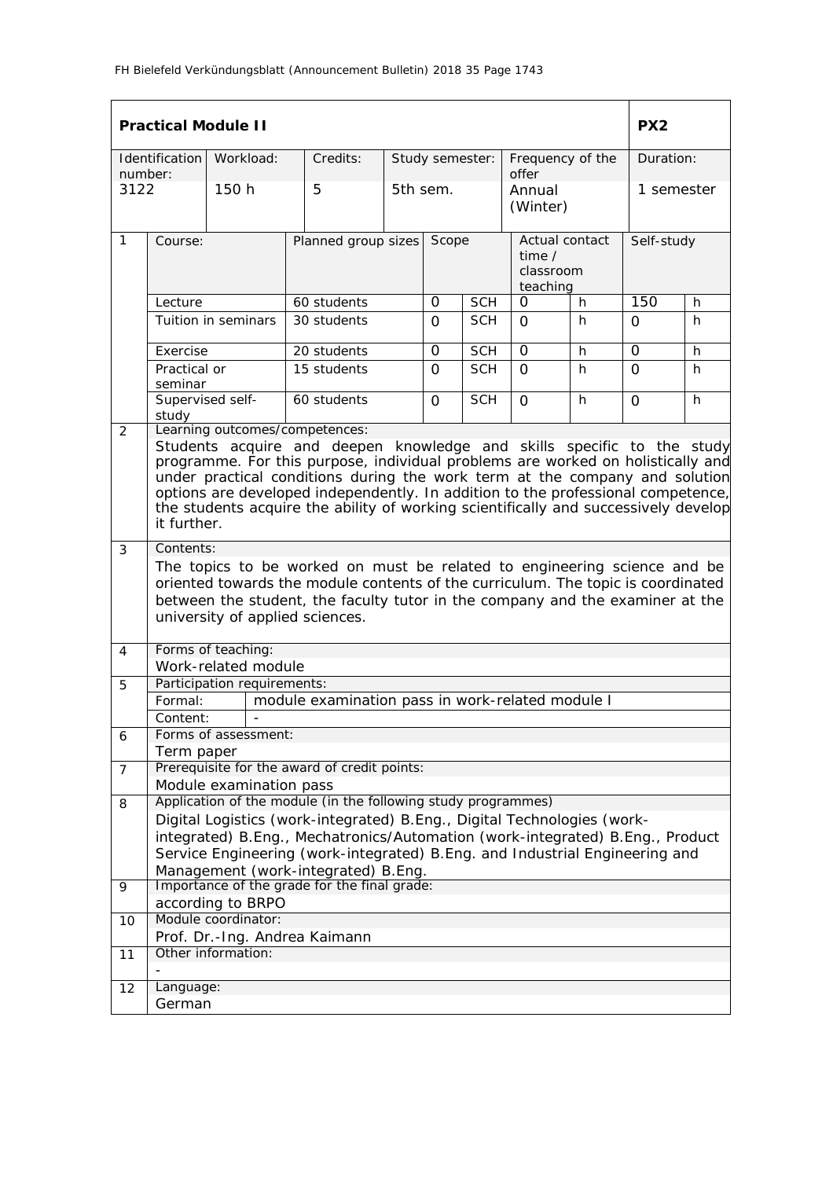| **Practical Module II** | | | | | | **PX2** |
|---|---|---|---|---|---|---|
| Identification number: | Workload: | Credits: | Study semester: | Frequency of the offer | | Duration: |
| 3122 | 150 h | 5 | 5th sem. | Annual (Winter) | | 1 semester |

| | Course: | Planned group sizes | Scope | | Actual contact time / classroom teaching | | Self-study | |
|---|---|---|---|---|---|---|---|---|
| 1 | Lecture | 60 students | 0 | SCH | 0 | h | 150 | h |
| | Tuition in seminars | 30 students | 0 | SCH | 0 | h | 0 | h |
| | Exercise | 20 students | 0 | SCH | 0 | h | 0 | h |
| | Practical or seminar | 15 students | 0 | SCH | 0 | h | 0 | h |
| | Supervised self-study | 60 students | 0 | SCH | 0 | h | 0 | h |

**2 Learning outcomes/competences:**

Students acquire and deepen knowledge and skills specific to the study programme. For this purpose, individual problems are worked on holistically and under practical conditions during the work term at the company and solution options are developed independently. In addition to the professional competence, the students acquire the ability of working scientifically and successively develop it further.

**3 Contents:**

The topics to be worked on must be related to engineering science and be oriented towards the module contents of the curriculum. The topic is coordinated between the student, the faculty tutor in the company and the examiner at the university of applied sciences.

**4 Forms of teaching:**

Work-related module

**5 Participation requirements:**

| Formal: | module examination pass in work-related module I |
|---|---|
| Content: | - |

**6 Forms of assessment:**

Term paper

**7 Prerequisite for the award of credit points:**

Module examination pass

**8 Application of the module (in the following study programmes)**

Digital Logistics (work-integrated) B.Eng., Digital Technologies (work-integrated) B.Eng., Mechatronics/Automation (work-integrated) B.Eng., Product Service Engineering (work-integrated) B.Eng. and Industrial Engineering and Management (work-integrated) B.Eng.

**9 Importance of the grade for the final grade:**

according to BRPO

**10 Module coordinator:**

Prof. Dr.-Ing. Andrea Kaimann

**11 Other information:**

-

**12 Language:**

German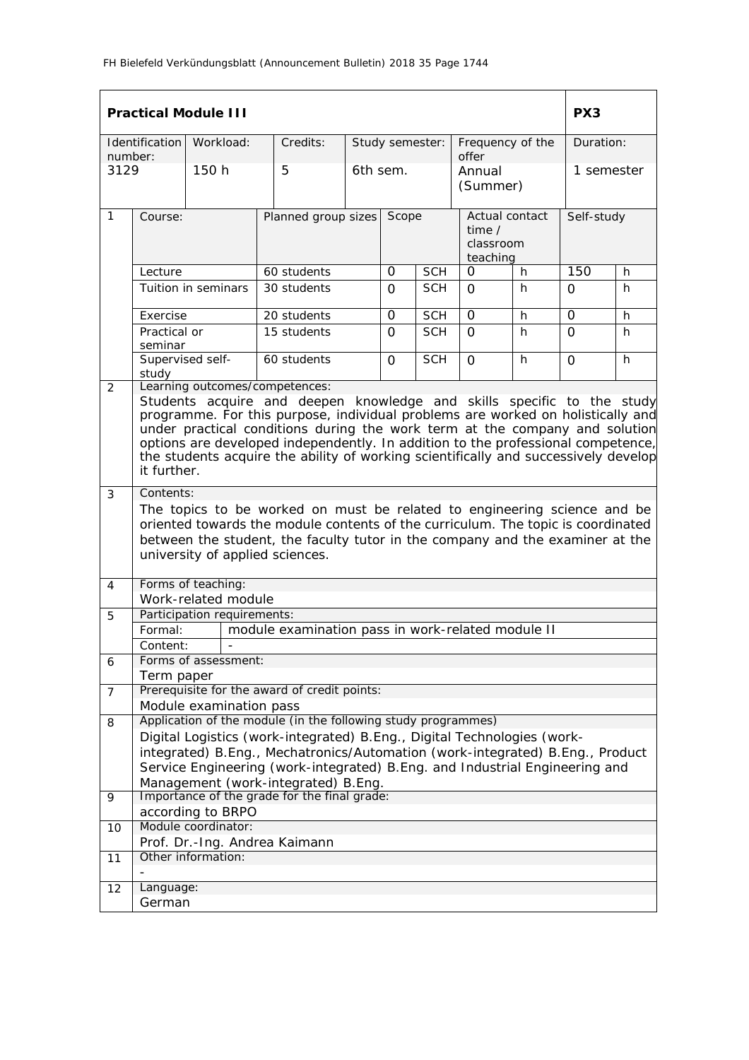| **Practical Module III** | | | | | | | **PX3** |
|---|---|---|---|---|---|---|---|
| Identification number: | Workload: | Credits: | Study semester: | Frequency of the offer | | | Duration: |
| 3129 | 150 h | 5 | 6th sem. | Annual (Summer) | | | 1 semester |

| | Course: | Planned group sizes | Scope | | Actual contact time / classroom teaching | | Self-study | |
|---|---|---|---|---|---|---|---|---|
| 1 | Lecture | 60 students | 0 | SCH | 0 | h | 150 | h |
| | Tuition in seminars | 30 students | 0 | SCH | 0 | h | 0 | h |
| | Exercise | 20 students | 0 | SCH | 0 | h | 0 | h |
| | Practical or seminar | 15 students | 0 | SCH | 0 | h | 0 | h |
| | Supervised self-study | 60 students | 0 | SCH | 0 | h | 0 | h |

**2 Learning outcomes/competences:**

Students acquire and deepen knowledge and skills specific to the study programme. For this purpose, individual problems are worked on holistically and under practical conditions during the work term at the company and solution options are developed independently. In addition to the professional competence, the students acquire the ability of working scientifically and successively develop it further.

**3 Contents:**

The topics to be worked on must be related to engineering science and be oriented towards the module contents of the curriculum. The topic is coordinated between the student, the faculty tutor in the company and the examiner at the university of applied sciences.

**4 Forms of teaching:**

Work-related module

**5 Participation requirements:**

| | |
|---|---|
| Formal: | module examination pass in work-related module II |
| Content: | - |

**6 Forms of assessment:**

Term paper

**7 Prerequisite for the award of credit points:**

Module examination pass

**8 Application of the module (in the following study programmes)**

Digital Logistics (work-integrated) B.Eng., Digital Technologies (work-integrated) B.Eng., Mechatronics/Automation (work-integrated) B.Eng., Product Service Engineering (work-integrated) B.Eng. and Industrial Engineering and Management (work-integrated) B.Eng.

**9 Importance of the grade for the final grade:**

according to BRPO

**10 Module coordinator:**

Prof. Dr.-Ing. Andrea Kaimann

**11 Other information:**

-

**12 Language:**

German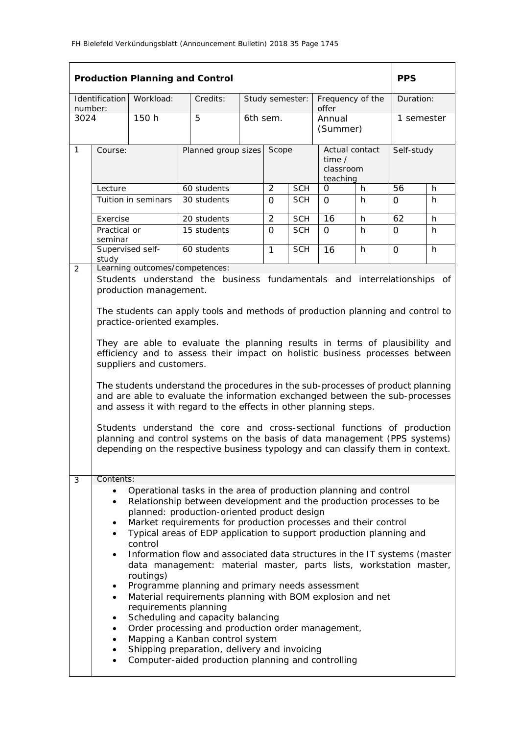| **Production Planning and Control** | | | | | | | **PPS** |
|---|---|---|---|---|---|---|---|
| Identification number: | Workload: | Credits: | Study semester: | Frequency of the offer | | | Duration: |
| 3024 | 150 h | 5 | 6th sem. | Annual (Summer) | | | 1 semester |

| 1 | Course: | Planned group sizes | Scope | | Actual contact time / classroom teaching | | Self-study | |
|---|---|---|---|---|---|---|---|---|
| | Lecture | 60 students | 2 | SCH | 0 | h | 56 | h |
| | Tuition in seminars | 30 students | 0 | SCH | 0 | h | 0 | h |
| | Exercise | 20 students | 2 | SCH | 16 | h | 62 | h |
| | Practical or seminar | 15 students | 0 | SCH | 0 | h | 0 | h |
| | Supervised self-study | 60 students | 1 | SCH | 16 | h | 0 | h |

**2 Learning outcomes/competences:**

Students understand the business fundamentals and interrelationships of production management.

The students can apply tools and methods of production planning and control to practice-oriented examples.

They are able to evaluate the planning results in terms of plausibility and efficiency and to assess their impact on holistic business processes between suppliers and customers.

The students understand the procedures in the sub-processes of product planning and are able to evaluate the information exchanged between the sub-processes and assess it with regard to the effects in other planning steps.

Students understand the core and cross-sectional functions of production planning and control systems on the basis of data management (PPS systems) depending on the respective business typology and can classify them in context.

**3 Contents:**

- Operational tasks in the area of production planning and control
- Relationship between development and the production processes to be planned: production-oriented product design
- Market requirements for production processes and their control
- Typical areas of EDP application to support production planning and control
- Information flow and associated data structures in the IT systems (master data management: material master, parts lists, workstation master, routings)
- Programme planning and primary needs assessment
- Material requirements planning with BOM explosion and net requirements planning
- Scheduling and capacity balancing
- Order processing and production order management,
- Mapping a Kanban control system
- Shipping preparation, delivery and invoicing
- Computer-aided production planning and controlling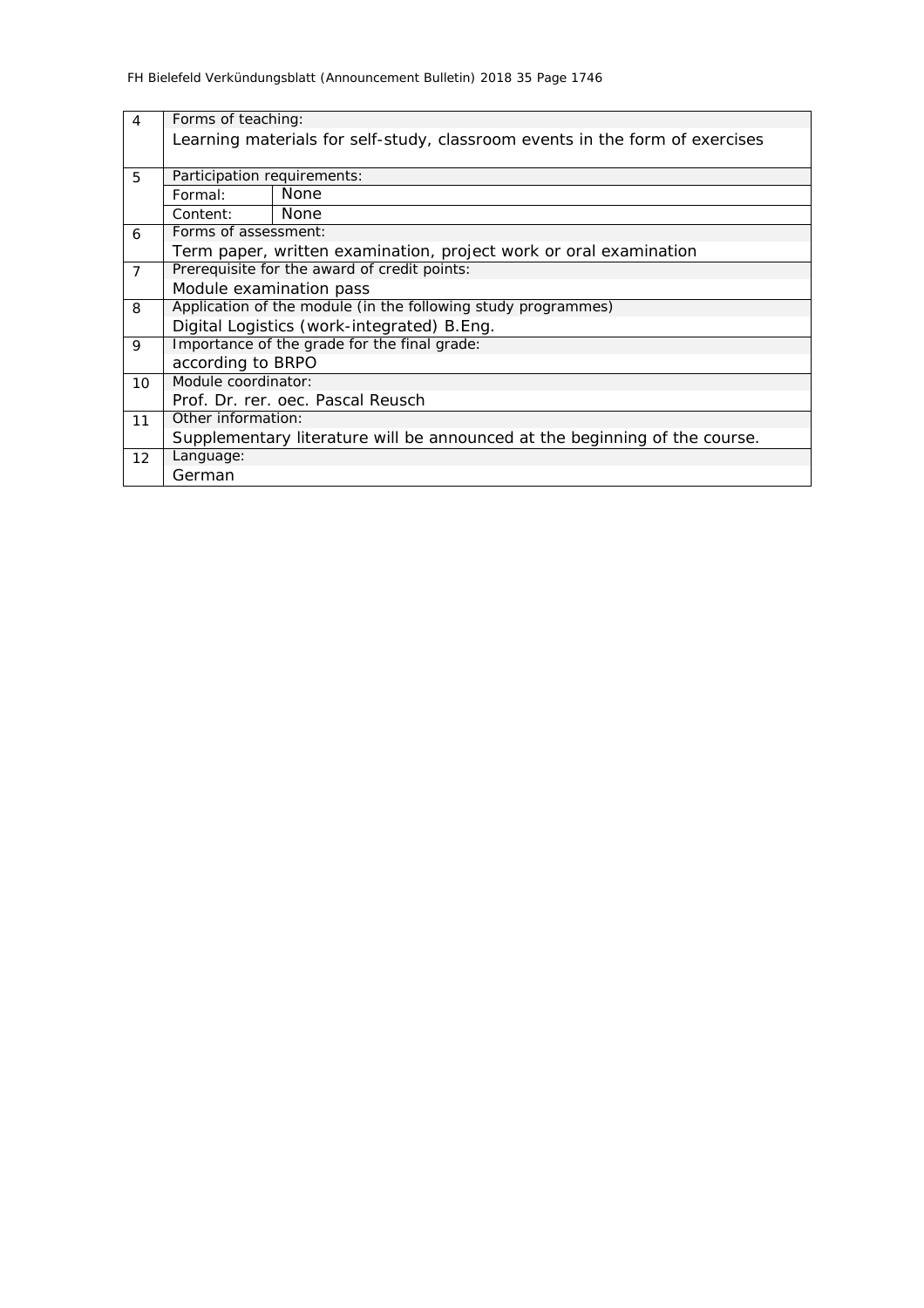| | | |
|---|---|---|
| 4 | Forms of teaching: | |
| | Learning materials for self-study, classroom events in the form of exercises | |
| 5 | Participation requirements: | |
| | Formal: | None |
| | Content: | None |
| 6 | Forms of assessment: | |
| | Term paper, written examination, project work or oral examination | |
| 7 | Prerequisite for the award of credit points: | |
| | Module examination pass | |
| 8 | Application of the module (in the following study programmes) | |
| | Digital Logistics (work-integrated) B.Eng. | |
| 9 | Importance of the grade for the final grade: | |
| | according to BRPO | |
| 10 | Module coordinator: | |
| | Prof. Dr. rer. oec. Pascal Reusch | |
| 11 | Other information: | |
| | Supplementary literature will be announced at the beginning of the course. | |
| 12 | Language: | |
| | German | |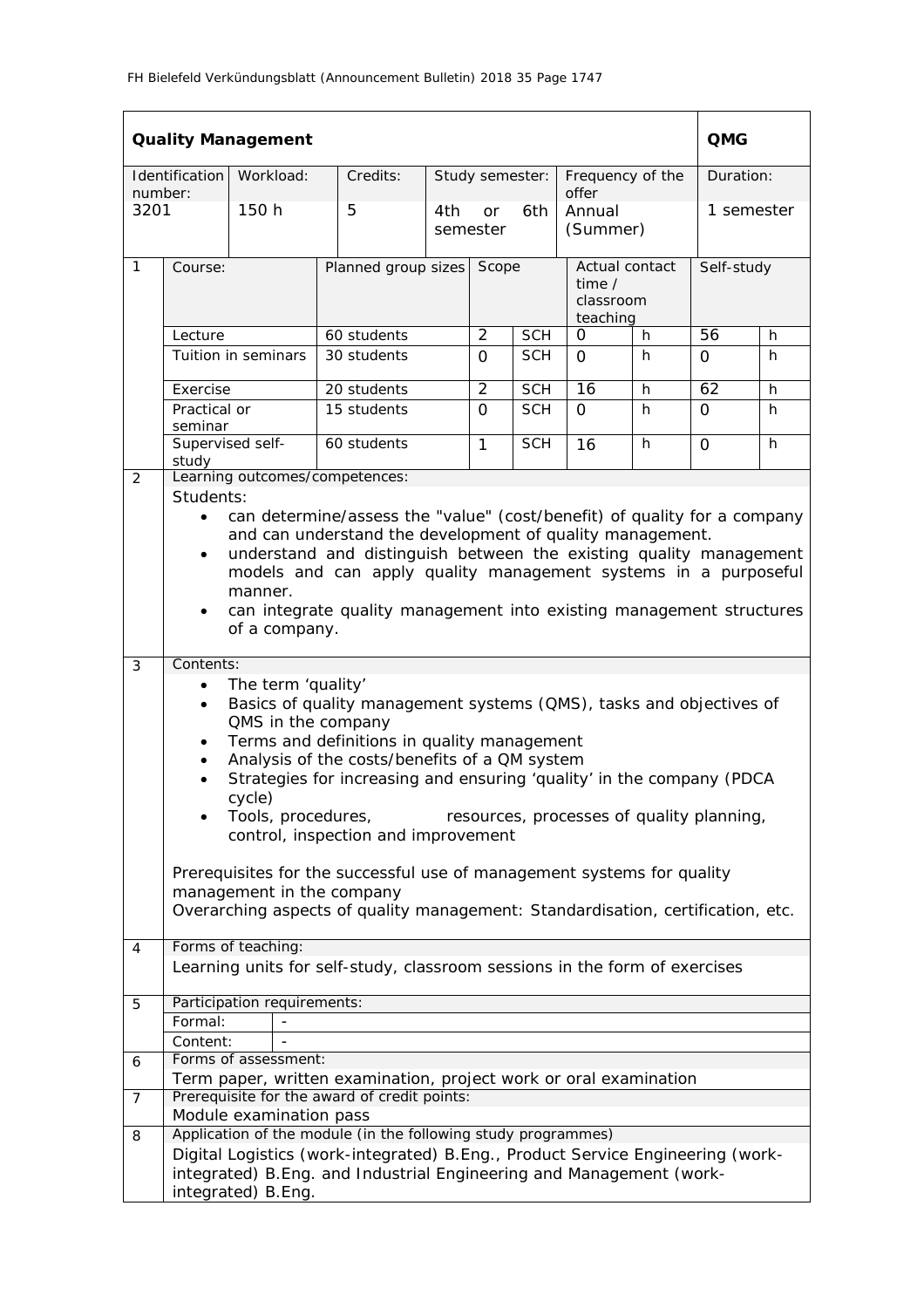| **Quality Management** | | | | | | | **QMG** |
|---|---|---|---|---|---|---|---|
| Identification number: | Workload: | Credits: | Study semester: | | Frequency of the offer | | Duration: |
| 3201 | 150 h | 5 | 4th or 6th semester | | Annual (Summer) | | 1 semester |

| 1 | Course: | Planned group sizes | Scope | | Actual contact time / classroom teaching | | Self-study | |
|---|---|---|---|---|---|---|---|---|
| | Lecture | 60 students | 2 | SCH | 0 | h | 56 | h |
| | Tuition in seminars | 30 students | 0 | SCH | 0 | h | 0 | h |
| | Exercise | 20 students | 2 | SCH | 16 | h | 62 | h |
| | Practical or seminar | 15 students | 0 | SCH | 0 | h | 0 | h |
| | Supervised self-study | 60 students | 1 | SCH | 16 | h | 0 | h |

**2 Learning outcomes/competences:**

Students:

- can determine/assess the "value" (cost/benefit) of quality for a company and can understand the development of quality management.
- understand and distinguish between the existing quality management models and can apply quality management systems in a purposeful manner.
- can integrate quality management into existing management structures of a company.

**3 Contents:**

- The term 'quality'
- Basics of quality management systems (QMS), tasks and objectives of QMS in the company
- Terms and definitions in quality management
- Analysis of the costs/benefits of a QM system
- Strategies for increasing and ensuring 'quality' in the company (PDCA cycle)
- Tools, procedures, resources, processes of quality planning, control, inspection and improvement

Prerequisites for the successful use of management systems for quality management in the company

Overarching aspects of quality management: Standardisation, certification, etc.

**4 Forms of teaching:**

Learning units for self-study, classroom sessions in the form of exercises

**5 Participation requirements:**

Formal: -

Content: -

**6 Forms of assessment:**

Term paper, written examination, project work or oral examination

**7 Prerequisite for the award of credit points:**

Module examination pass

**8 Application of the module (in the following study programmes)**

Digital Logistics (work-integrated) B.Eng., Product Service Engineering (work-integrated) B.Eng. and Industrial Engineering and Management (work-integrated) B.Eng.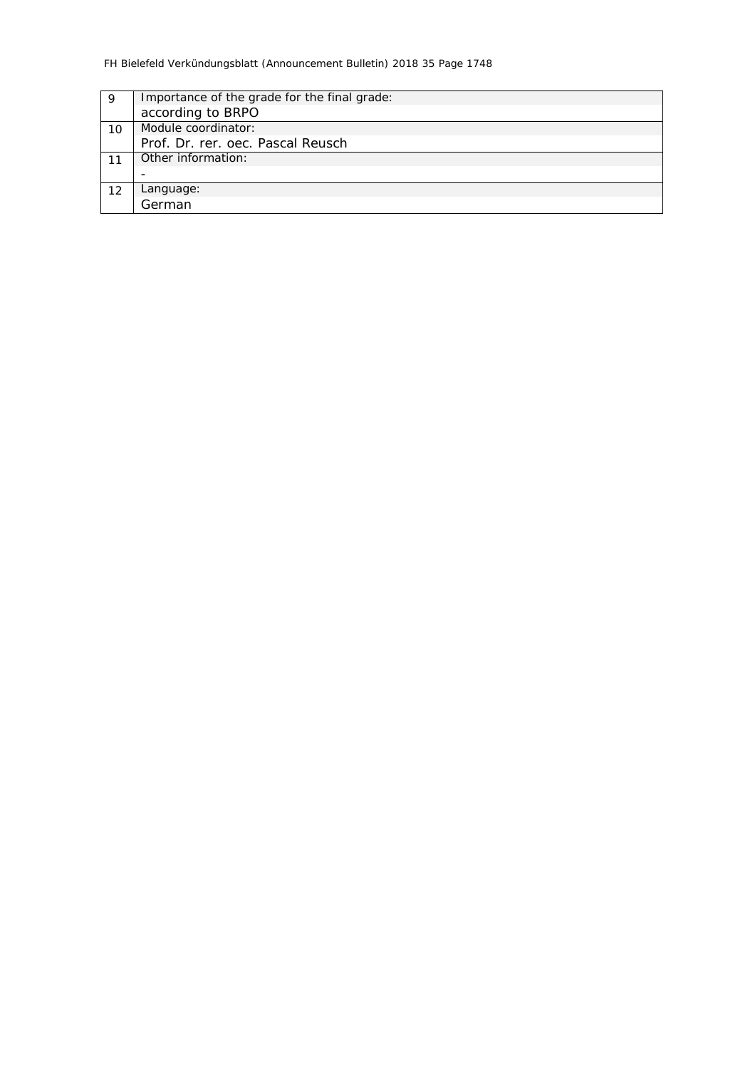| | |
|---|---|
| 9 | Importance of the grade for the final grade:<br>according to BRPO |
| 10 | Module coordinator:<br>Prof. Dr. rer. oec. Pascal Reusch |
| 11 | Other information:<br>- |
| 12 | Language:<br>German |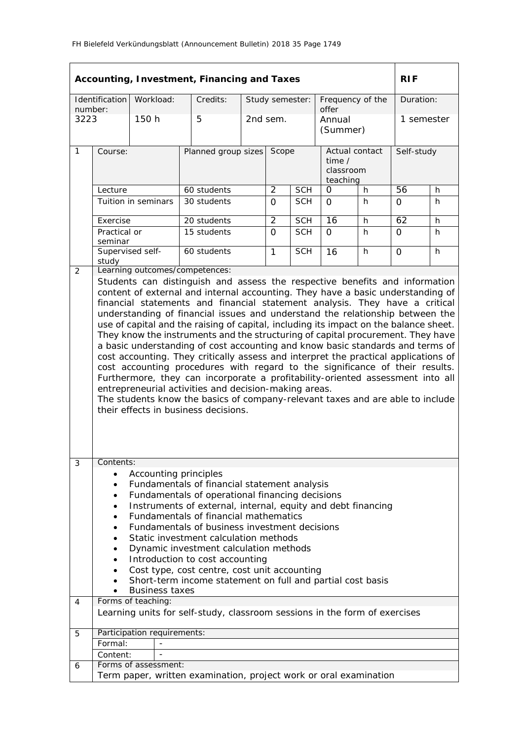## Accounting, Investment, Financing and Taxes — RIF

| Identification number: | Workload: | Credits: | Study semester: | Frequency of the offer | Duration: |
|---|---|---|---|---|---|
| 3223 | 150 h | 5 | 2nd sem. | Annual (Summer) | 1 semester |

**1**

| Course: | Planned group sizes | Scope | | Actual contact time / classroom teaching | | Self-study | |
|---|---|---|---|---|---|---|---|
| Lecture | 60 students | 2 | SCH | 0 | h | 56 | h |
| Tuition in seminars | 30 students | 0 | SCH | 0 | h | 0 | h |
| Exercise | 20 students | 2 | SCH | 16 | h | 62 | h |
| Practical or seminar | 15 students | 0 | SCH | 0 | h | 0 | h |
| Supervised self-study | 60 students | 1 | SCH | 16 | h | 0 | h |

**2 Learning outcomes/competences:**

Students can distinguish and assess the respective benefits and information content of external and internal accounting. They have a basic understanding of financial statements and financial statement analysis. They have a critical understanding of financial issues and understand the relationship between the use of capital and the raising of capital, including its impact on the balance sheet. They know the instruments and the structuring of capital procurement. They have a basic understanding of cost accounting and know basic standards and terms of cost accounting. They critically assess and interpret the practical applications of cost accounting procedures with regard to the significance of their results. Furthermore, they can incorporate a profitability-oriented assessment into all entrepreneurial activities and decision-making areas.
The students know the basics of company-relevant taxes and are able to include their effects in business decisions.

**3 Contents:**

- Accounting principles
- Fundamentals of financial statement analysis
- Fundamentals of operational financing decisions
- Instruments of external, internal, equity and debt financing
- Fundamentals of financial mathematics
- Fundamentals of business investment decisions
- Static investment calculation methods
- Dynamic investment calculation methods
- Introduction to cost accounting
- Cost type, cost centre, cost unit accounting
- Short-term income statement on full and partial cost basis
- Business taxes

**4 Forms of teaching:**

Learning units for self-study, classroom sessions in the form of exercises

**5 Participation requirements:**

| Formal: | - |
|---|---|
| Content: | - |

**6 Forms of assessment:**

Term paper, written examination, project work or oral examination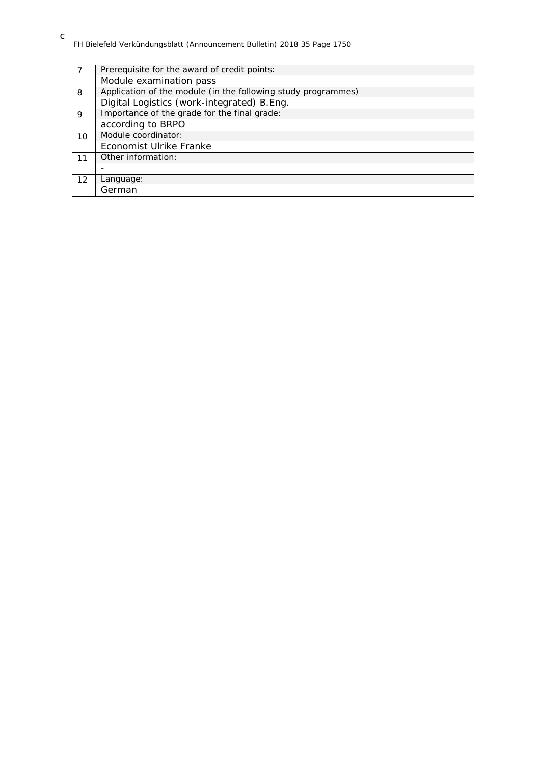| | |
|---|---|
| 7 | Prerequisite for the award of credit points:<br>Module examination pass |
| 8 | Application of the module (in the following study programmes)<br>Digital Logistics (work-integrated) B.Eng. |
| 9 | Importance of the grade for the final grade:<br>according to BRPO |
| 10 | Module coordinator:<br>Economist Ulrike Franke |
| 11 | Other information:<br>- |
| 12 | Language:<br>German |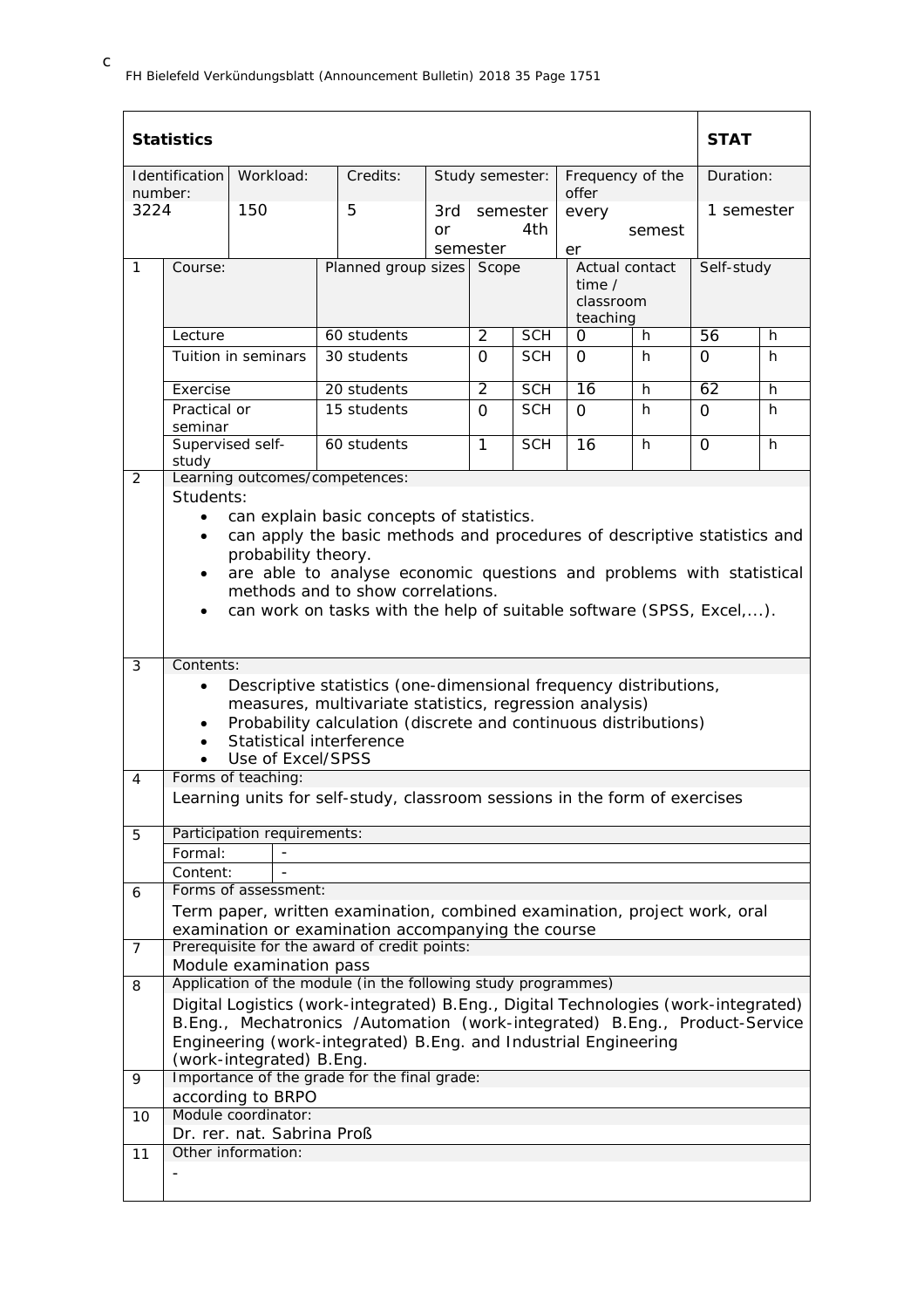| **Statistics** | | | | | | | | | | | | **STAT** | |
|---|---|---|---|---|---|---|---|---|---|---|---|---|---|
| Identification number: | | Workload: | | Credits: | Study semester: | | | Frequency of the offer | | | | Duration: | |
| 3224 | | 150 | | 5 | 3rd semester or 4th semester | | | every semester | | | | 1 semester | |
| 1 | Course: | | Planned group sizes | | Scope | | | Actual contact time / classroom teaching | | | | Self-study | |
| | Lecture | | 60 students | | 2 | SCH | | 0 | h | | | 56 | h |
| | Tuition in seminars | | 30 students | | 0 | SCH | | 0 | h | | | 0 | h |
| | Exercise | | 20 students | | 2 | SCH | | 16 | h | | | 62 | h |
| | Practical or seminar | | 15 students | | 0 | SCH | | 0 | h | | | 0 | h |
| | Supervised self-study | | 60 students | | 1 | SCH | | 16 | h | | | 0 | h |

**2 Learning outcomes/competences:**

Students:

- can explain basic concepts of statistics.
- can apply the basic methods and procedures of descriptive statistics and probability theory.
- are able to analyse economic questions and problems with statistical methods and to show correlations.
- can work on tasks with the help of suitable software (SPSS, Excel,...).

**3 Contents:**

- Descriptive statistics (one-dimensional frequency distributions, measures, multivariate statistics, regression analysis)
- Probability calculation (discrete and continuous distributions)
- Statistical interference
- Use of Excel/SPSS

**4 Forms of teaching:**

Learning units for self-study, classroom sessions in the form of exercises

**5 Participation requirements:**

Formal: -

Content: -

**6 Forms of assessment:**

Term paper, written examination, combined examination, project work, oral examination or examination accompanying the course

**7 Prerequisite for the award of credit points:**

Module examination pass

**8 Application of the module (in the following study programmes)**

Digital Logistics (work-integrated) B.Eng., Digital Technologies (work-integrated) B.Eng., Mechatronics /Automation (work-integrated) B.Eng., Product-Service Engineering (work-integrated) B.Eng. and Industrial Engineering (work-integrated) B.Eng.

**9 Importance of the grade for the final grade:**

according to BRPO

**10 Module coordinator:**

Dr. rer. nat. Sabrina Proß

**11 Other information:**

-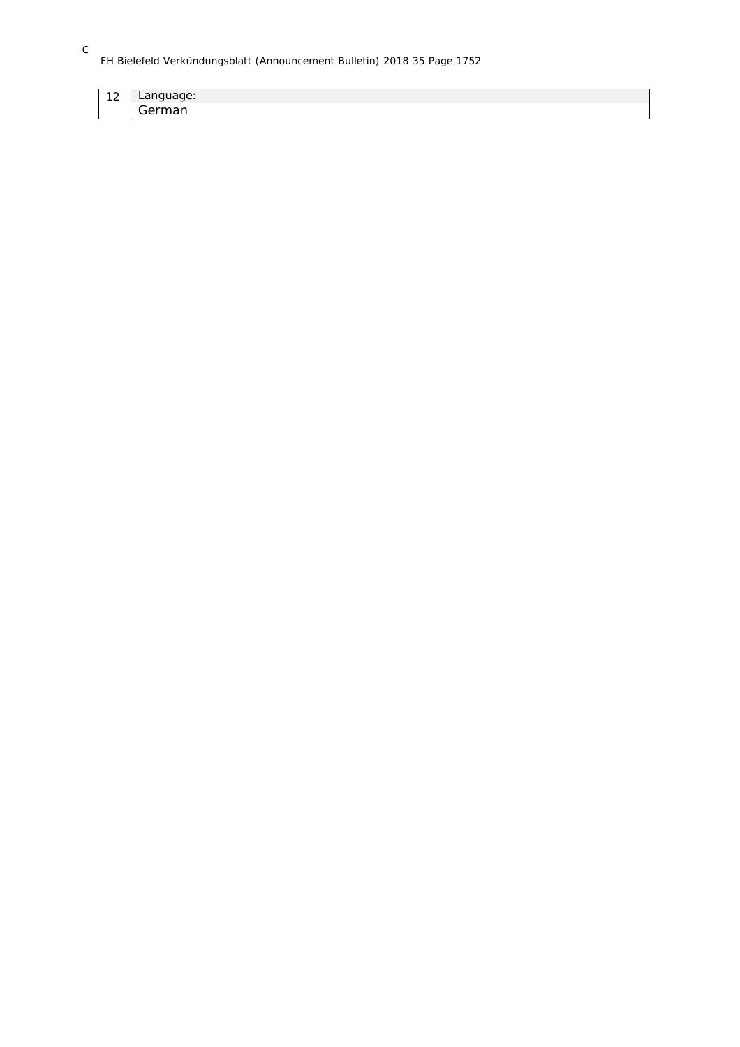c

| 12 | Language:<br>German |
|---|---|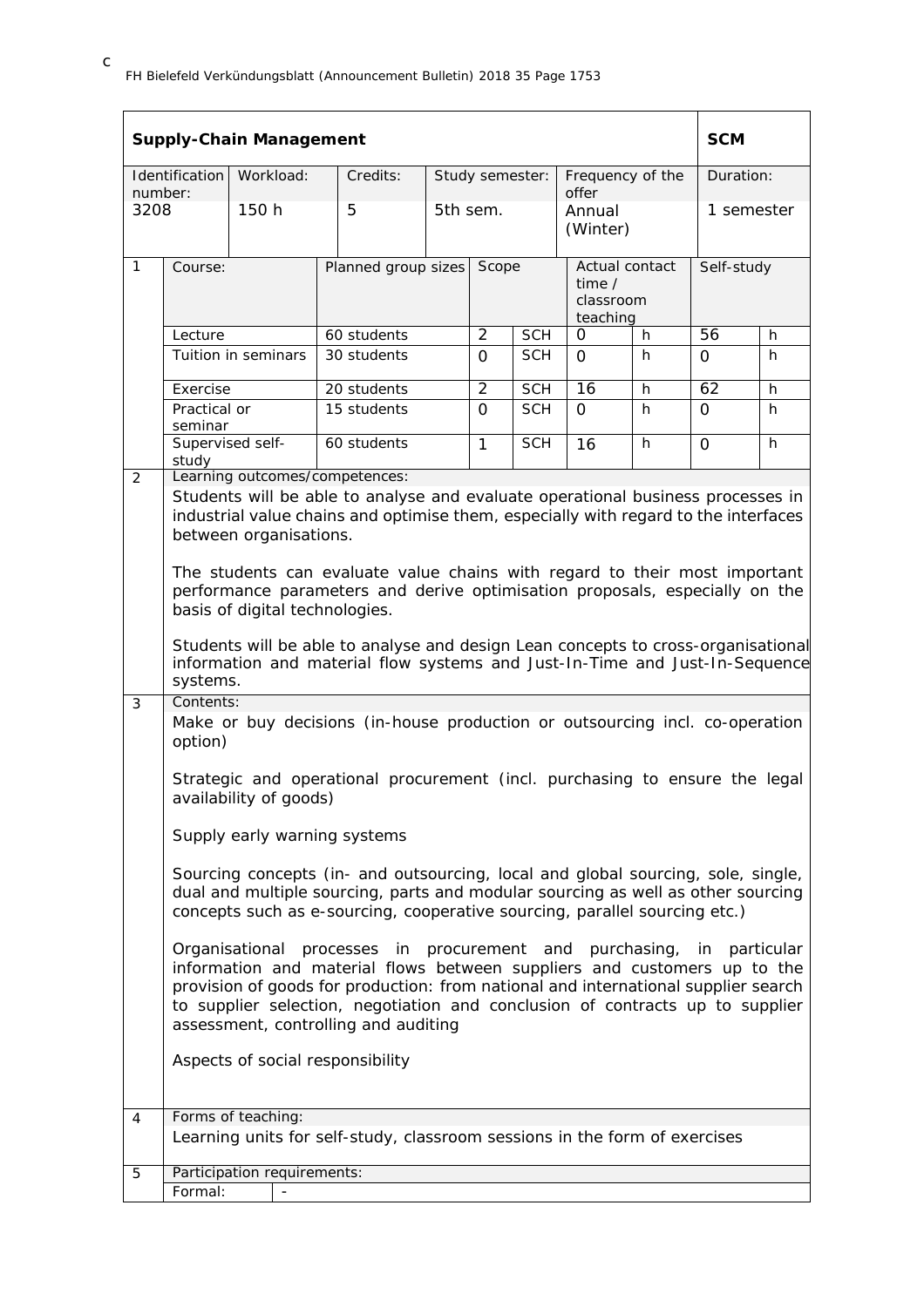| Supply-Chain Management | | | | | | SCM |
|---|---|---|---|---|---|---|
| Identification number: | Workload: | Credits: | Study semester: | Frequency of the offer | | Duration: |
| 3208 | 150 h | 5 | 5th sem. | Annual (Winter) | | 1 semester |

| 1 | Course: | Planned group sizes | Scope | | Actual contact time / classroom teaching | | Self-study | |
|---|---|---|---|---|---|---|---|---|
| | Lecture | 60 students | 2 | SCH | 0 | h | 56 | h |
| | Tuition in seminars | 30 students | 0 | SCH | 0 | h | 0 | h |
| | Exercise | 20 students | 2 | SCH | 16 | h | 62 | h |
| | Practical or seminar | 15 students | 0 | SCH | 0 | h | 0 | h |
| | Supervised self-study | 60 students | 1 | SCH | 16 | h | 0 | h |

**2 Learning outcomes/competences:**

Students will be able to analyse and evaluate operational business processes in industrial value chains and optimise them, especially with regard to the interfaces between organisations.

The students can evaluate value chains with regard to their most important performance parameters and derive optimisation proposals, especially on the basis of digital technologies.

Students will be able to analyse and design Lean concepts to cross-organisational information and material flow systems and Just-In-Time and Just-In-Sequence systems.

**3 Contents:**

Make or buy decisions (in-house production or outsourcing incl. co-operation option)

Strategic and operational procurement (incl. purchasing to ensure the legal availability of goods)

Supply early warning systems

Sourcing concepts (in- and outsourcing, local and global sourcing, sole, single, dual and multiple sourcing, parts and modular sourcing as well as other sourcing concepts such as e-sourcing, cooperative sourcing, parallel sourcing etc.)

Organisational processes in procurement and purchasing, in particular information and material flows between suppliers and customers up to the provision of goods for production: from national and international supplier search to supplier selection, negotiation and conclusion of contracts up to supplier assessment, controlling and auditing

Aspects of social responsibility

**4 Forms of teaching:**

Learning units for self-study, classroom sessions in the form of exercises

**5 Participation requirements:**

Formal: -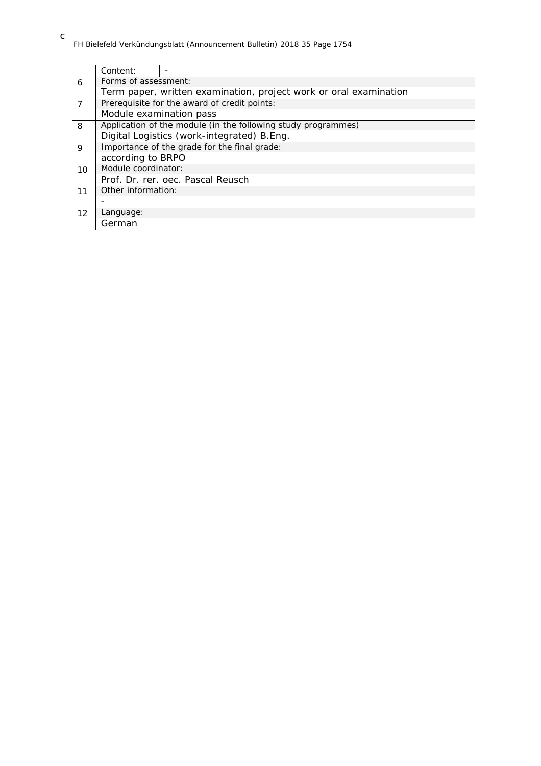| | | |
|---|---|---|
| | Content: | - |
| 6 | Forms of assessment:<br>Term paper, written examination, project work or oral examination | |
| 7 | Prerequisite for the award of credit points:<br>Module examination pass | |
| 8 | Application of the module (in the following study programmes)<br>Digital Logistics (work-integrated) B.Eng. | |
| 9 | Importance of the grade for the final grade:<br>according to BRPO | |
| 10 | Module coordinator:<br>Prof. Dr. rer. oec. Pascal Reusch | |
| 11 | Other information:<br>- | |
| 12 | Language:<br>German | |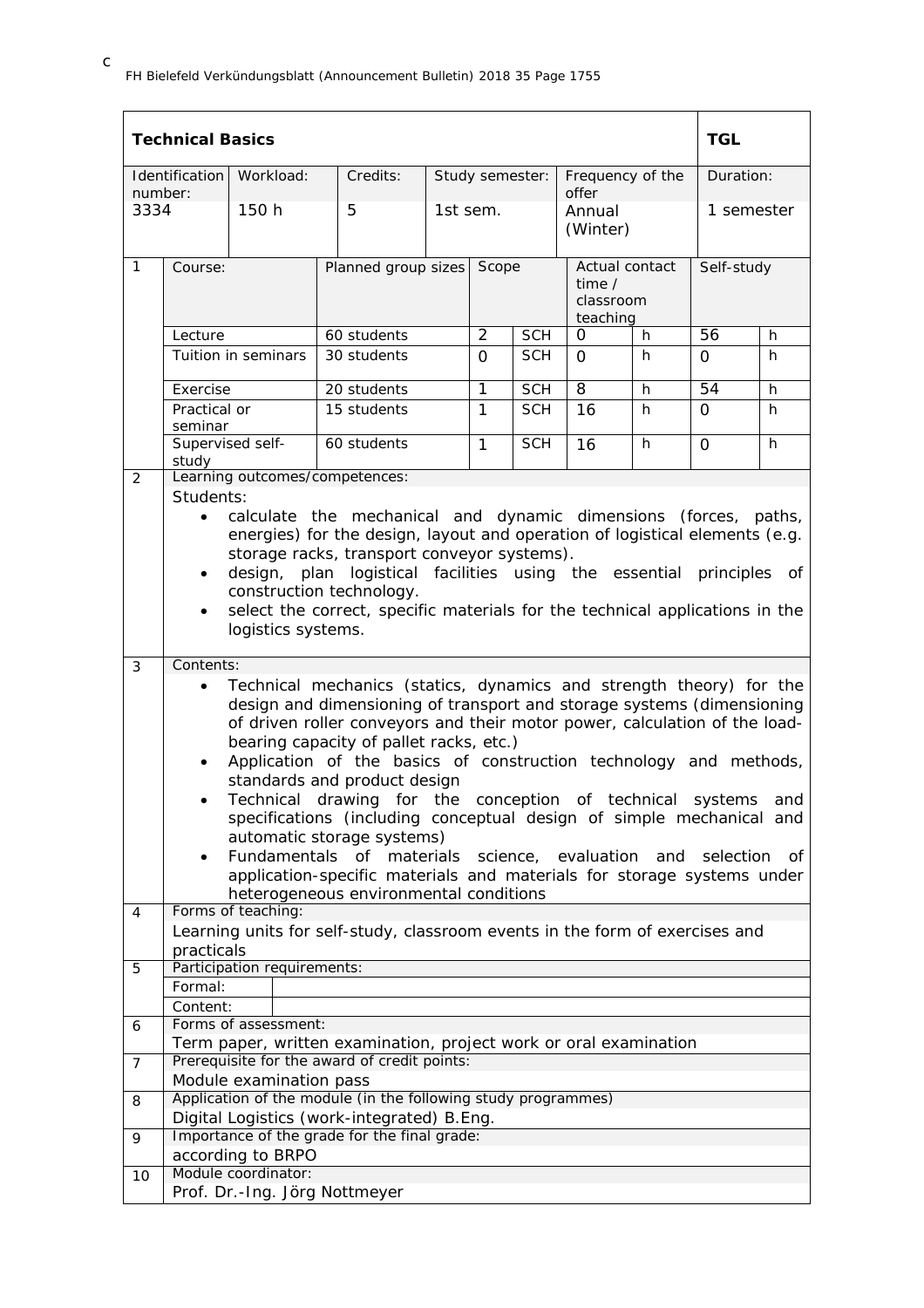| **Technical Basics** | | | | | | **TGL** |
|---|---|---|---|---|---|---|
| Identification number: | Workload: | Credits: | Study semester: | Frequency of the offer | | Duration: |
| 3334 | 150 h | 5 | 1st sem. | Annual (Winter) | | 1 semester |

| | Course: | Planned group sizes | Scope | | Actual contact time / classroom teaching | | Self-study | |
|---|---|---|---|---|---|---|---|---|
| 1 | Lecture | 60 students | 2 | SCH | 0 | h | 56 | h |
| | Tuition in seminars | 30 students | 0 | SCH | 0 | h | 0 | h |
| | Exercise | 20 students | 1 | SCH | 8 | h | 54 | h |
| | Practical or seminar | 15 students | 1 | SCH | 16 | h | 0 | h |
| | Supervised self-study | 60 students | 1 | SCH | 16 | h | 0 | h |

**2 Learning outcomes/competences:**

Students:

- calculate the mechanical and dynamic dimensions (forces, paths, energies) for the design, layout and operation of logistical elements (e.g. storage racks, transport conveyor systems).
- design, plan logistical facilities using the essential principles of construction technology.
- select the correct, specific materials for the technical applications in the logistics systems.

**3 Contents:**

- Technical mechanics (statics, dynamics and strength theory) for the design and dimensioning of transport and storage systems (dimensioning of driven roller conveyors and their motor power, calculation of the load-bearing capacity of pallet racks, etc.)
- Application of the basics of construction technology and methods, standards and product design
- Technical drawing for the conception of technical systems and specifications (including conceptual design of simple mechanical and automatic storage systems)
- Fundamentals of materials science, evaluation and selection of application-specific materials and materials for storage systems under heterogeneous environmental conditions

**4 Forms of teaching:**

Learning units for self-study, classroom events in the form of exercises and practicals

**5 Participation requirements:**

| Formal: | |
|---|---|
| Content: | |

**6 Forms of assessment:**

Term paper, written examination, project work or oral examination

**7 Prerequisite for the award of credit points:**

Module examination pass

**8 Application of the module (in the following study programmes)**

Digital Logistics (work-integrated) B.Eng.

**9 Importance of the grade for the final grade:**

according to BRPO

**10 Module coordinator:**

Prof. Dr.-Ing. Jörg Nottmeyer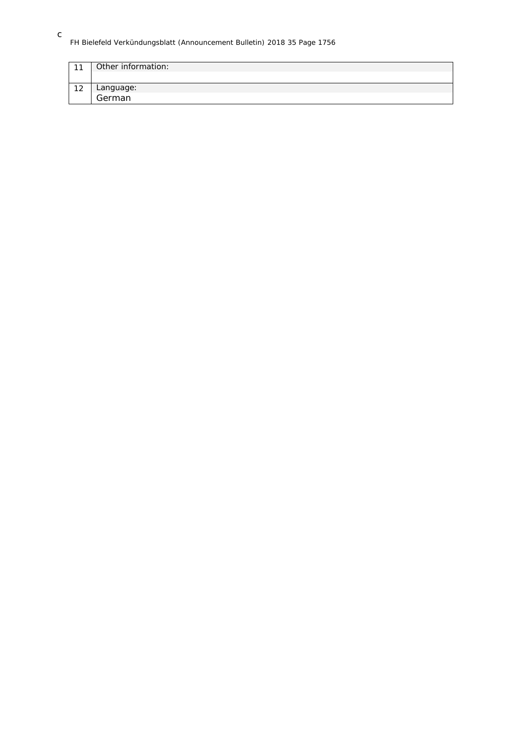| | |
|---|---|
| 11 | Other information: |
| 12 | Language:<br>German |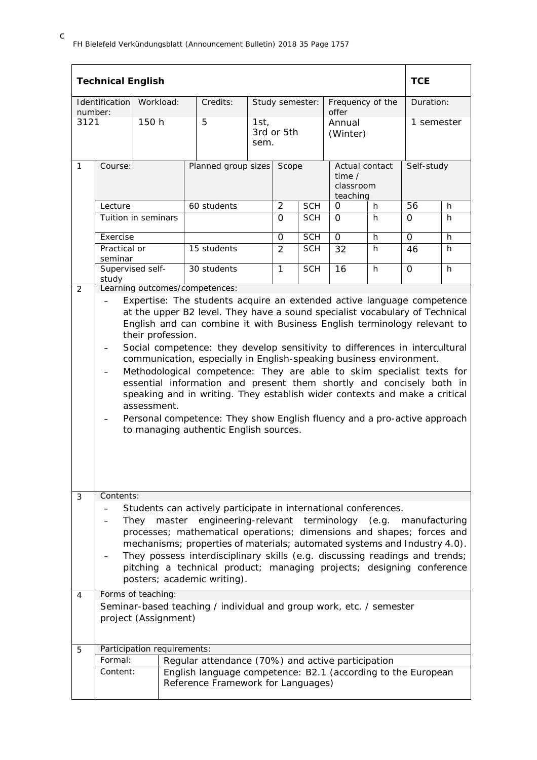## Technical English — TCE

| Identification number: | Workload: | Credits: | Study semester: | Frequency of the offer | Duration: |
|---|---|---|---|---|---|
| 3121 | 150 h | 5 | 1st, 3rd or 5th sem. | Annual (Winter) | 1 semester |

**1**

| Course: | Planned group sizes | Scope | | Actual contact time / classroom teaching | | Self-study | |
|---|---|---|---|---|---|---|---|
| Lecture | 60 students | 2 | SCH | 0 | h | 56 | h |
| Tuition in seminars | | 0 | SCH | 0 | h | 0 | h |
| Exercise | | 0 | SCH | 0 | h | 0 | h |
| Practical or seminar | 15 students | 2 | SCH | 32 | h | 46 | h |
| Supervised self-study | 30 students | 1 | SCH | 16 | h | 0 | h |

**2 Learning outcomes/competences:**

- Expertise: The students acquire an extended active language competence at the upper B2 level. They have a sound specialist vocabulary of Technical English and can combine it with Business English terminology relevant to their profession.
- Social competence: they develop sensitivity to differences in intercultural communication, especially in English-speaking business environment.
- Methodological competence: They are able to skim specialist texts for essential information and present them shortly and concisely both in speaking and in writing. They establish wider contexts and make a critical assessment.
- Personal competence: They show English fluency and a pro-active approach to managing authentic English sources.

**3 Contents:**

- Students can actively participate in international conferences.
- They master engineering-relevant terminology (e.g. manufacturing processes; mathematical operations; dimensions and shapes; forces and mechanisms; properties of materials; automated systems and Industry 4.0).
- They possess interdisciplinary skills (e.g. discussing readings and trends; pitching a technical product; managing projects; designing conference posters; academic writing).

**4 Forms of teaching:**

Seminar-based teaching / individual and group work, etc. / semester project (Assignment)

**5 Participation requirements:**

| | |
|---|---|
| Formal: | Regular attendance (70%) and active participation |
| Content: | English language competence: B2.1 (according to the European Reference Framework for Languages) |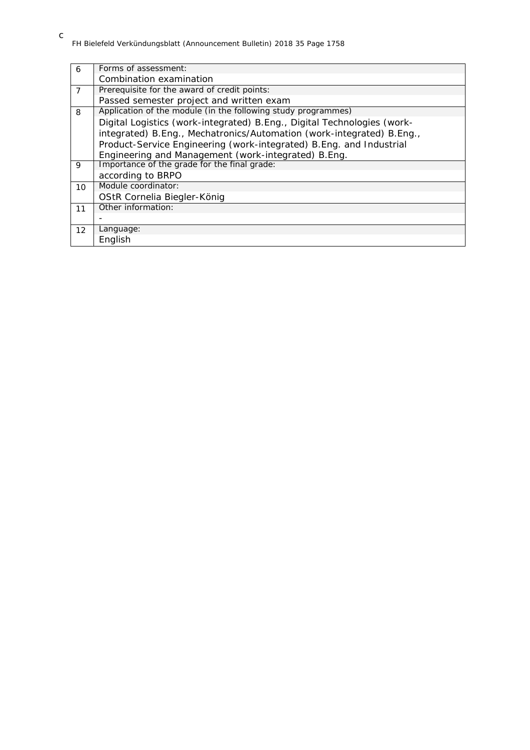| | |
|---|---|
| 6 | Forms of assessment:<br>Combination examination |
| 7 | Prerequisite for the award of credit points:<br>Passed semester project and written exam |
| 8 | Application of the module (in the following study programmes)<br>Digital Logistics (work-integrated) B.Eng., Digital Technologies (work-integrated) B.Eng., Mechatronics/Automation (work-integrated) B.Eng., Product-Service Engineering (work-integrated) B.Eng. and Industrial Engineering and Management (work-integrated) B.Eng. |
| 9 | Importance of the grade for the final grade:<br>according to BRPO |
| 10 | Module coordinator:<br>OStR Cornelia Biegler-König |
| 11 | Other information:<br>- |
| 12 | Language:<br>English |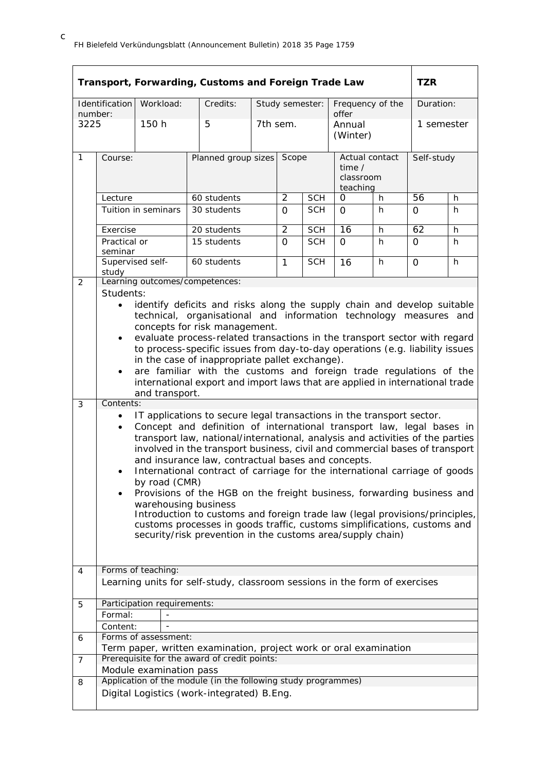## Transport, Forwarding, Customs and Foreign Trade Law — TZR

| Identification number: | Workload: | Credits: | Study semester: | Frequency of the offer | Duration: |
|---|---|---|---|---|---|
| 3225 | 150 h | 5 | 7th sem. | Annual (Winter) | 1 semester |

**1**

| Course: | Planned group sizes | Scope | | Actual contact time / classroom teaching | | Self-study | |
|---|---|---|---|---|---|---|---|
| Lecture | 60 students | 2 | SCH | 0 | h | 56 | h |
| Tuition in seminars | 30 students | 0 | SCH | 0 | h | 0 | h |
| Exercise | 20 students | 2 | SCH | 16 | h | 62 | h |
| Practical or seminar | 15 students | 0 | SCH | 0 | h | 0 | h |
| Supervised self-study | 60 students | 1 | SCH | 16 | h | 0 | h |

**2 Learning outcomes/competences:**

Students:

- identify deficits and risks along the supply chain and develop suitable technical, organisational and information technology measures and concepts for risk management.
- evaluate process-related transactions in the transport sector with regard to process-specific issues from day-to-day operations (e.g. liability issues in the case of inappropriate pallet exchange).
- are familiar with the customs and foreign trade regulations of the international export and import laws that are applied in international trade and transport.

**3 Contents:**

- IT applications to secure legal transactions in the transport sector.
- Concept and definition of international transport law, legal bases in transport law, national/international, analysis and activities of the parties involved in the transport business, civil and commercial bases of transport and insurance law, contractual bases and concepts.
- International contract of carriage for the international carriage of goods by road (CMR)
- Provisions of the HGB on the freight business, forwarding business and warehousing business
  Introduction to customs and foreign trade law (legal provisions/principles, customs processes in goods traffic, customs simplifications, customs and security/risk prevention in the customs area/supply chain)

**4 Forms of teaching:**

Learning units for self-study, classroom sessions in the form of exercises

**5 Participation requirements:**

Formal: -

Content: -

**6 Forms of assessment:**

Term paper, written examination, project work or oral examination

**7 Prerequisite for the award of credit points:**

Module examination pass

**8 Application of the module (in the following study programmes)**

Digital Logistics (work-integrated) B.Eng.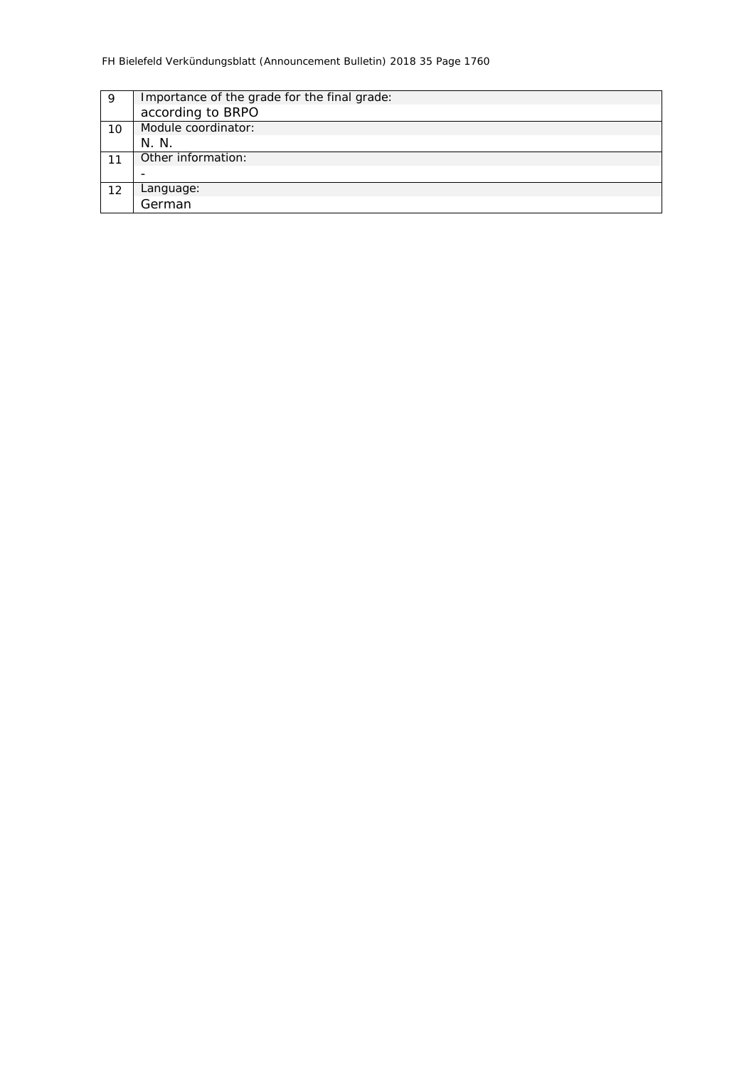| | |
|---|---|
| 9 | Importance of the grade for the final grade:<br>according to BRPO |
| 10 | Module coordinator:<br>N. N. |
| 11 | Other information:<br>- |
| 12 | Language:<br>German |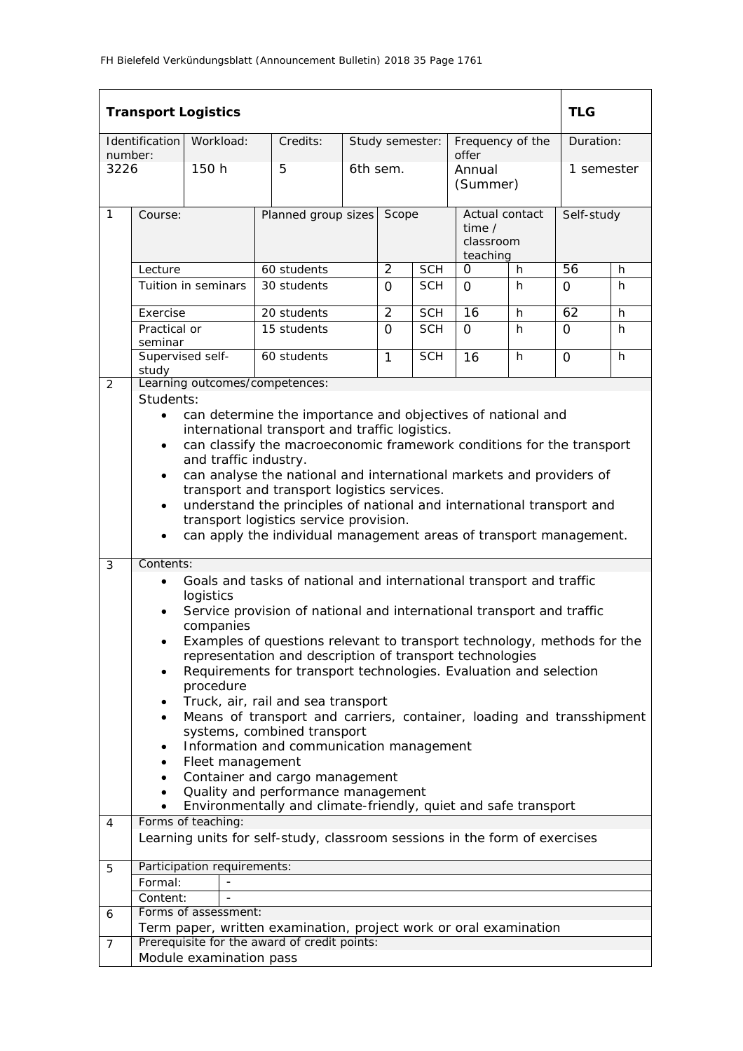| **Transport Logistics** | | | | | | **TLG** |
|---|---|---|---|---|---|---|
| Identification number: | Workload: | Credits: | Study semester: | Frequency of the offer | | Duration: |
| 3226 | 150 h | 5 | 6th sem. | Annual (Summer) | | 1 semester |

| 1 | Course: | Planned group sizes | Scope | | Actual contact time / classroom teaching | | Self-study | |
|---|---|---|---|---|---|---|---|---|
| | Lecture | 60 students | 2 | SCH | 0 | h | 56 | h |
| | Tuition in seminars | 30 students | 0 | SCH | 0 | h | 0 | h |
| | Exercise | 20 students | 2 | SCH | 16 | h | 62 | h |
| | Practical or seminar | 15 students | 0 | SCH | 0 | h | 0 | h |
| | Supervised self-study | 60 students | 1 | SCH | 16 | h | 0 | h |

**2 Learning outcomes/competences:**

Students:

- can determine the importance and objectives of national and international transport and traffic logistics.
- can classify the macroeconomic framework conditions for the transport and traffic industry.
- can analyse the national and international markets and providers of transport and transport logistics services.
- understand the principles of national and international transport and transport logistics service provision.
- can apply the individual management areas of transport management.

**3 Contents:**

- Goals and tasks of national and international transport and traffic logistics
- Service provision of national and international transport and traffic companies
- Examples of questions relevant to transport technology, methods for the representation and description of transport technologies
- Requirements for transport technologies. Evaluation and selection procedure
- Truck, air, rail and sea transport
- Means of transport and carriers, container, loading and transshipment systems, combined transport
- Information and communication management
- Fleet management
- Container and cargo management
- Quality and performance management
- Environmentally and climate-friendly, quiet and safe transport

**4 Forms of teaching:**

Learning units for self-study, classroom sessions in the form of exercises

**5 Participation requirements:**

| Formal: | - |
|---|---|
| Content: | - |

**6 Forms of assessment:**

Term paper, written examination, project work or oral examination

**7 Prerequisite for the award of credit points:**

Module examination pass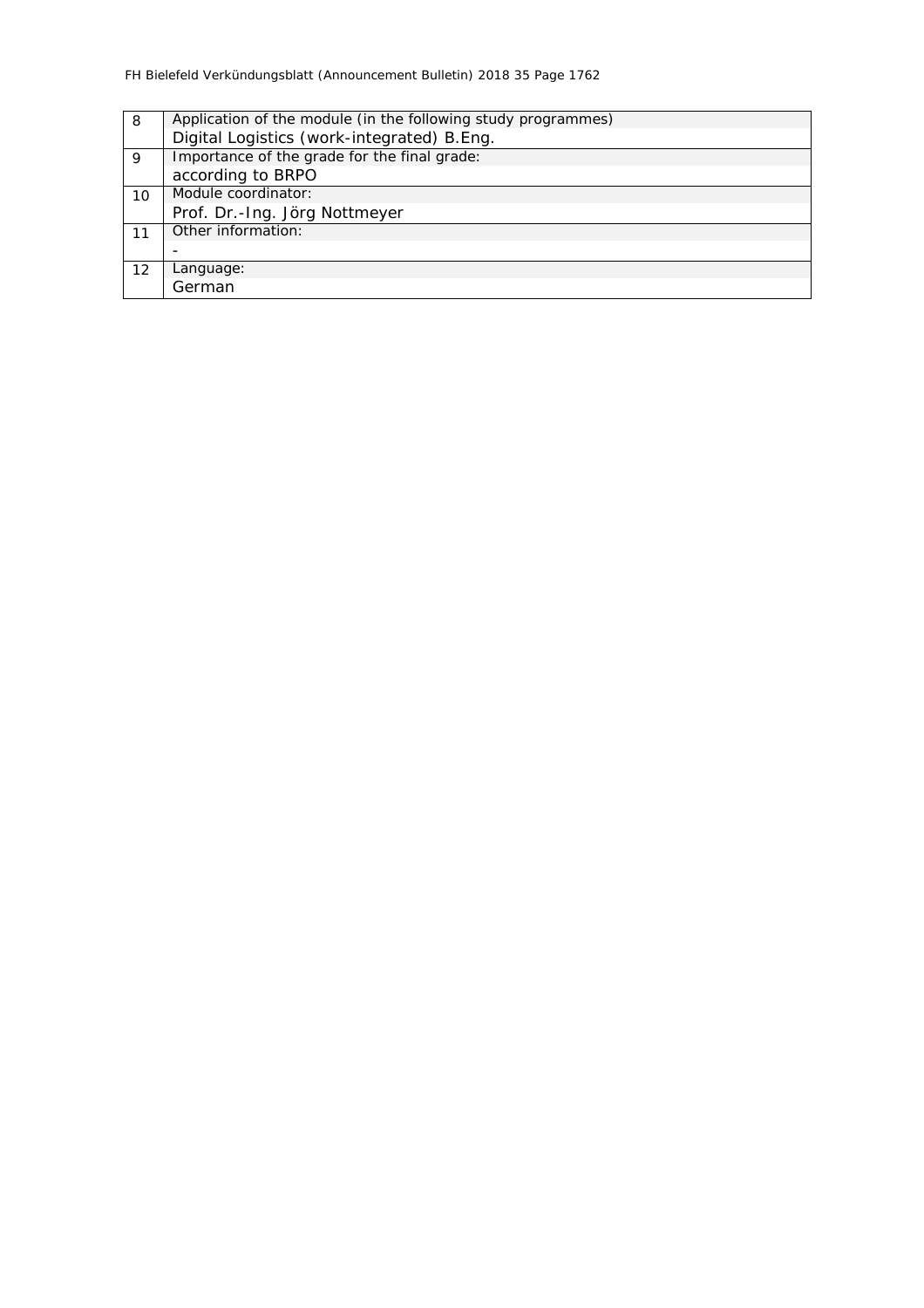| | |
|---|---|
| 8 | Application of the module (in the following study programmes)<br>Digital Logistics (work-integrated) B.Eng. |
| 9 | Importance of the grade for the final grade:<br>according to BRPO |
| 10 | Module coordinator:<br>Prof. Dr.-Ing. Jörg Nottmeyer |
| 11 | Other information:<br>- |
| 12 | Language:<br>German |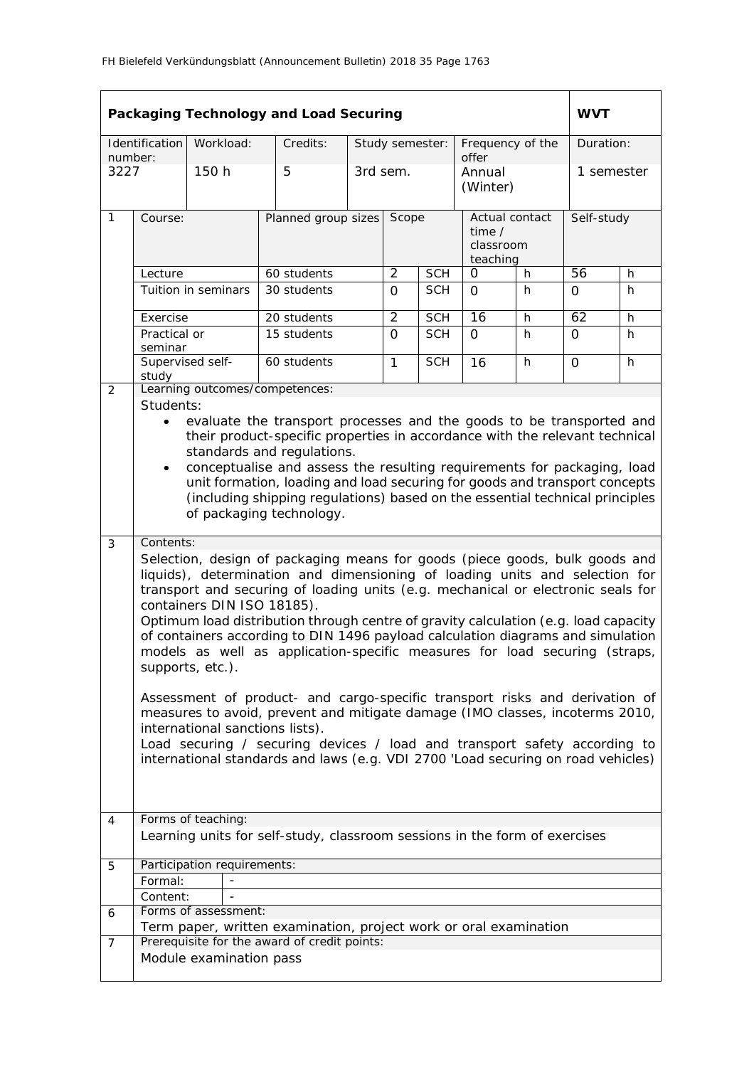| **Packaging Technology and Load Securing** | | | | | | **WVT** |
|---|---|---|---|---|---|---|
| Identification number: | Workload: | Credits: | Study semester: | Frequency of the offer | | Duration: |
| 3227 | 150 h | 5 | 3rd sem. | Annual (Winter) | | 1 semester |

| | Course: | Planned group sizes | Scope | | Actual contact time / classroom teaching | | Self-study | |
|---|---|---|---|---|---|---|---|---|
| 1 | Lecture | 60 students | 2 | SCH | 0 | h | 56 | h |
| | Tuition in seminars | 30 students | 0 | SCH | 0 | h | 0 | h |
| | Exercise | 20 students | 2 | SCH | 16 | h | 62 | h |
| | Practical or seminar | 15 students | 0 | SCH | 0 | h | 0 | h |
| | Supervised self-study | 60 students | 1 | SCH | 16 | h | 0 | h |

**2 Learning outcomes/competences:**

Students:

- evaluate the transport processes and the goods to be transported and their product-specific properties in accordance with the relevant technical standards and regulations.
- conceptualise and assess the resulting requirements for packaging, load unit formation, loading and load securing for goods and transport concepts (including shipping regulations) based on the essential technical principles of packaging technology.

**3 Contents:**

Selection, design of packaging means for goods (piece goods, bulk goods and liquids), determination and dimensioning of loading units and selection for transport and securing of loading units (e.g. mechanical or electronic seals for containers DIN ISO 18185).
Optimum load distribution through centre of gravity calculation (e.g. load capacity of containers according to DIN 1496 payload calculation diagrams and simulation models as well as application-specific measures for load securing (straps, supports, etc.).

Assessment of product- and cargo-specific transport risks and derivation of measures to avoid, prevent and mitigate damage (IMO classes, incoterms 2010, international sanctions lists).
Load securing / securing devices / load and transport safety according to international standards and laws (e.g. VDI 2700 'Load securing on road vehicles)

**4 Forms of teaching:**

Learning units for self-study, classroom sessions in the form of exercises

**5 Participation requirements:**

Formal: -

Content: -

**6 Forms of assessment:**

Term paper, written examination, project work or oral examination

**7 Prerequisite for the award of credit points:**

Module examination pass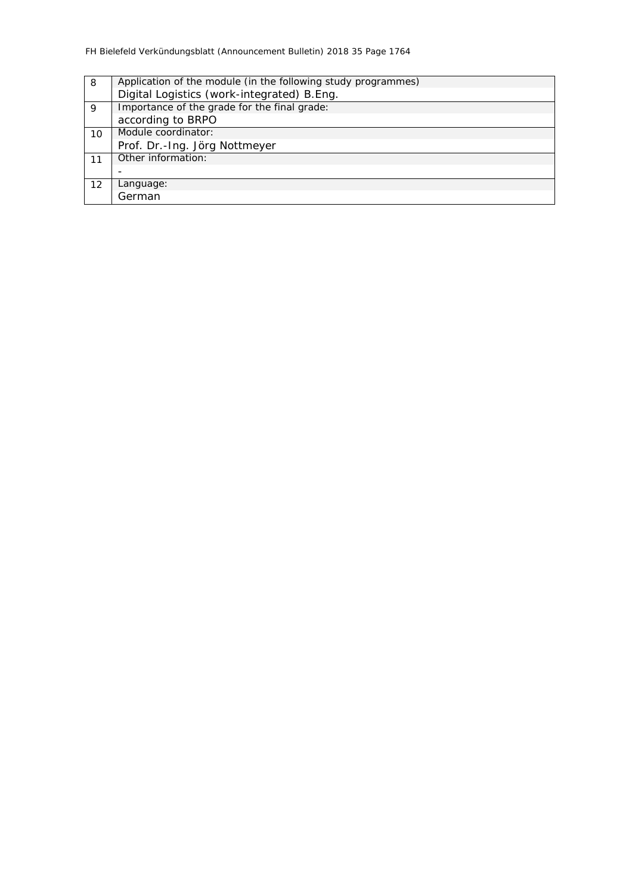| | |
|---|---|
| 8 | Application of the module (in the following study programmes)<br>Digital Logistics (work-integrated) B.Eng. |
| 9 | Importance of the grade for the final grade:<br>according to BRPO |
| 10 | Module coordinator:<br>Prof. Dr.-Ing. Jörg Nottmeyer |
| 11 | Other information:<br>- |
| 12 | Language:<br>German |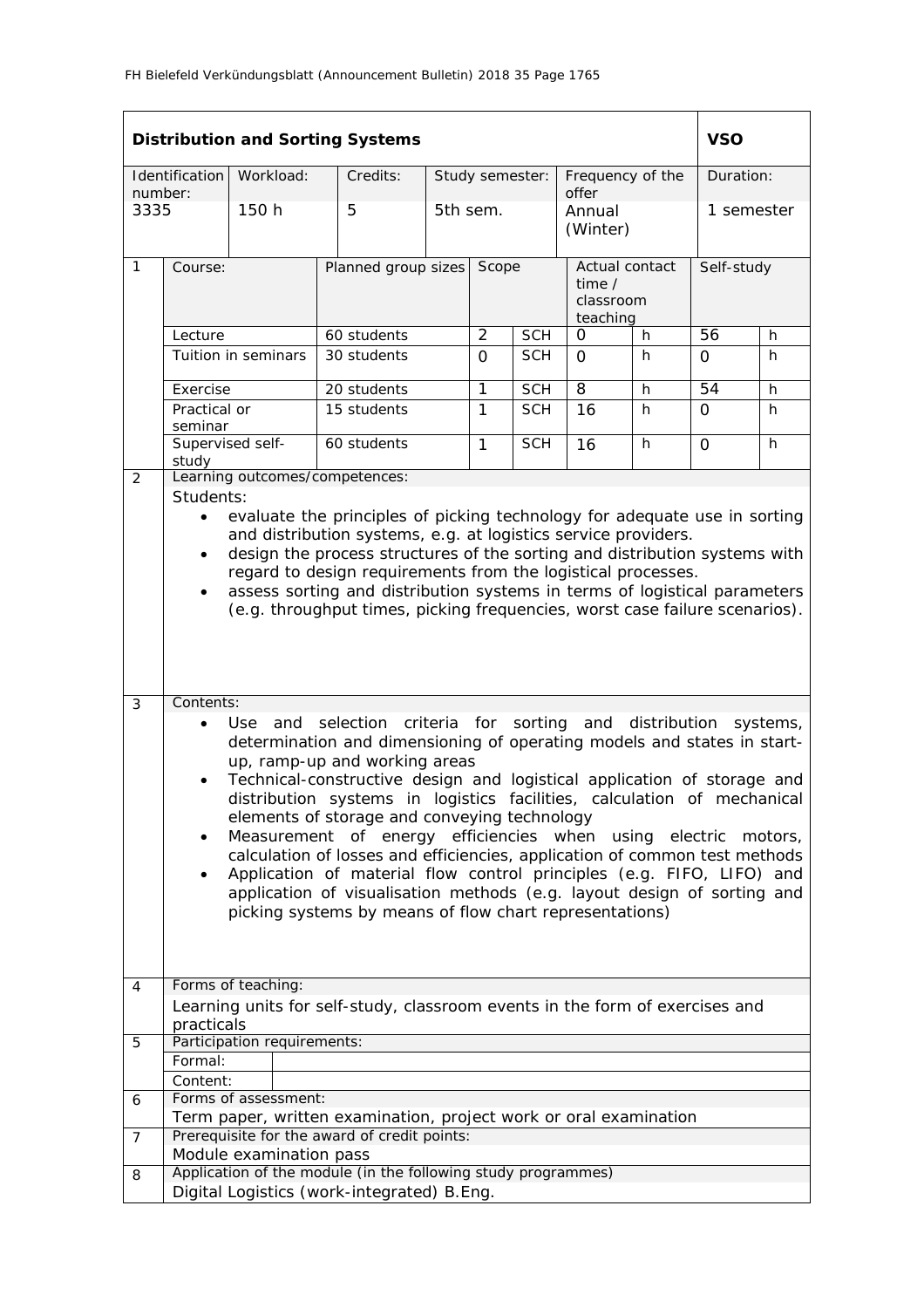| **Distribution and Sorting Systems** | | | | | | **VSO** |
|---|---|---|---|---|---|---|
| Identification number: | Workload: | Credits: | Study semester: | Frequency of the offer | | Duration: |
| 3335 | 150 h | 5 | 5th sem. | Annual (Winter) | | 1 semester |

| | Course: | Planned group sizes | Scope | | Actual contact time / classroom teaching | | Self-study | |
|---|---|---|---|---|---|---|---|---|
| 1 | Lecture | 60 students | 2 | SCH | 0 | h | 56 | h |
| | Tuition in seminars | 30 students | 0 | SCH | 0 | h | 0 | h |
| | Exercise | 20 students | 1 | SCH | 8 | h | 54 | h |
| | Practical or seminar | 15 students | 1 | SCH | 16 | h | 0 | h |
| | Supervised self-study | 60 students | 1 | SCH | 16 | h | 0 | h |

**2 Learning outcomes/competences:**

Students:

- evaluate the principles of picking technology for adequate use in sorting and distribution systems, e.g. at logistics service providers.
- design the process structures of the sorting and distribution systems with regard to design requirements from the logistical processes.
- assess sorting and distribution systems in terms of logistical parameters (e.g. throughput times, picking frequencies, worst case failure scenarios).

**3 Contents:**

- Use and selection criteria for sorting and distribution systems, determination and dimensioning of operating models and states in start-up, ramp-up and working areas
- Technical-constructive design and logistical application of storage and distribution systems in logistics facilities, calculation of mechanical elements of storage and conveying technology
- Measurement of energy efficiencies when using electric motors, calculation of losses and efficiencies, application of common test methods
- Application of material flow control principles (e.g. FIFO, LIFO) and application of visualisation methods (e.g. layout design of sorting and picking systems by means of flow chart representations)

**4 Forms of teaching:**

Learning units for self-study, classroom events in the form of exercises and practicals

**5 Participation requirements:**

Formal:

Content:

**6 Forms of assessment:**

Term paper, written examination, project work or oral examination

**7 Prerequisite for the award of credit points:**

Module examination pass

**8 Application of the module (in the following study programmes)**

Digital Logistics (work-integrated) B.Eng.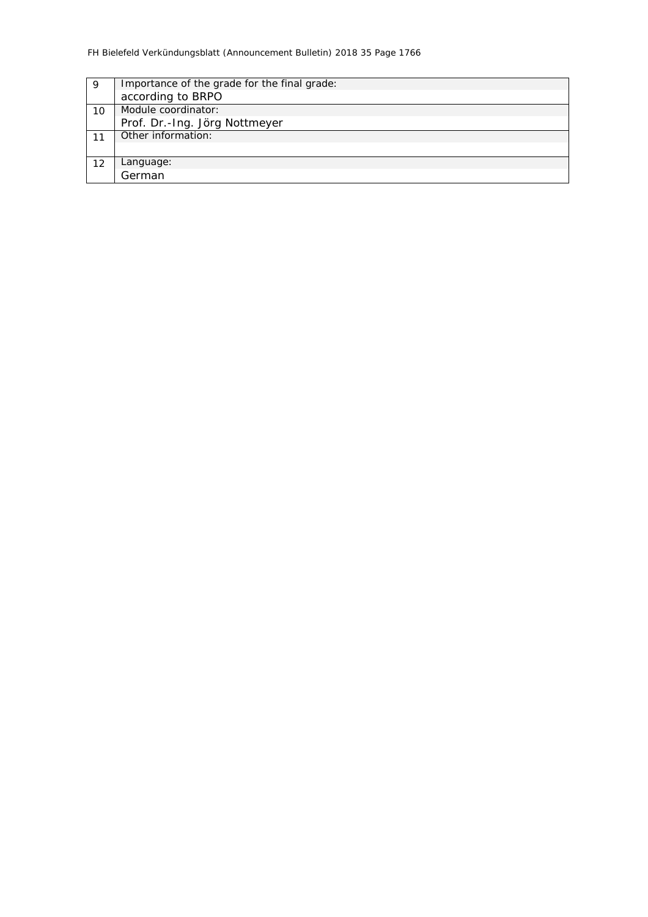| | |
|---|---|
| 9 | Importance of the grade for the final grade:<br>according to BRPO |
| 10 | Module coordinator:<br>Prof. Dr.-Ing. Jörg Nottmeyer |
| 11 | Other information: |
| 12 | Language:<br>German |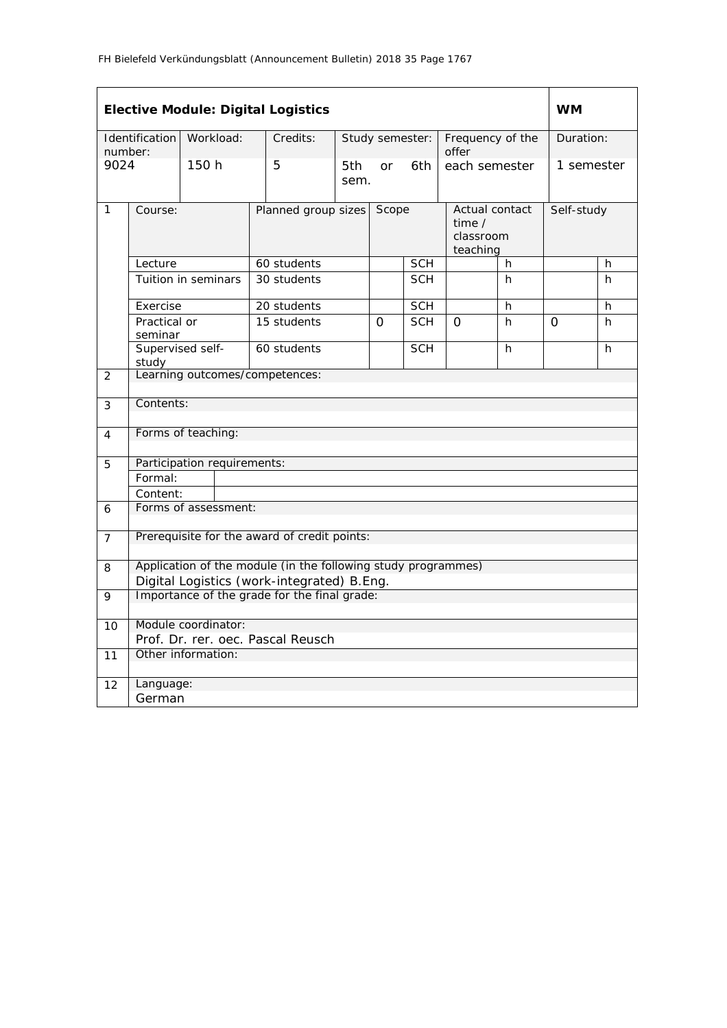| **Elective Module: Digital Logistics** | | | | | | **WM** |
|---|---|---|---|---|---|---|
| Identification number: | Workload: | Credits: | Study semester: | Frequency of the offer | | Duration: |
| 9024 | 150 h | 5 | 5th or 6th sem. | each semester | | 1 semester |

| | Course: | Planned group sizes | Scope | | Actual contact time / classroom teaching | | Self-study | |
|---|---|---|---|---|---|---|---|---|
| 1 | Lecture | 60 students | | SCH | | h | | h |
| | Tuition in seminars | 30 students | | SCH | | h | | h |
| | Exercise | 20 students | | SCH | | h | | h |
| | Practical or seminar | 15 students | 0 | SCH | 0 | h | 0 | h |
| | Supervised self-study | 60 students | | SCH | | h | | h |

| | | |
|---|---|---|
| 2 | Learning outcomes/competences: | |
| 3 | Contents: | |
| 4 | Forms of teaching: | |
| 5 | Participation requirements: | |
| | Formal: | |
| | Content: | |
| 6 | Forms of assessment: | |
| 7 | Prerequisite for the award of credit points: | |
| 8 | Application of the module (in the following study programmes)<br>Digital Logistics (work-integrated) B.Eng. | |
| 9 | Importance of the grade for the final grade: | |
| 10 | Module coordinator:<br>Prof. Dr. rer. oec. Pascal Reusch | |
| 11 | Other information: | |
| 12 | Language:<br>German | |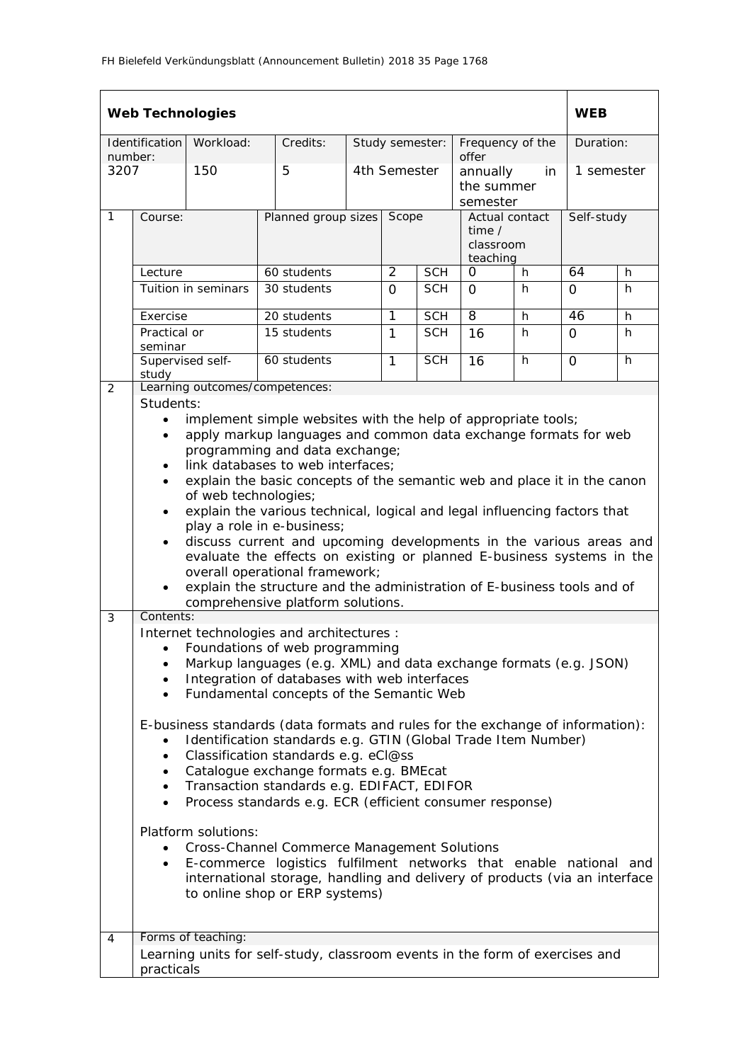| **Web Technologies** | | | | | | | | | | **WEB** | |
|---|---|---|---|---|---|---|---|---|---|---|---|
| Identification number: | | Workload: | Credits: | Study semester: | | Frequency of the offer | | | | Duration: | |
| 3207 | | 150 | 5 | 4th Semester | | annually in the summer semester | | | | 1 semester | |
| 1 | Course: | | Planned group sizes | Scope | | Actual contact time / classroom teaching | | Self-study | | | |
| | Lecture | | 60 students | 2 | SCH | 0 | h | 64 | h | | |
| | Tuition in seminars | | 30 students | 0 | SCH | 0 | h | 0 | h | | |
| | Exercise | | 20 students | 1 | SCH | 8 | h | 46 | h | | |
| | Practical or seminar | | 15 students | 1 | SCH | 16 | h | 0 | h | | |
| | Supervised self-study | | 60 students | 1 | SCH | 16 | h | 0 | h | | |

**2 Learning outcomes/competences:**

Students:

- implement simple websites with the help of appropriate tools;
- apply markup languages and common data exchange formats for web programming and data exchange;
- link databases to web interfaces;
- explain the basic concepts of the semantic web and place it in the canon of web technologies;
- explain the various technical, logical and legal influencing factors that play a role in e-business;
- discuss current and upcoming developments in the various areas and evaluate the effects on existing or planned E-business systems in the overall operational framework;
- explain the structure and the administration of E-business tools and of comprehensive platform solutions.

**3 Contents:**

Internet technologies and architectures :

- Foundations of web programming
- Markup languages (e.g. XML) and data exchange formats (e.g. JSON)
- Integration of databases with web interfaces
- Fundamental concepts of the Semantic Web

E-business standards (data formats and rules for the exchange of information):

- Identification standards e.g. GTIN (Global Trade Item Number)
- Classification standards e.g. eCl@ss
- Catalogue exchange formats e.g. BMEcat
- Transaction standards e.g. EDIFACT, EDIFOR
- Process standards e.g. ECR (efficient consumer response)

Platform solutions:

- Cross-Channel Commerce Management Solutions
- E-commerce logistics fulfilment networks that enable national and international storage, handling and delivery of products (via an interface to online shop or ERP systems)

**4 Forms of teaching:**

Learning units for self-study, classroom events in the form of exercises and practicals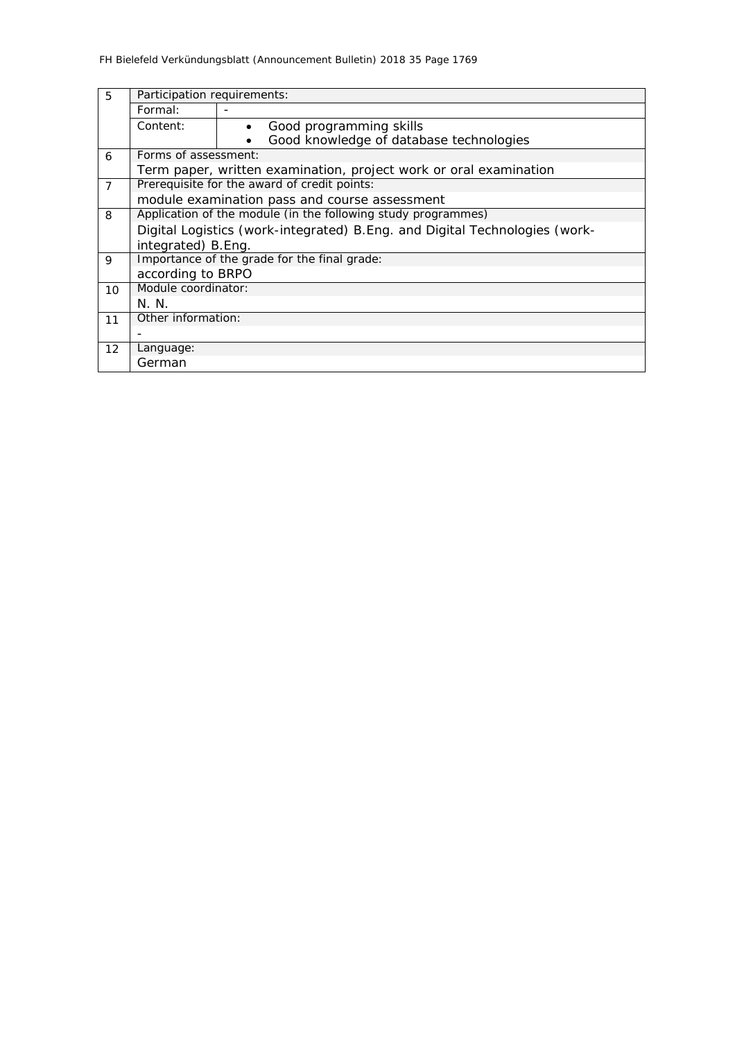| | | | |
|---|---|---|---|
| 5 | Participation requirements: | | |
| | Formal: | - | |
| | Content: | • Good programming skills<br>• Good knowledge of database technologies | |
| 6 | Forms of assessment: | | |
| | Term paper, written examination, project work or oral examination | | |
| 7 | Prerequisite for the award of credit points: | | |
| | module examination pass and course assessment | | |
| 8 | Application of the module (in the following study programmes) | | |
| | Digital Logistics (work-integrated) B.Eng. and Digital Technologies (work-integrated) B.Eng. | | |
| 9 | Importance of the grade for the final grade: | | |
| | according to BRPO | | |
| 10 | Module coordinator: | | |
| | N. N. | | |
| 11 | Other information: | | |
| | - | | |
| 12 | Language: | | |
| | German | | |